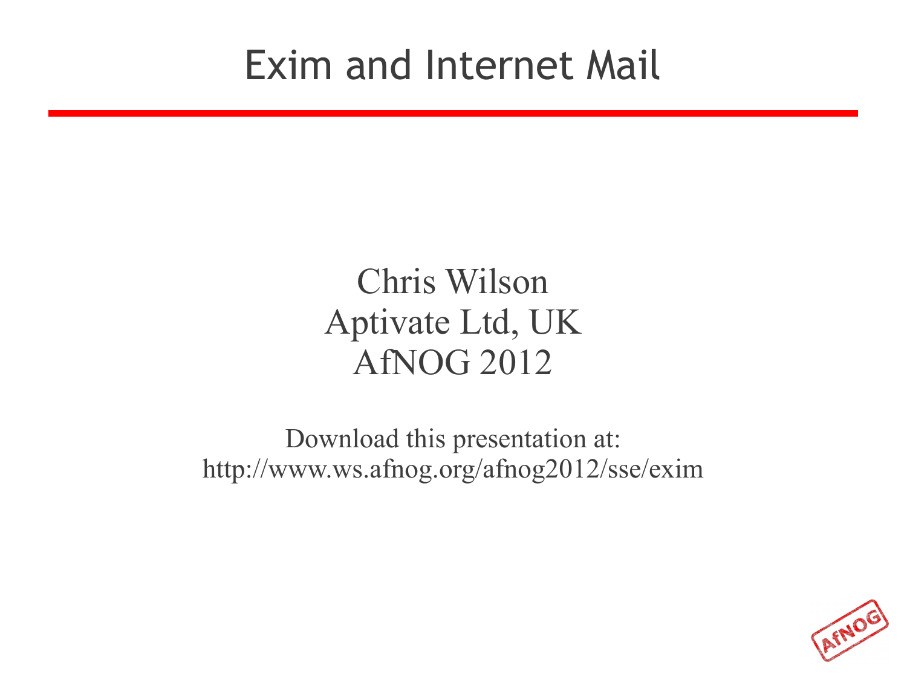# Exim and Internet Mail

Chris Wilson
Aptivate Ltd, UK
AfNOG 2012

Download this presentation at:
http://www.ws.afnog.org/afnog2012/sse/exim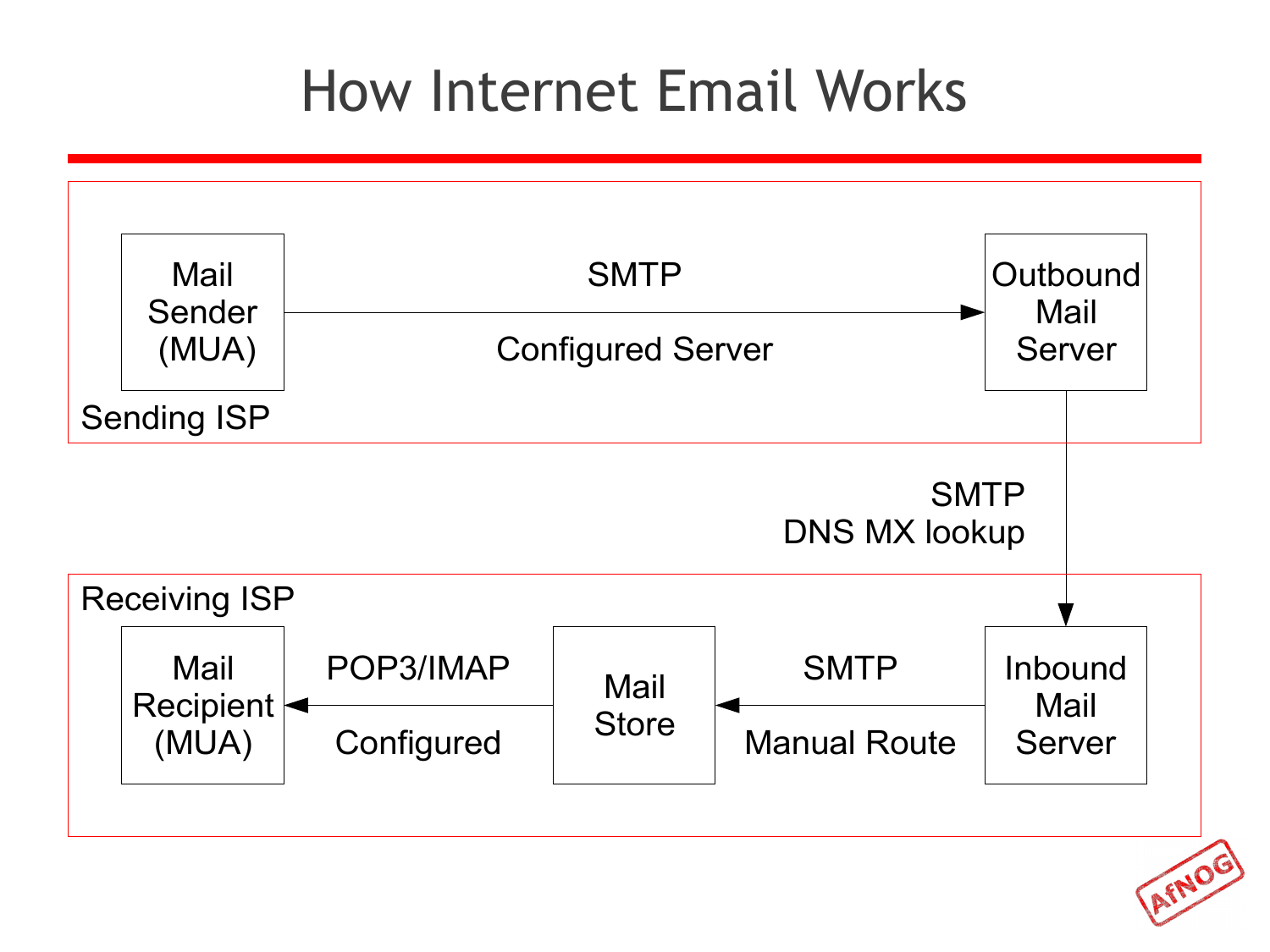# How Internet Email Works

**Sending ISP**

- Mail Sender (MUA) → Outbound Mail Server: SMTP, Configured Server

Outbound Mail Server → Inbound Mail Server: SMTP, DNS MX lookup

**Receiving ISP**

- Inbound Mail Server → Mail Store: SMTP, Manual Route
- Mail Store → Mail Recipient (MUA): POP3/IMAP, Configured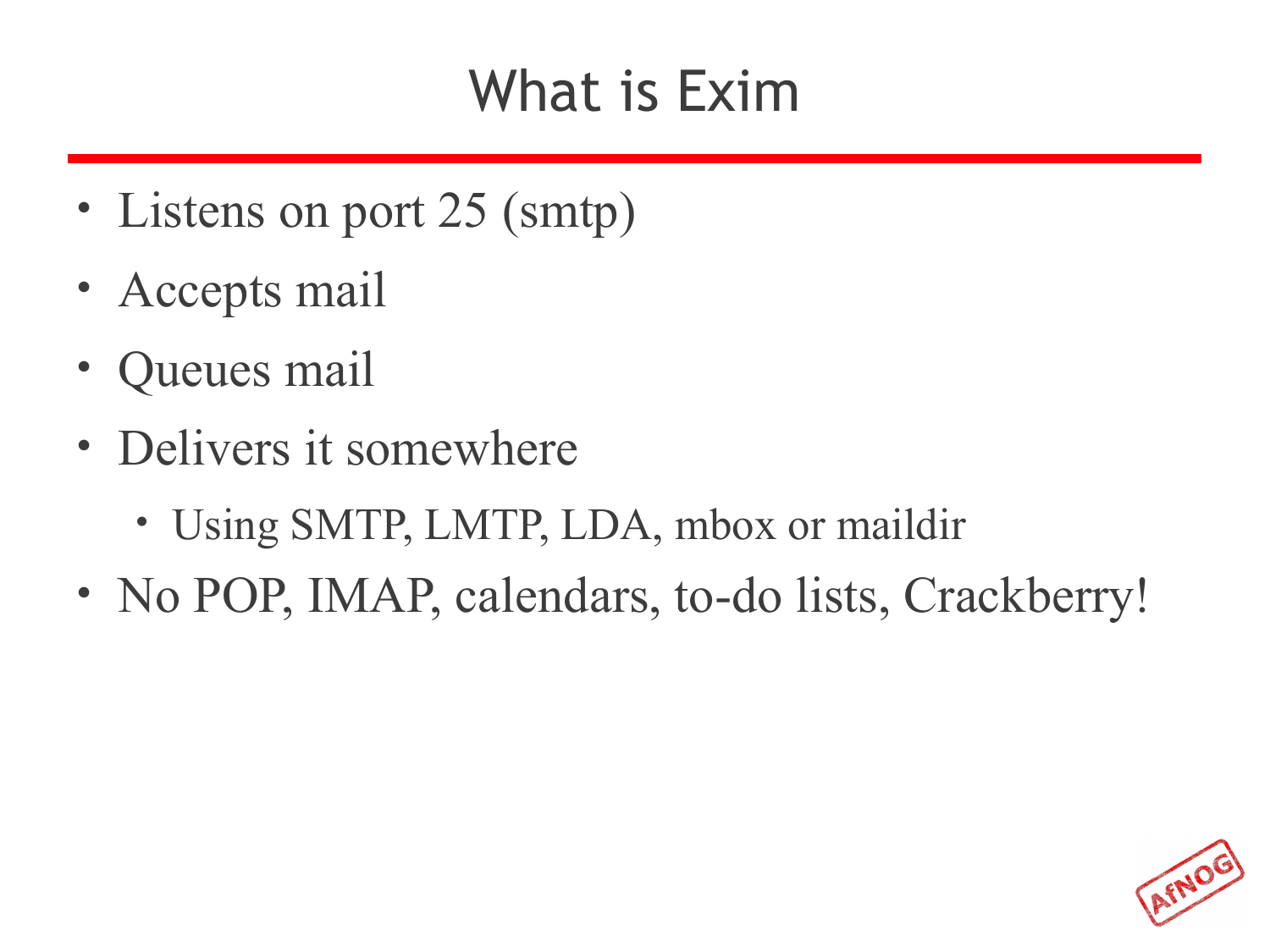# What is Exim

- Listens on port 25 (smtp)
- Accepts mail
- Queues mail
- Delivers it somewhere
  - Using SMTP, LMTP, LDA, mbox or maildir
- No POP, IMAP, calendars, to-do lists, Crackberry!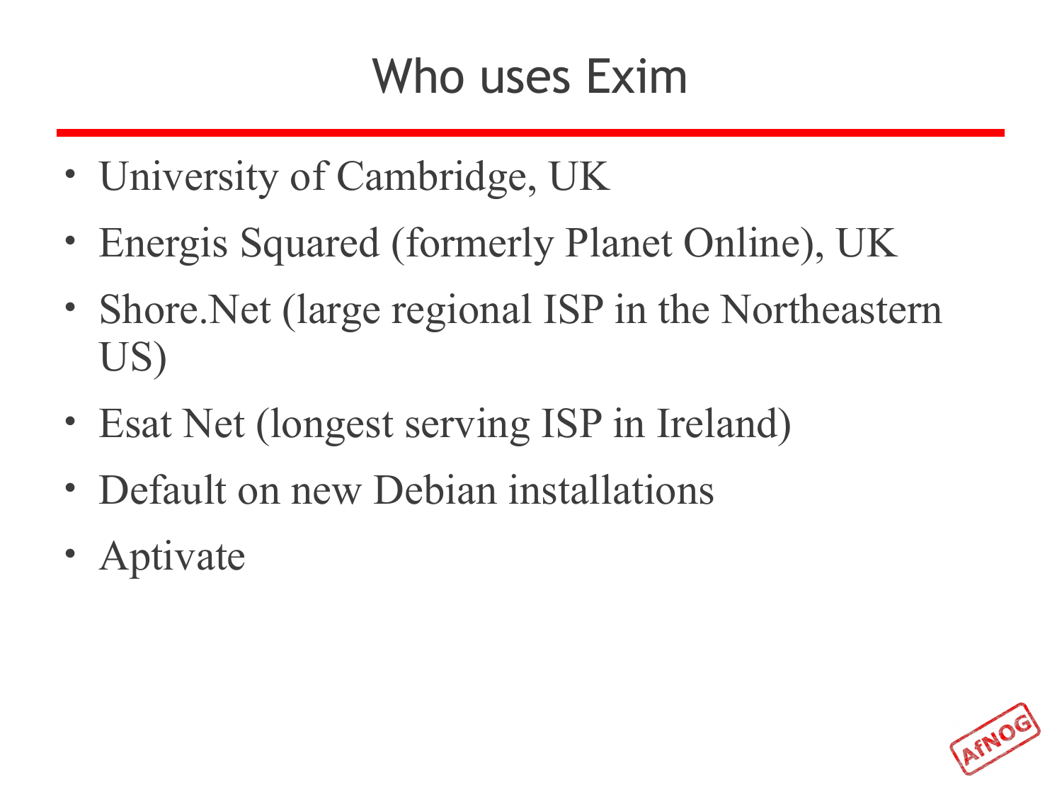# Who uses Exim

- University of Cambridge, UK
- Energis Squared (formerly Planet Online), UK
- Shore.Net (large regional ISP in the Northeastern US)
- Esat Net (longest serving ISP in Ireland)
- Default on new Debian installations
- Aptivate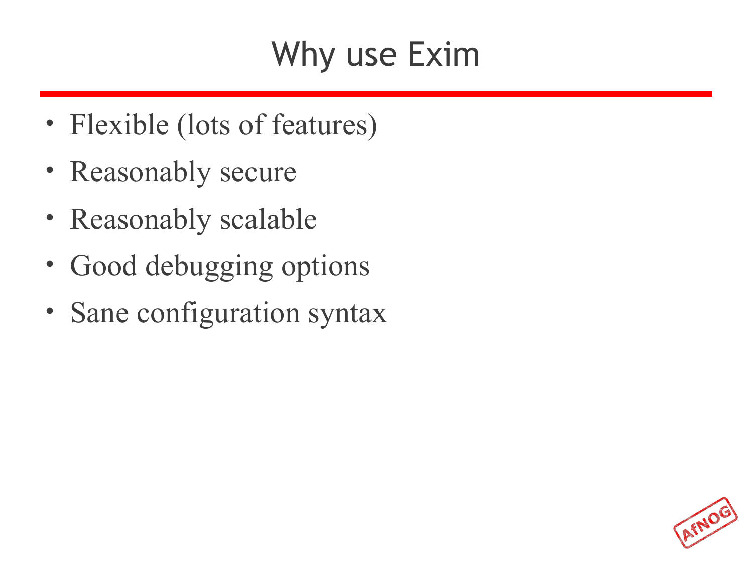# Why use Exim

- Flexible (lots of features)
- Reasonably secure
- Reasonably scalable
- Good debugging options
- Sane configuration syntax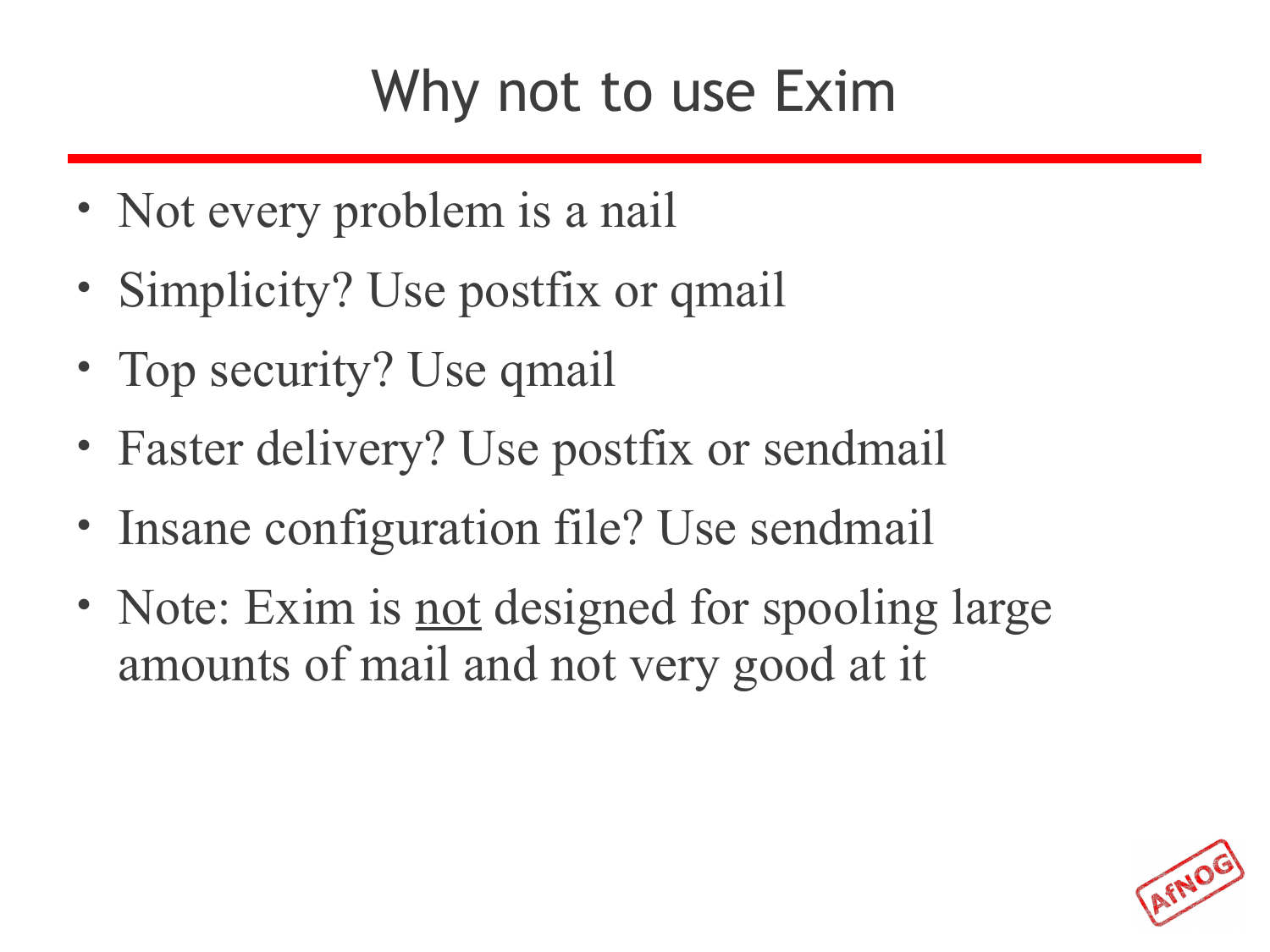# Why not to use Exim

- Not every problem is a nail
- Simplicity? Use postfix or qmail
- Top security? Use qmail
- Faster delivery? Use postfix or sendmail
- Insane configuration file? Use sendmail
- Note: Exim is <u>not</u> designed for spooling large amounts of mail and not very good at it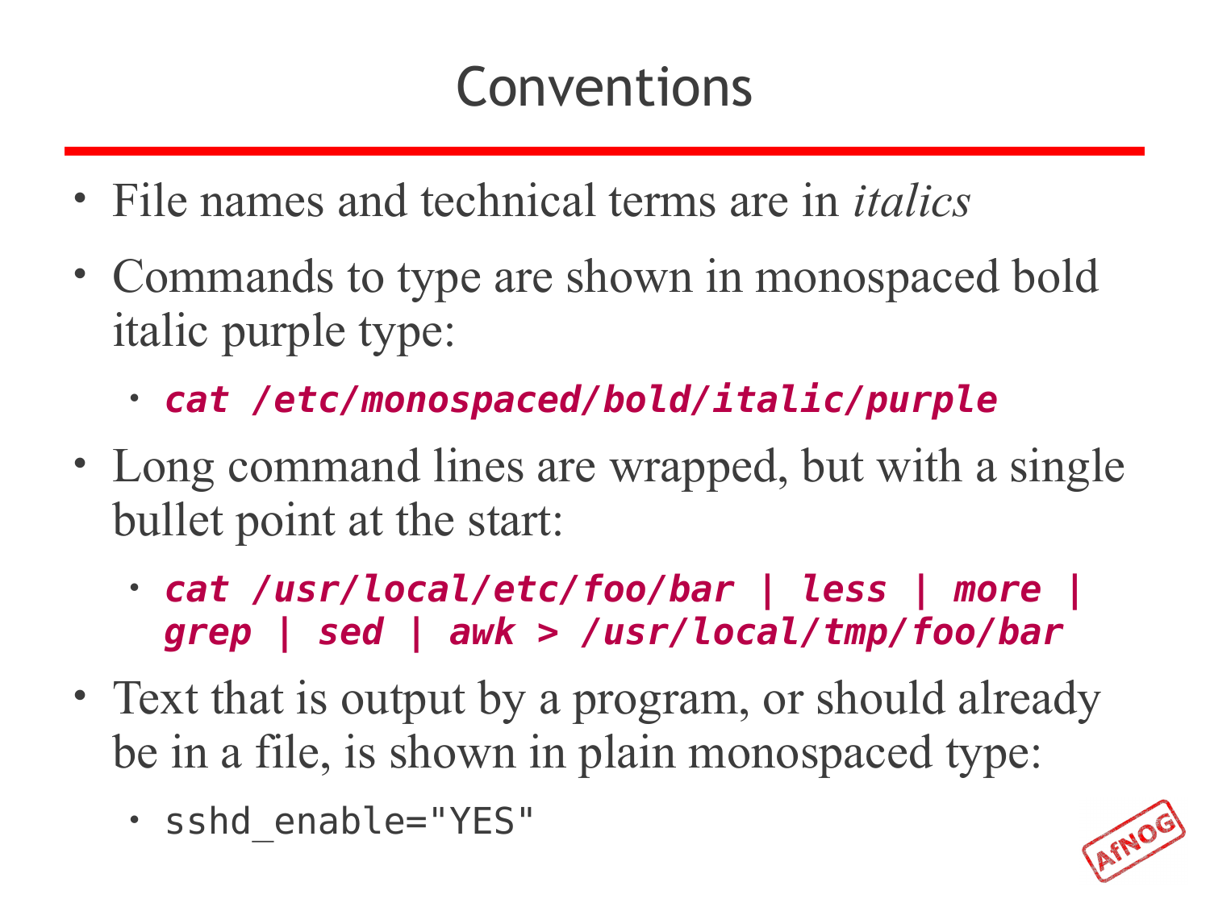# Conventions

- File names and technical terms are in *italics*
- Commands to type are shown in monospaced bold italic purple type:
  - ***`cat /etc/monospaced/bold/italic/purple`***
- Long command lines are wrapped, but with a single bullet point at the start:
  - ***`cat /usr/local/etc/foo/bar | less | more | grep | sed | awk > /usr/local/tmp/foo/bar`***
- Text that is output by a program, or should already be in a file, is shown in plain monospaced type:
  - `sshd_enable="YES"`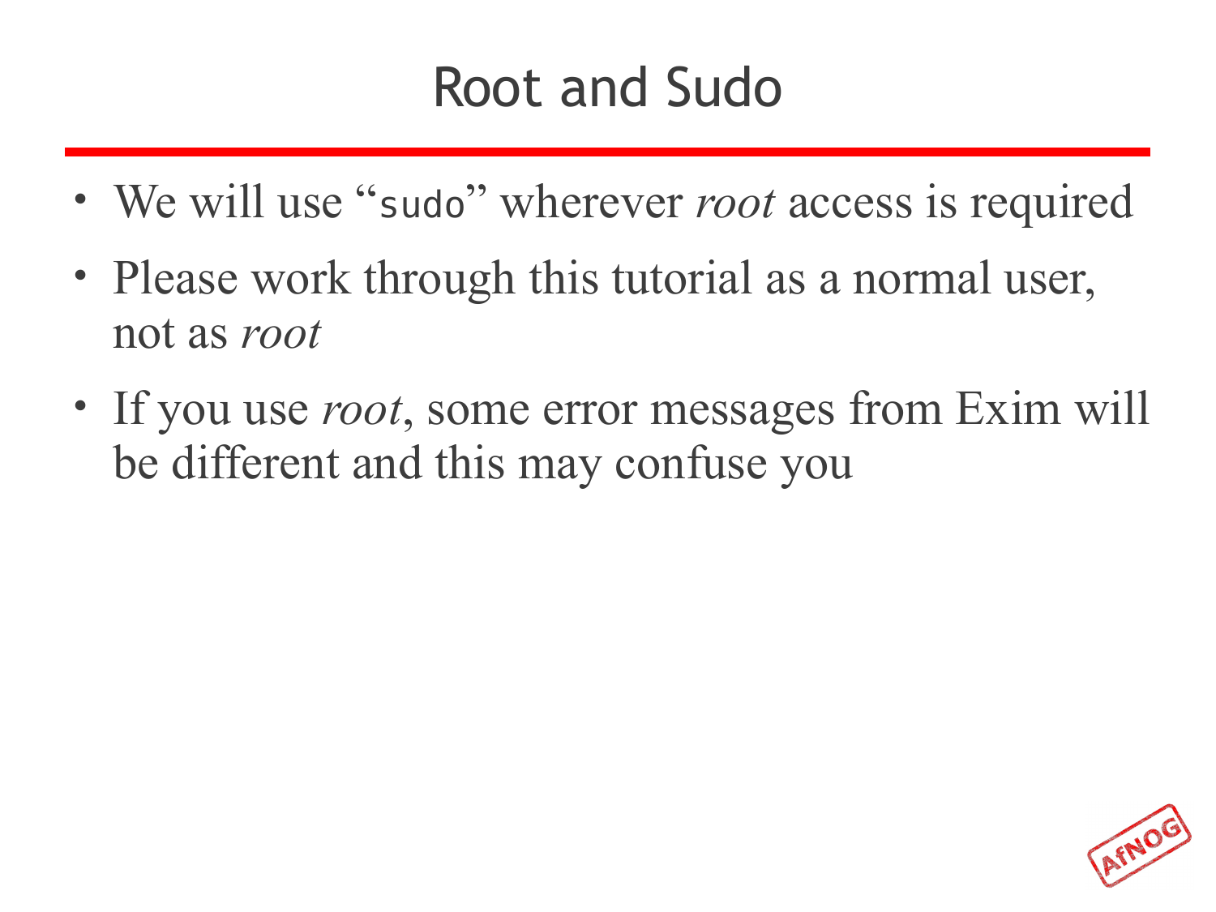# Root and Sudo

- We will use "`sudo`" wherever *root* access is required
- Please work through this tutorial as a normal user, not as *root*
- If you use *root*, some error messages from Exim will be different and this may confuse you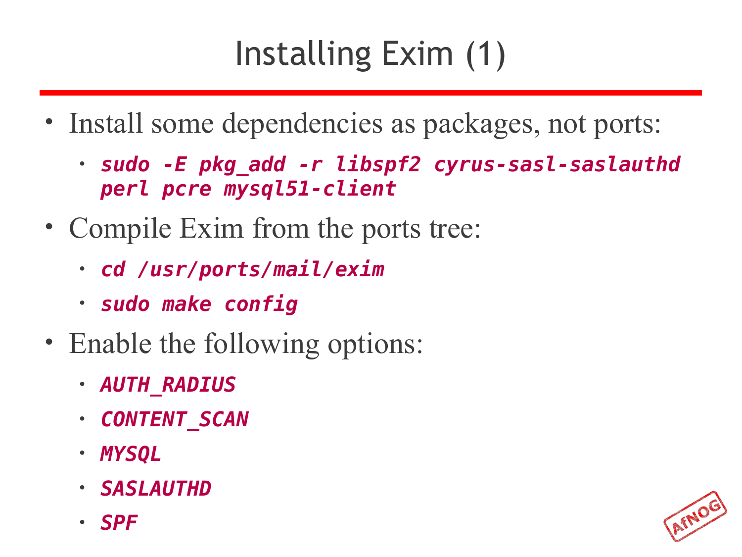# Installing Exim (1)

- Install some dependencies as packages, not ports:
  - *`sudo -E pkg_add -r libspf2 cyrus-sasl-saslauthd perl pcre mysql51-client`*
- Compile Exim from the ports tree:
  - *`cd /usr/ports/mail/exim`*
  - *`sudo make config`*
- Enable the following options:
  - *`AUTH_RADIUS`*
  - *`CONTENT_SCAN`*
  - *`MYSQL`*
  - *`SASLAUTHD`*
  - *`SPF`*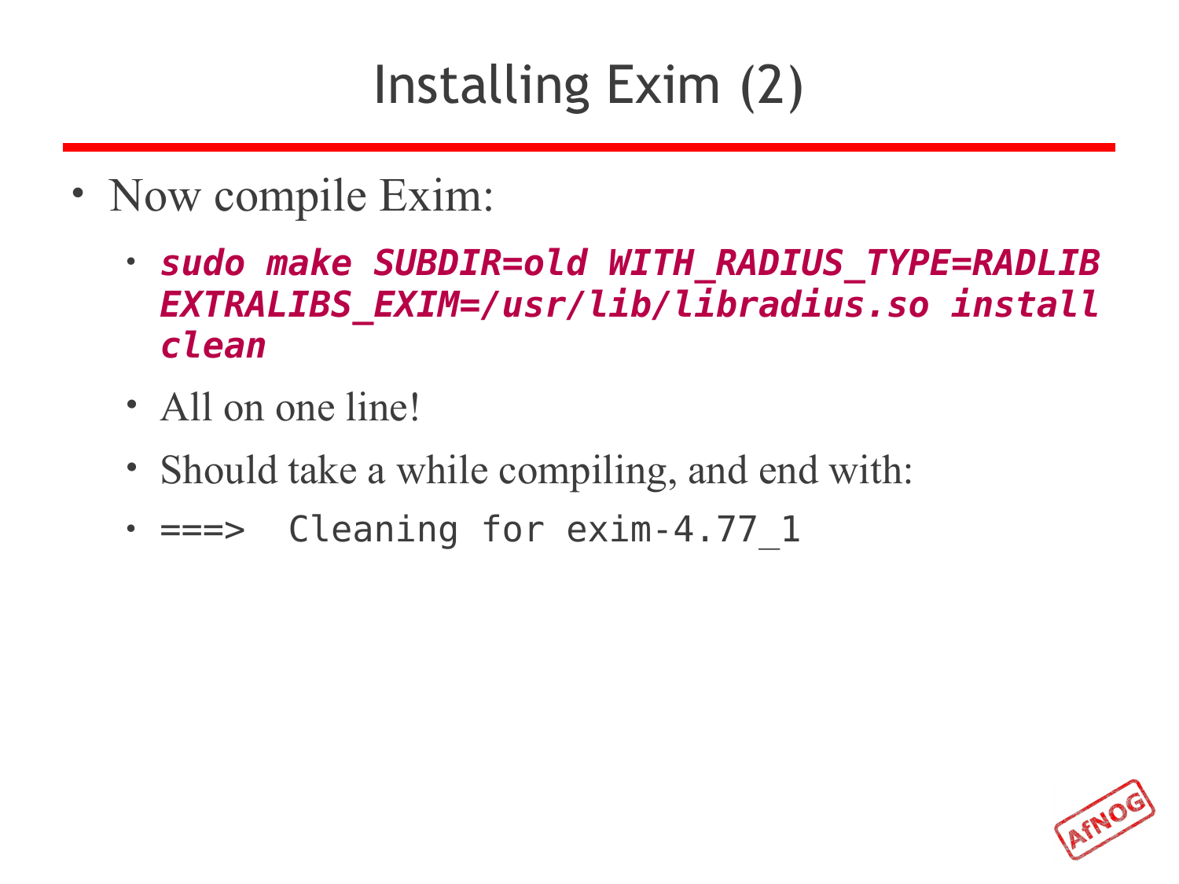# Installing Exim (2)

- Now compile Exim:
  - ***sudo make SUBDIR=old WITH_RADIUS_TYPE=RADLIB EXTRALIBS_EXIM=/usr/lib/libradius.so install clean***
  - All on one line!
  - Should take a while compiling, and end with:
  - `===>  Cleaning for exim-4.77_1`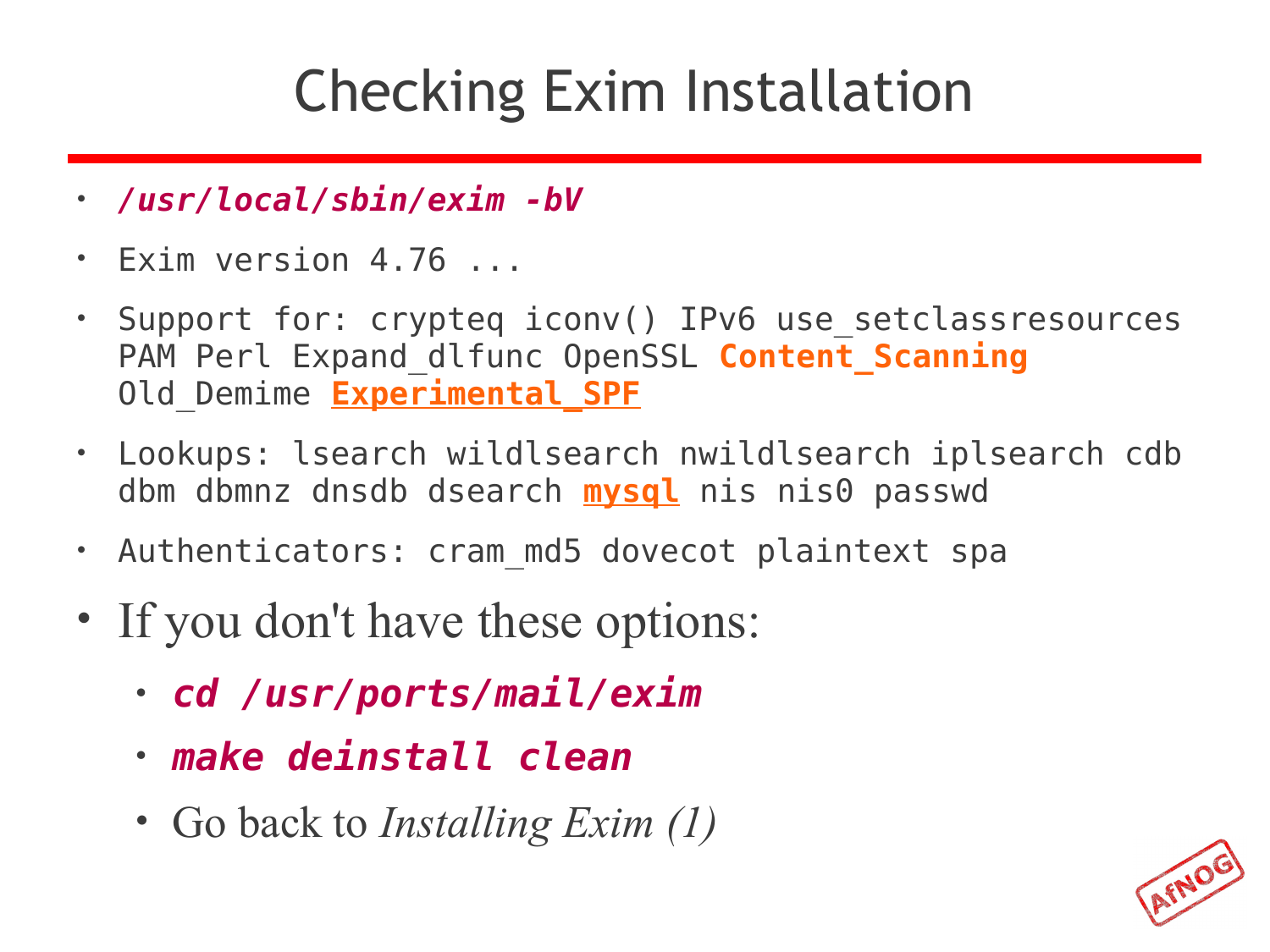# Checking Exim Installation

- ***/usr/local/sbin/exim -bV***
- Exim version 4.76 ...
- Support for: crypteq iconv() IPv6 use_setclassresources PAM Perl Expand_dlfunc OpenSSL **Content_Scanning** Old_Demime **Experimental_SPF**
- Lookups: lsearch wildlsearch nwildlsearch iplsearch cdb dbm dbmnz dnsdb dsearch **mysql** nis nis0 passwd
- Authenticators: cram_md5 dovecot plaintext spa
- If you don't have these options:
  - ***cd /usr/ports/mail/exim***
  - ***make deinstall clean***
  - Go back to *Installing Exim (1)*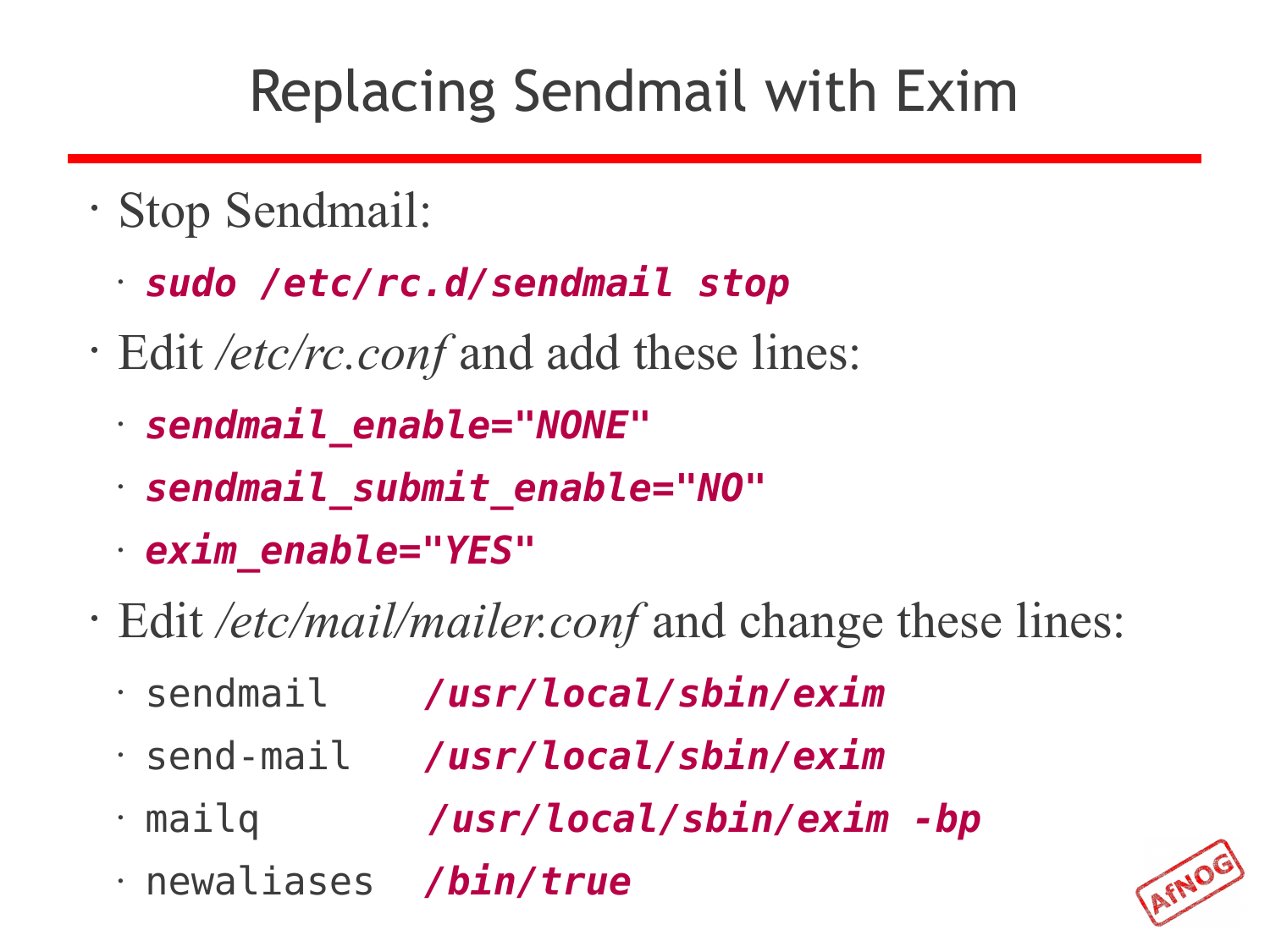# Replacing Sendmail with Exim

- Stop Sendmail:
  - ***sudo /etc/rc.d/sendmail stop***
- Edit */etc/rc.conf* and add these lines:
  - ***sendmail_enable="NONE"***
  - ***sendmail_submit_enable="NO"***
  - ***exim_enable="YES"***
- Edit */etc/mail/mailer.conf* and change these lines:
  - `sendmail` ***/usr/local/sbin/exim***
  - `send-mail` ***/usr/local/sbin/exim***
  - `mailq` ***/usr/local/sbin/exim -bp***
  - `newaliases` ***/bin/true***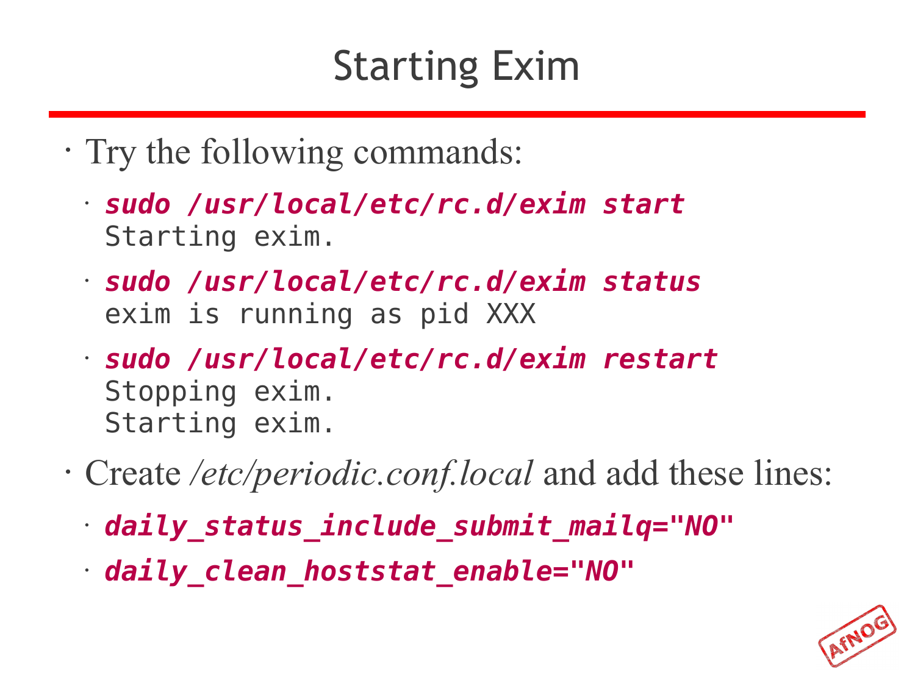# Starting Exim

- Try the following commands:
  - ***sudo /usr/local/etc/rc.d/exim start***
    ```
    Starting exim.
    ```
  - ***sudo /usr/local/etc/rc.d/exim status***
    ```
    exim is running as pid XXX
    ```
  - ***sudo /usr/local/etc/rc.d/exim restart***
    ```
    Stopping exim.
    Starting exim.
    ```
- Create */etc/periodic.conf.local* and add these lines:
  - ***daily_status_include_submit_mailq="NO"***
  - ***daily_clean_hoststat_enable="NO"***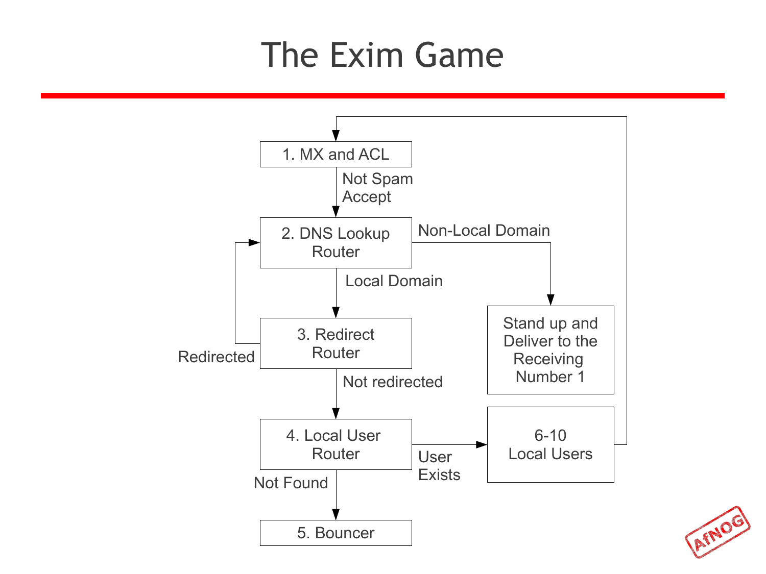# The Exim Game

1. MX and ACL
   - Not Spam / Accept → 2. DNS Lookup Router
2. DNS Lookup Router
   - Non-Local Domain → Stand up and Deliver to the Receiving Number 1
   - Local Domain → 3. Redirect Router
3. Redirect Router
   - Redirected → 2. DNS Lookup Router
   - Not redirected → 4. Local User Router
4. Local User Router
   - User Exists → 6-10 Local Users → 1. MX and ACL
   - Not Found → 5. Bouncer
5. Bouncer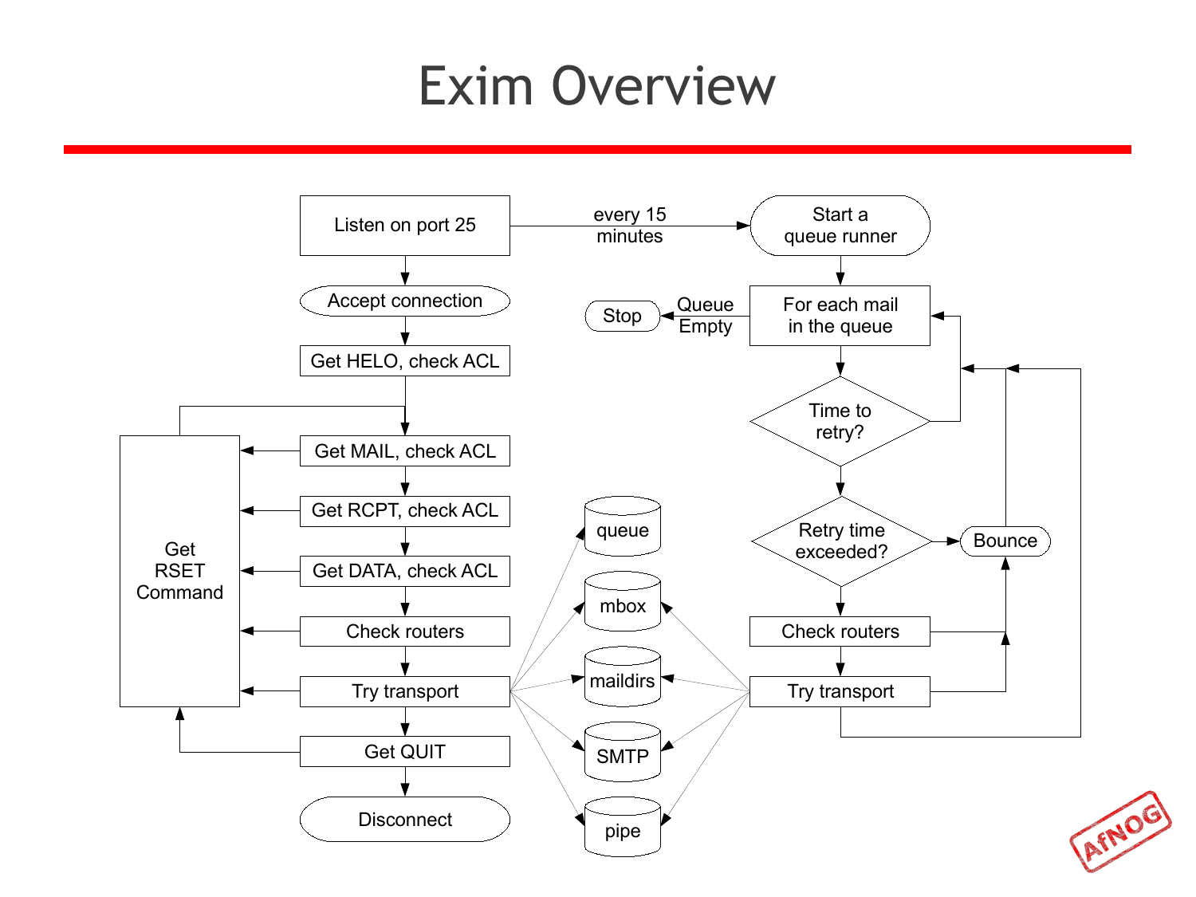# Exim Overview

- Listen on port 25
  - every 15 minutes → Start a queue runner
- Accept connection
- Get HELO, check ACL
- Get MAIL, check ACL
- Get RCPT, check ACL
- Get DATA, check ACL
- Check routers
- Try transport
- Get QUIT
- Disconnect

Get RSET Command

Destinations: queue, mbox, maildirs, SMTP, pipe

Queue runner:

- Start a queue runner
- For each mail in the queue (Queue Empty → Stop)
- Time to retry?
- Retry time exceeded? → Bounce
- Check routers
- Try transport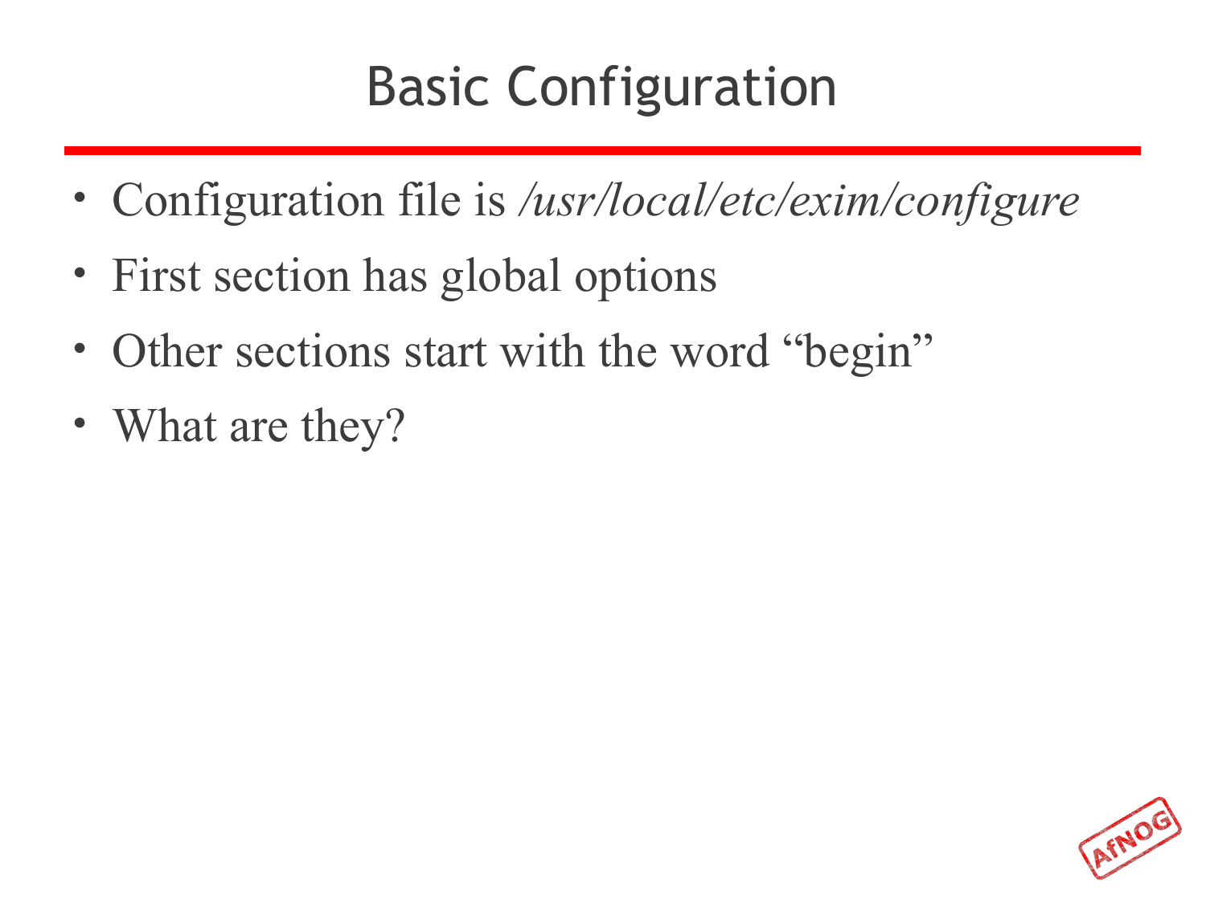# Basic Configuration

- Configuration file is */usr/local/etc/exim/configure*
- First section has global options
- Other sections start with the word "begin"
- What are they?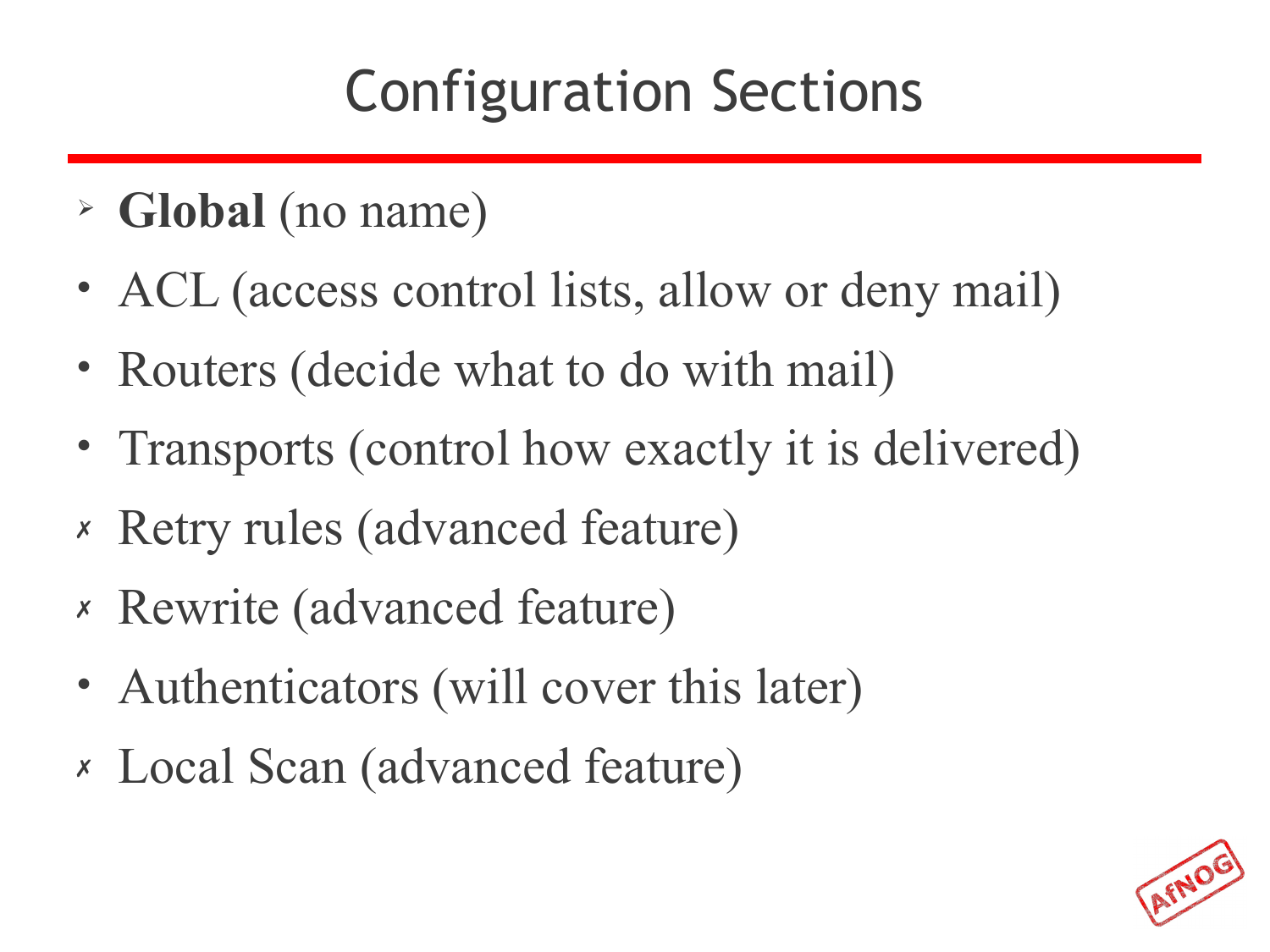# Configuration Sections

- **Global** (no name)
- ACL (access control lists, allow or deny mail)
- Routers (decide what to do with mail)
- Transports (control how exactly it is delivered)
- ✗ Retry rules (advanced feature)
- ✗ Rewrite (advanced feature)
- Authenticators (will cover this later)
- ✗ Local Scan (advanced feature)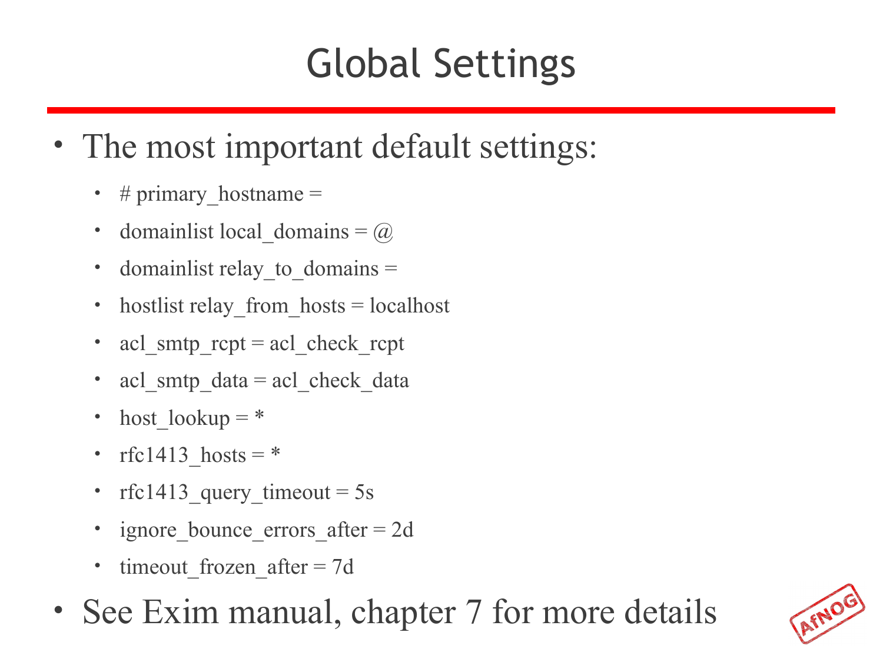# Global Settings

- The most important default settings:
  - # primary_hostname =
  - domainlist local_domains = @
  - domainlist relay_to_domains =
  - hostlist relay_from_hosts = localhost
  - acl_smtp_rcpt = acl_check_rcpt
  - acl_smtp_data = acl_check_data
  - host_lookup = *
  - rfc1413_hosts = *
  - rfc1413_query_timeout = 5s
  - ignore_bounce_errors_after = 2d
  - timeout_frozen_after = 7d
- See Exim manual, chapter 7 for more details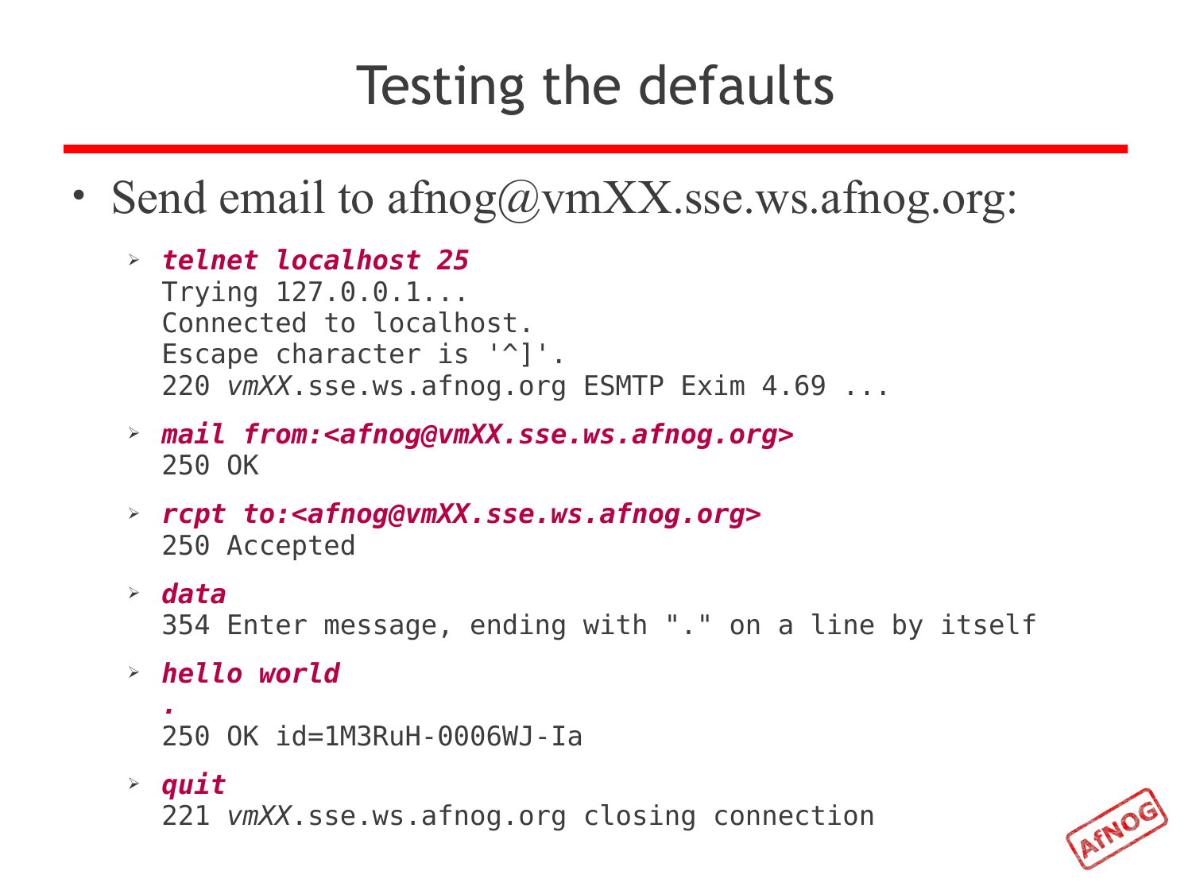# Testing the defaults

- Send email to afnog@vmXX.sse.ws.afnog.org:
  - ***telnet localhost 25***
    ```
    Trying 127.0.0.1...
    Connected to localhost.
    Escape character is '^]'.
    220 vmXX.sse.ws.afnog.org ESMTP Exim 4.69 ...
    ```
  - ***mail from:<afnog@vmXX.sse.ws.afnog.org>***
    ```
    250 OK
    ```
  - ***rcpt to:<afnog@vmXX.sse.ws.afnog.org>***
    ```
    250 Accepted
    ```
  - ***data***
    ```
    354 Enter message, ending with "." on a line by itself
    ```
  - ***hello world***
    ***.***
    ```
    250 OK id=1M3RuH-0006WJ-Ia
    ```
  - ***quit***
    ```
    221 vmXX.sse.ws.afnog.org closing connection
    ```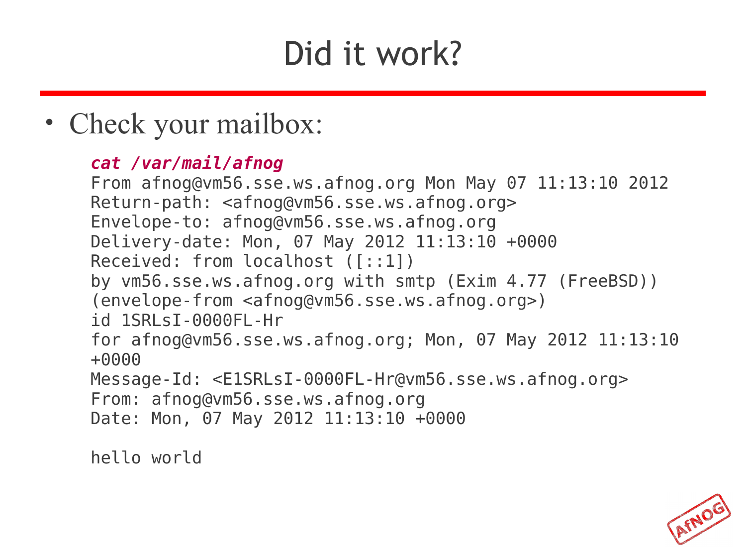# Did it work?

- Check your mailbox:

```
cat /var/mail/afnog
From afnog@vm56.sse.ws.afnog.org Mon May 07 11:13:10 2012
Return-path: <afnog@vm56.sse.ws.afnog.org>
Envelope-to: afnog@vm56.sse.ws.afnog.org
Delivery-date: Mon, 07 May 2012 11:13:10 +0000
Received: from localhost ([::1])
by vm56.sse.ws.afnog.org with smtp (Exim 4.77 (FreeBSD))
(envelope-from <afnog@vm56.sse.ws.afnog.org>)
id 1SRLsI-0000FL-Hr
for afnog@vm56.sse.ws.afnog.org; Mon, 07 May 2012 11:13:10
+0000
Message-Id: <E1SRLsI-0000FL-Hr@vm56.sse.ws.afnog.org>
From: afnog@vm56.sse.ws.afnog.org
Date: Mon, 07 May 2012 11:13:10 +0000

hello world
```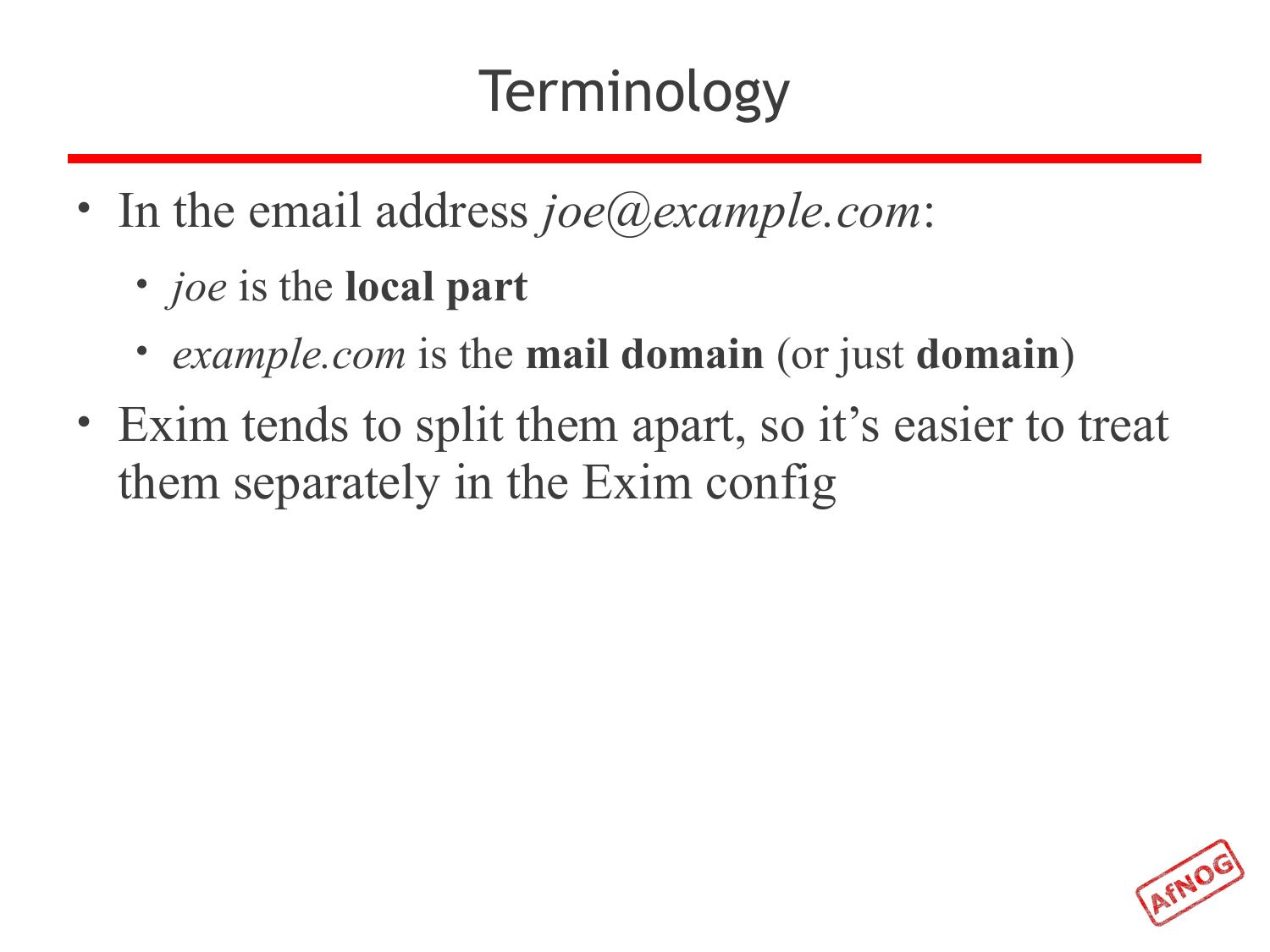# Terminology

- In the email address *joe@example.com*:
  - *joe* is the **local part**
  - *example.com* is the **mail domain** (or just **domain**)
- Exim tends to split them apart, so it's easier to treat them separately in the Exim config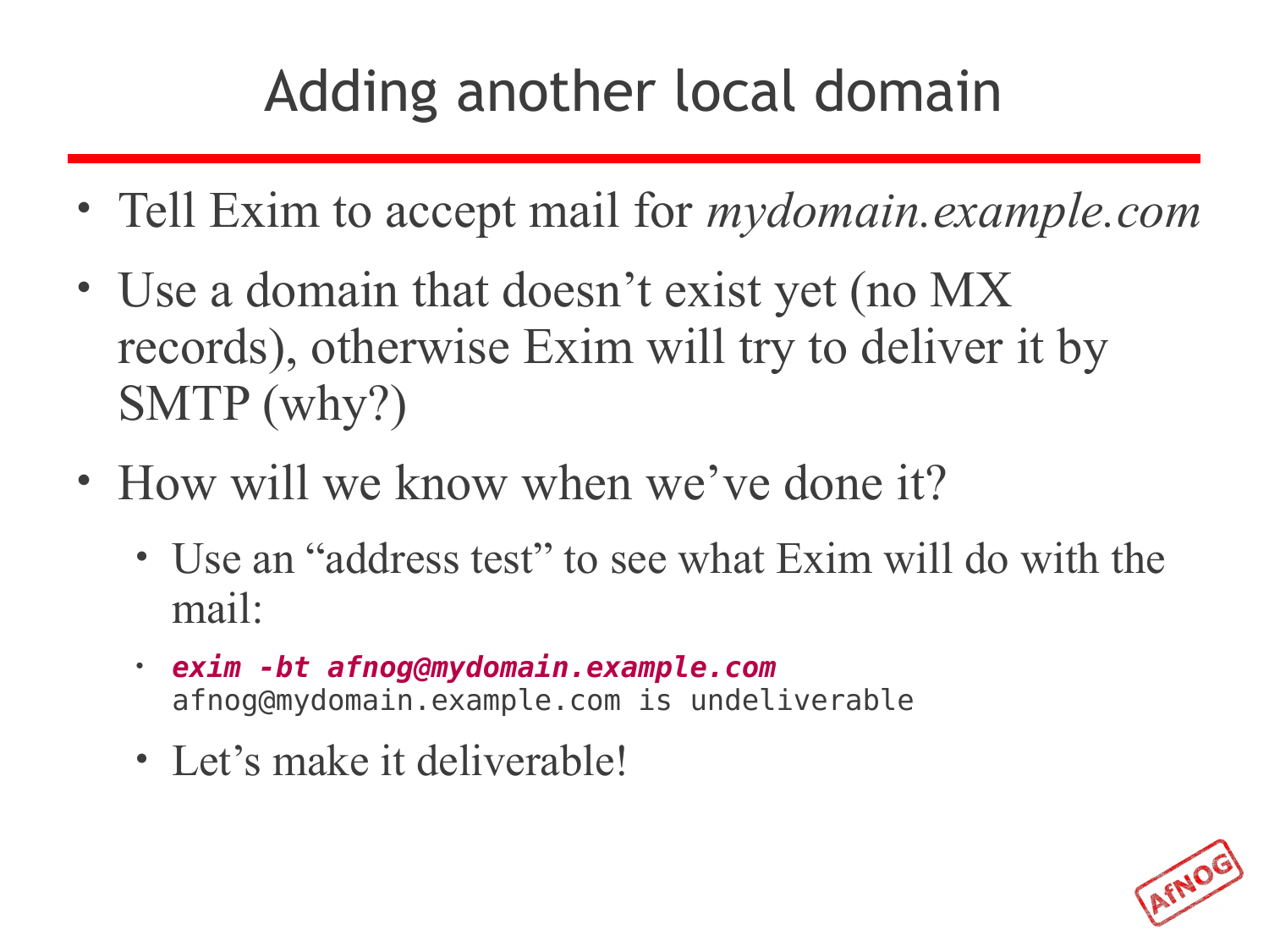# Adding another local domain

- Tell Exim to accept mail for *mydomain.example.com*
- Use a domain that doesn't exist yet (no MX records), otherwise Exim will try to deliver it by SMTP (why?)
- How will we know when we've done it?
  - Use an "address test" to see what Exim will do with the mail:
  - ***exim -bt afnog@mydomain.example.com***
    ```
    afnog@mydomain.example.com is undeliverable
    ```
  - Let's make it deliverable!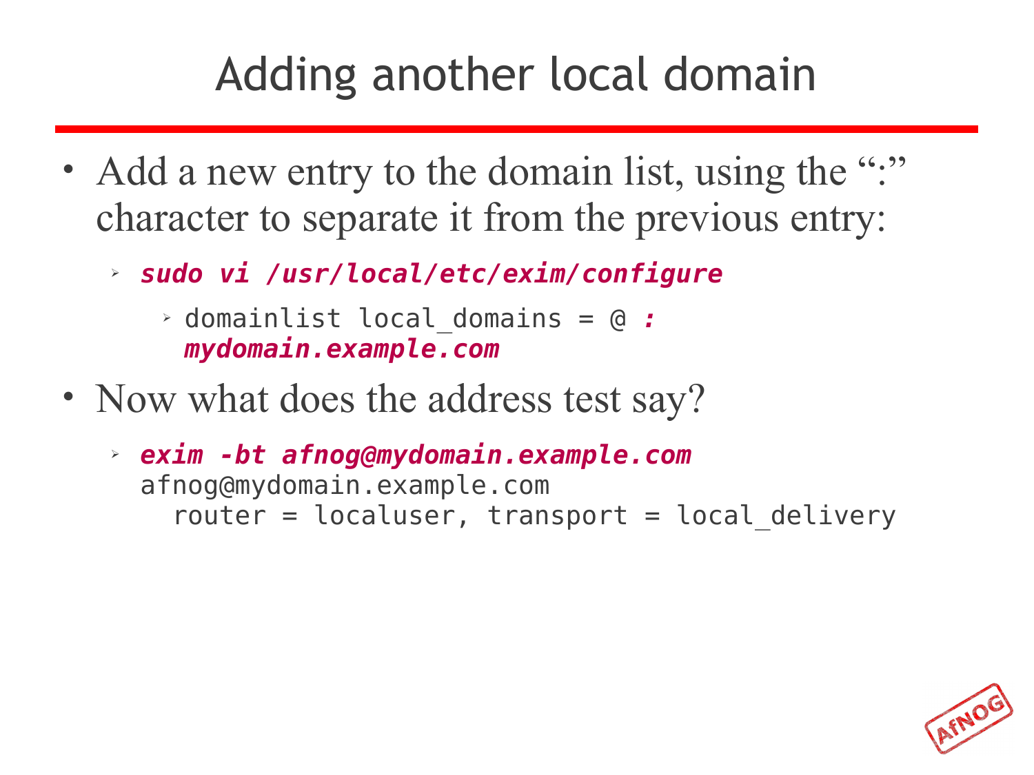# Adding another local domain

- Add a new entry to the domain list, using the ":" character to separate it from the previous entry:
  - ***sudo vi /usr/local/etc/exim/configure***
    - domainlist local_domains = @ ***: mydomain.example.com***
- Now what does the address test say?
  - ***exim -bt afnog@mydomain.example.com***

```
afnog@mydomain.example.com
  router = localuser, transport = local_delivery
```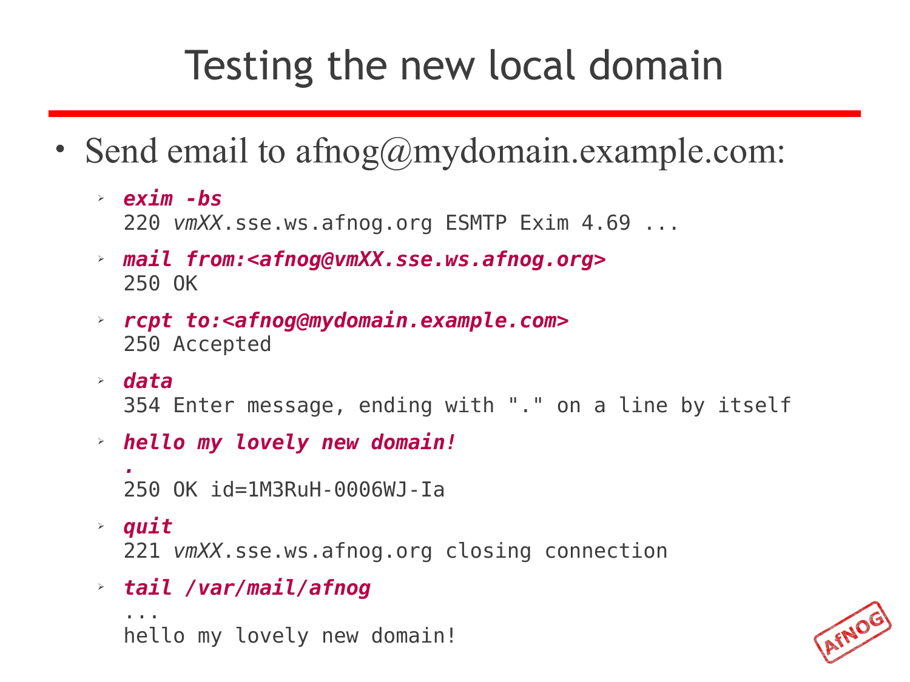# Testing the new local domain

- Send email to afnog@mydomain.example.com:
  - ***exim -bs***
    ```
    220 vmXX.sse.ws.afnog.org ESMTP Exim 4.69 ...
    ```
  - ***mail from:<afnog@vmXX.sse.ws.afnog.org>***
    ```
    250 OK
    ```
  - ***rcpt to:<afnog@mydomain.example.com>***
    ```
    250 Accepted
    ```
  - ***data***
    ```
    354 Enter message, ending with "." on a line by itself
    ```
  - ***hello my lovely new domain!***
    ***.***
    ```
    250 OK id=1M3RuH-0006WJ-Ia
    ```
  - ***quit***
    ```
    221 vmXX.sse.ws.afnog.org closing connection
    ```
  - ***tail /var/mail/afnog***
    ```
    ...
    hello my lovely new domain!
    ```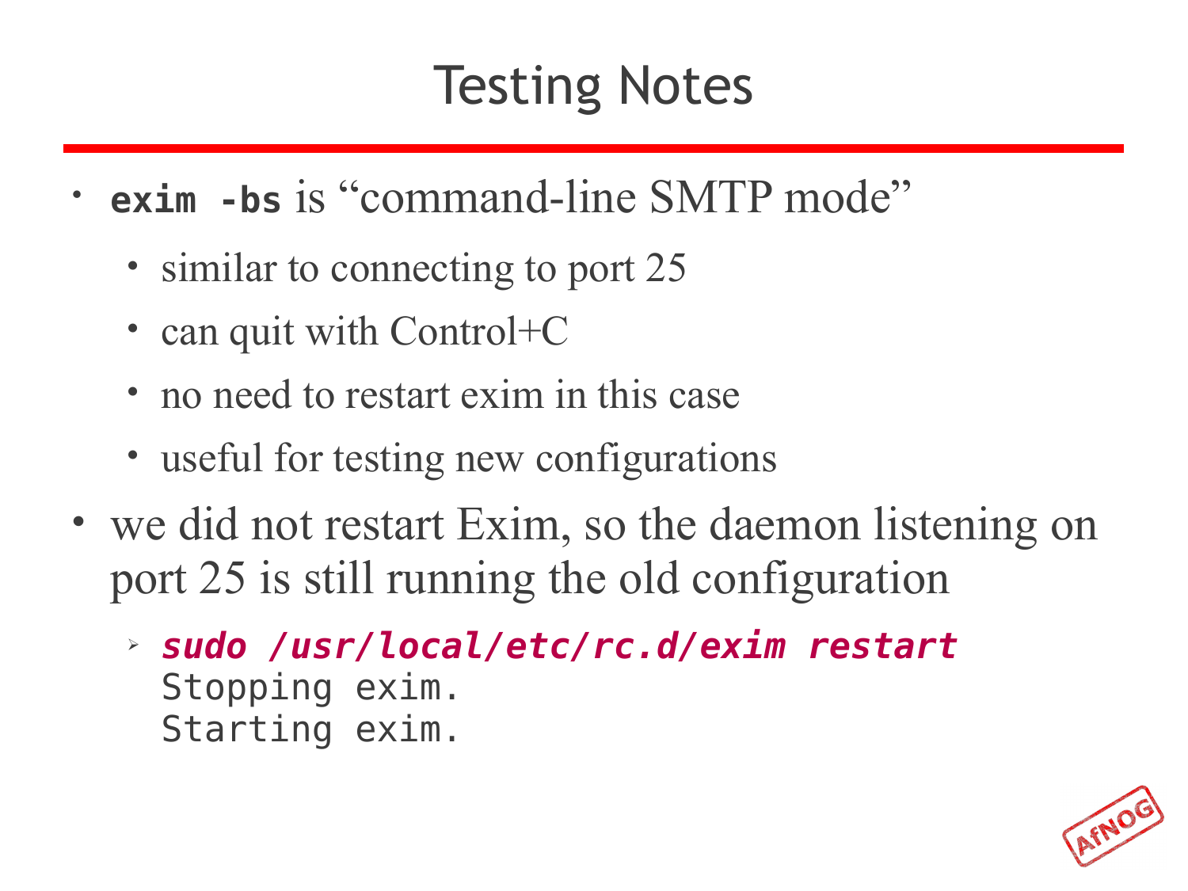# Testing Notes

- **`exim -bs`** is "command-line SMTP mode"
  - similar to connecting to port 25
  - can quit with Control+C
  - no need to restart exim in this case
  - useful for testing new configurations
- we did not restart Exim, so the daemon listening on port 25 is still running the old configuration

```
sudo /usr/local/etc/rc.d/exim restart
Stopping exim.
Starting exim.
```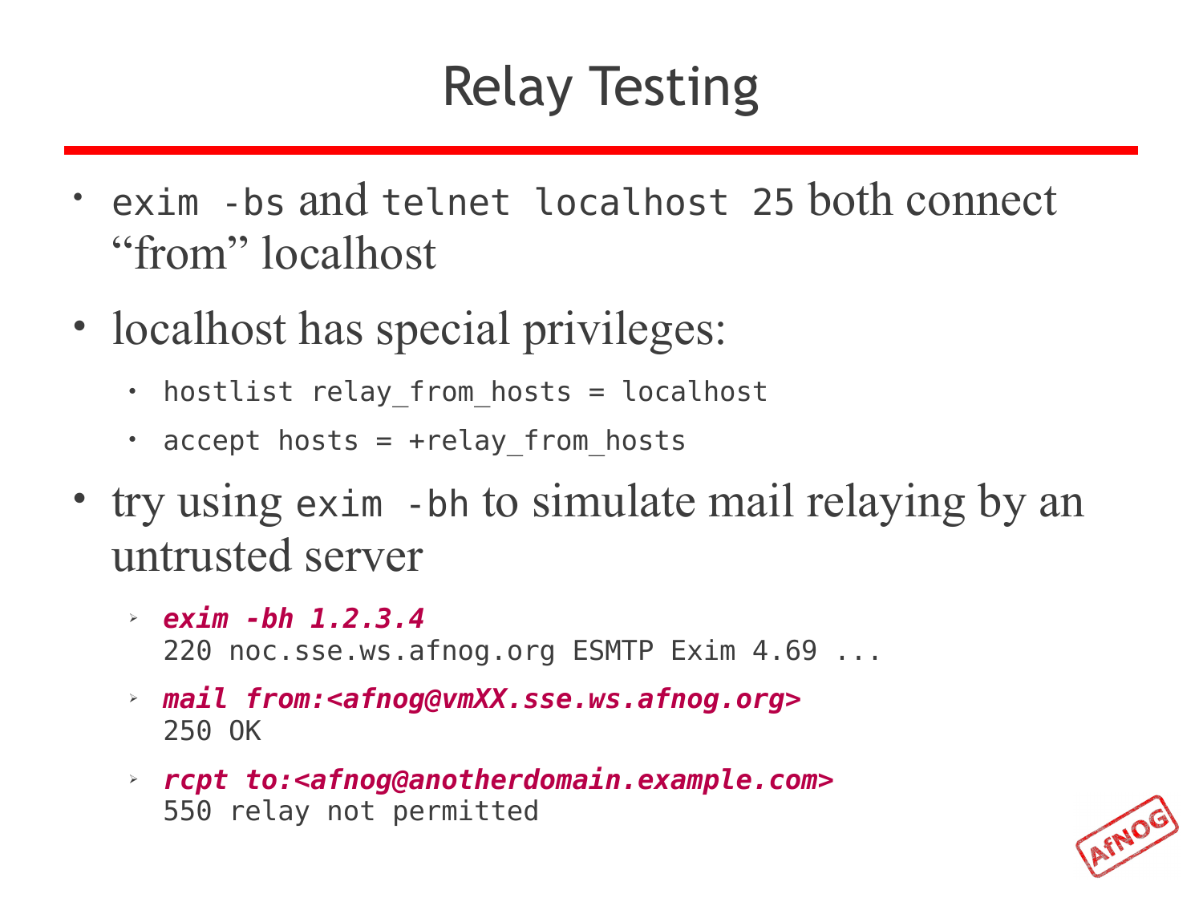# Relay Testing

- `exim -bs` and `telnet localhost 25` both connect "from" localhost
- localhost has special privileges:
  - `hostlist relay_from_hosts = localhost`
  - `accept hosts = +relay_from_hosts`
- try using `exim -bh` to simulate mail relaying by an untrusted server
  - ***exim -bh 1.2.3.4***
    `220 noc.sse.ws.afnog.org ESMTP Exim 4.69 ...`
  - ***mail from:<afnog@vmXX.sse.ws.afnog.org>***
    `250 OK`
  - ***rcpt to:<afnog@anotherdomain.example.com>***
    `550 relay not permitted`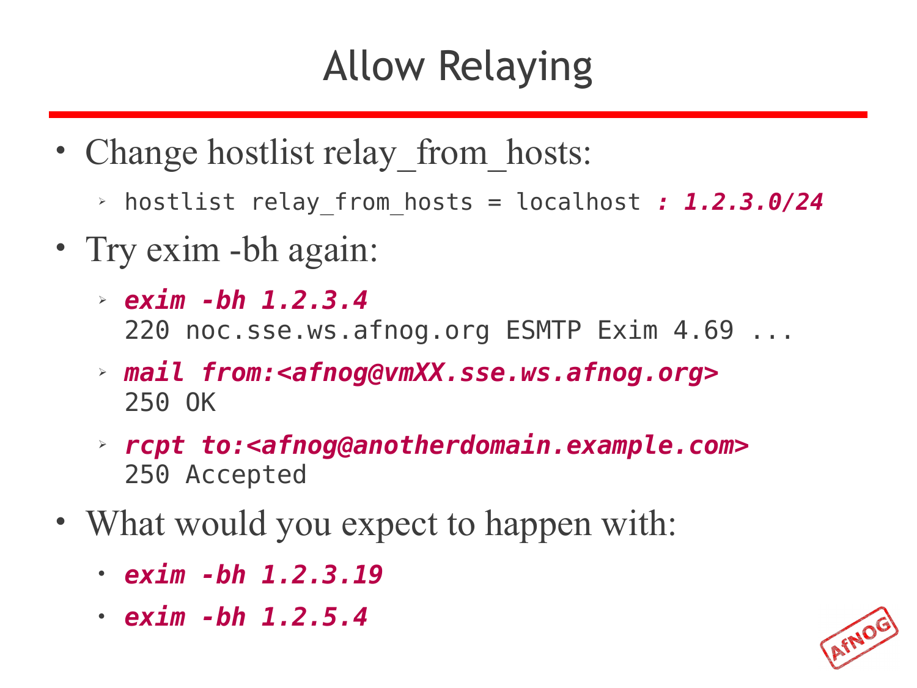# Allow Relaying

- Change hostlist relay_from_hosts:
  - `hostlist relay_from_hosts = localhost` ***`: 1.2.3.0/24`***
- Try exim -bh again:
  - ***`exim -bh 1.2.3.4`***
    `220 noc.sse.ws.afnog.org ESMTP Exim 4.69 ...`
  - ***`mail from:<afnog@vmXX.sse.ws.afnog.org>`***
    `250 OK`
  - ***`rcpt to:<afnog@anotherdomain.example.com>`***
    `250 Accepted`
- What would you expect to happen with:
  - ***`exim -bh 1.2.3.19`***
  - ***`exim -bh 1.2.5.4`***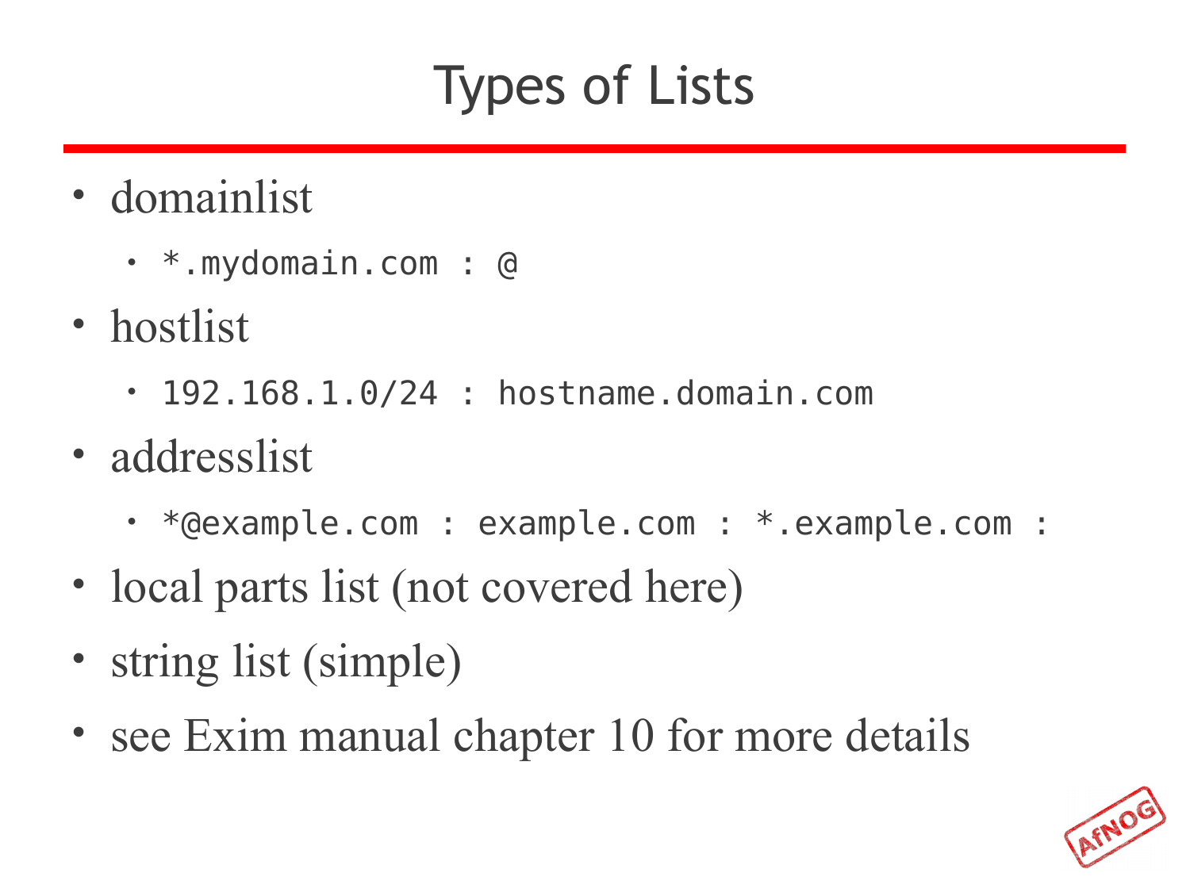# Types of Lists

- domainlist
  - `*.mydomain.com : @`
- hostlist
  - `192.168.1.0/24 : hostname.domain.com`
- addresslist
  - `*@example.com : example.com : *.example.com :`
- local parts list (not covered here)
- string list (simple)
- see Exim manual chapter 10 for more details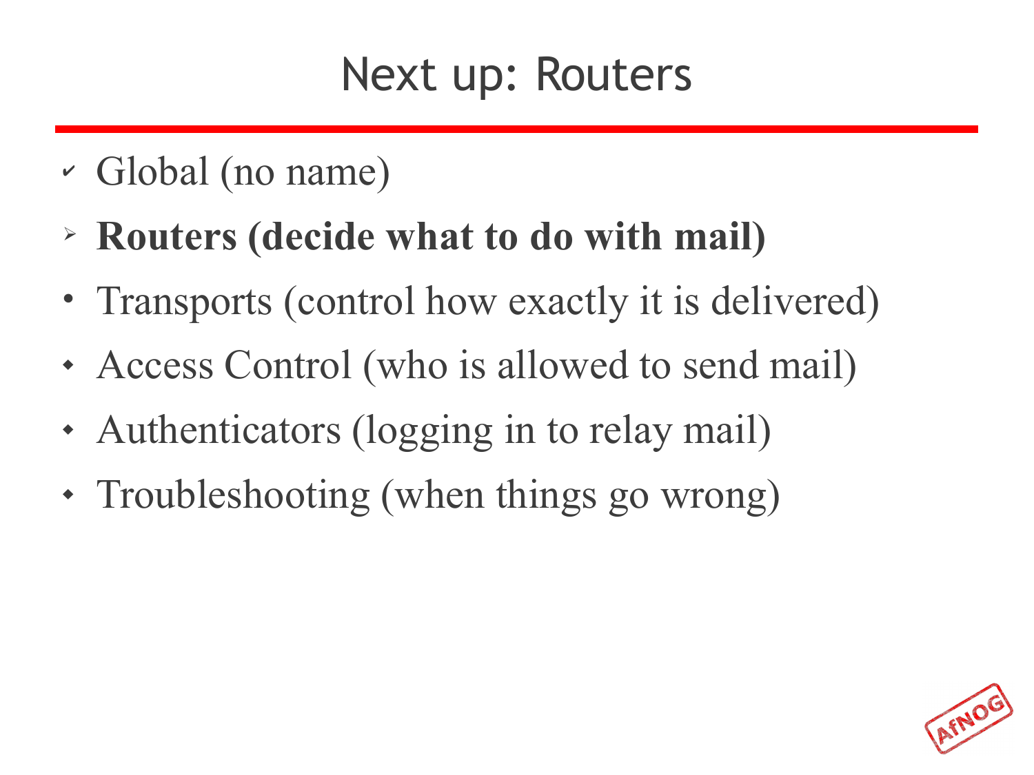# Next up: Routers

- Global (no name)
- **Routers (decide what to do with mail)**
- Transports (control how exactly it is delivered)
- Access Control (who is allowed to send mail)
- Authenticators (logging in to relay mail)
- Troubleshooting (when things go wrong)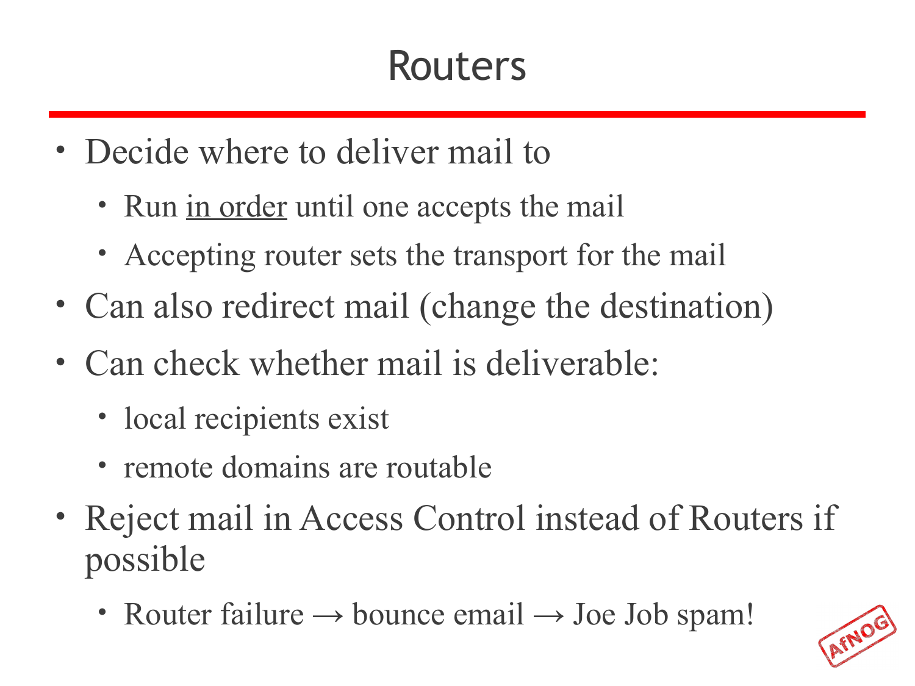# Routers

- Decide where to deliver mail to
  - Run <u>in order</u> until one accepts the mail
  - Accepting router sets the transport for the mail
- Can also redirect mail (change the destination)
- Can check whether mail is deliverable:
  - local recipients exist
  - remote domains are routable
- Reject mail in Access Control instead of Routers if possible
  - Router failure → bounce email → Joe Job spam!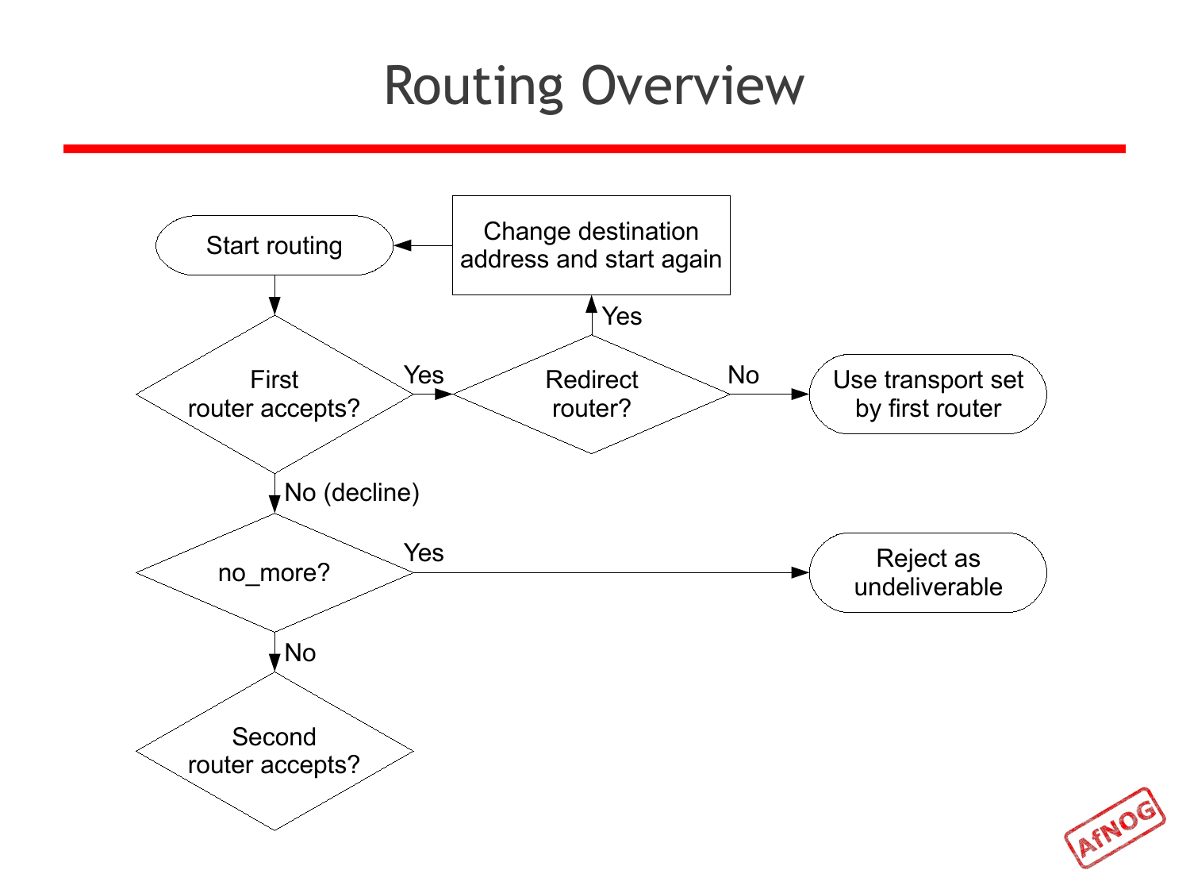# Routing Overview

- Start routing
- First router accepts?
  - Yes → Redirect router?
    - Yes → Change destination address and start again → Start routing
    - No → Use transport set by first router
  - No (decline) → no_more?
    - Yes → Reject as undeliverable
    - No → Second router accepts?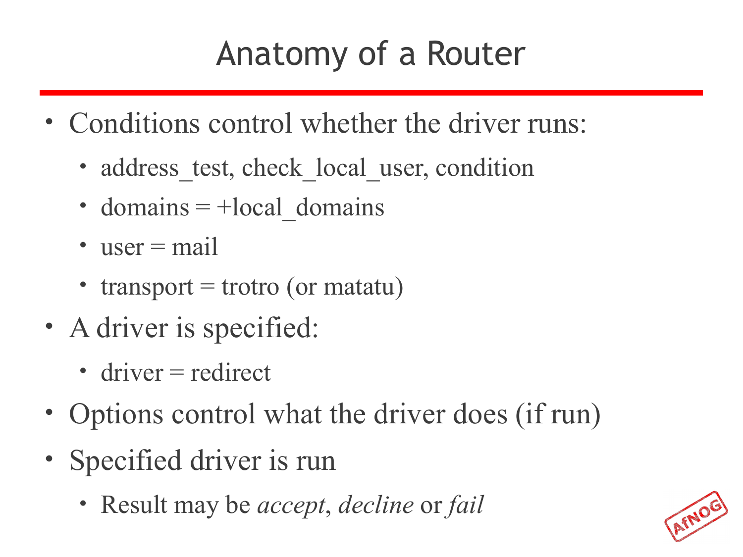# Anatomy of a Router

- Conditions control whether the driver runs:
  - address_test, check_local_user, condition
  - domains = +local_domains
  - user = mail
  - transport = trotro (or matatu)
- A driver is specified:
  - driver = redirect
- Options control what the driver does (if run)
- Specified driver is run
  - Result may be *accept*, *decline* or *fail*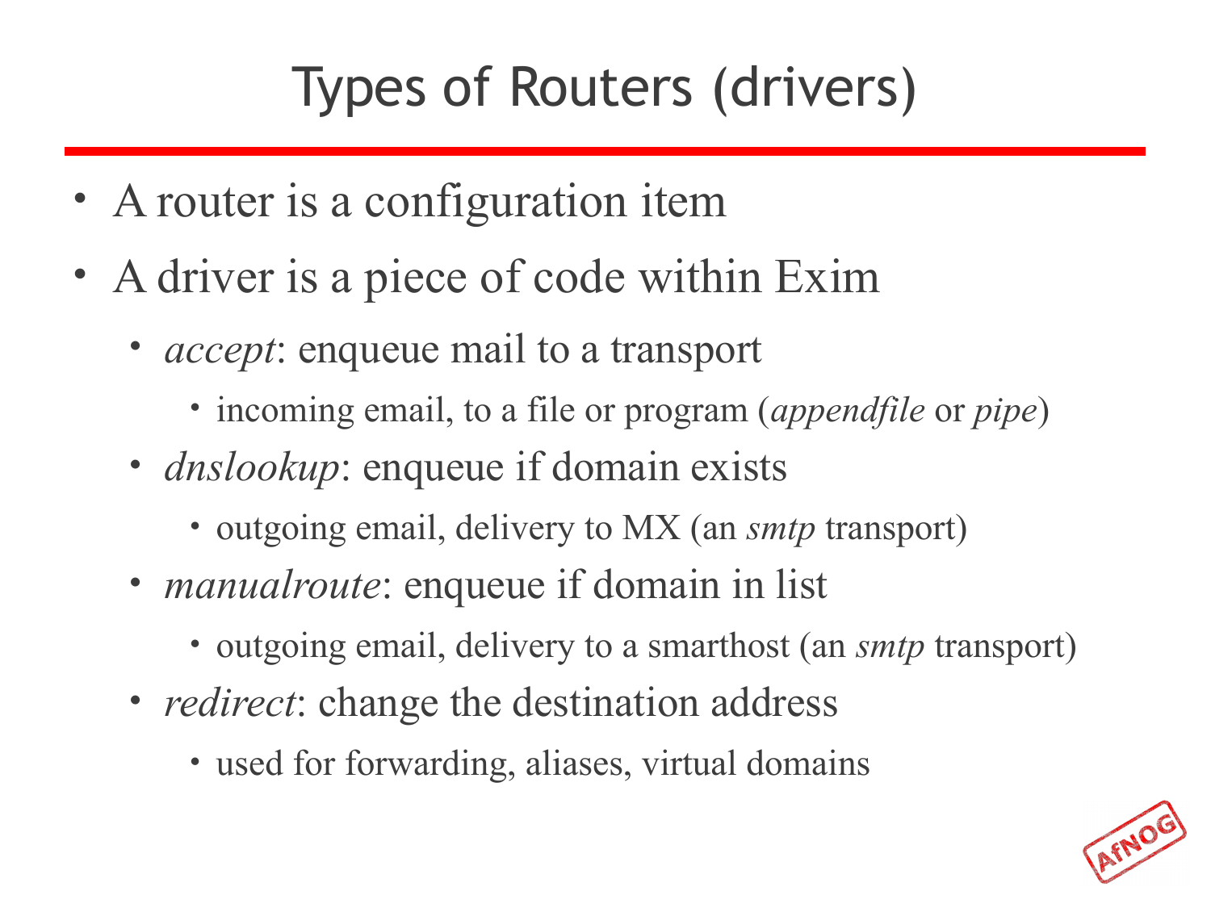# Types of Routers (drivers)

- A router is a configuration item
- A driver is a piece of code within Exim
  - *accept*: enqueue mail to a transport
    - incoming email, to a file or program (*appendfile* or *pipe*)
  - *dnslookup*: enqueue if domain exists
    - outgoing email, delivery to MX (an *smtp* transport)
  - *manualroute*: enqueue if domain in list
    - outgoing email, delivery to a smarthost (an *smtp* transport)
  - *redirect*: change the destination address
    - used for forwarding, aliases, virtual domains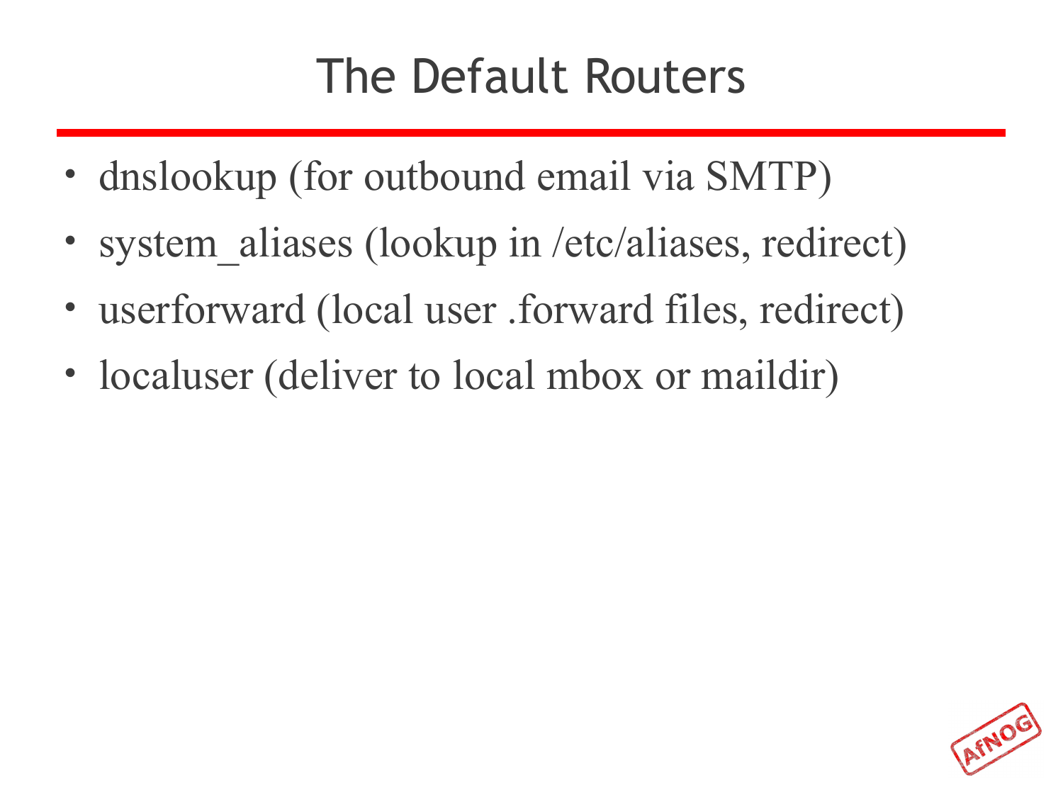# The Default Routers

- dnslookup (for outbound email via SMTP)
- system_aliases (lookup in /etc/aliases, redirect)
- userforward (local user .forward files, redirect)
- localuser (deliver to local mbox or maildir)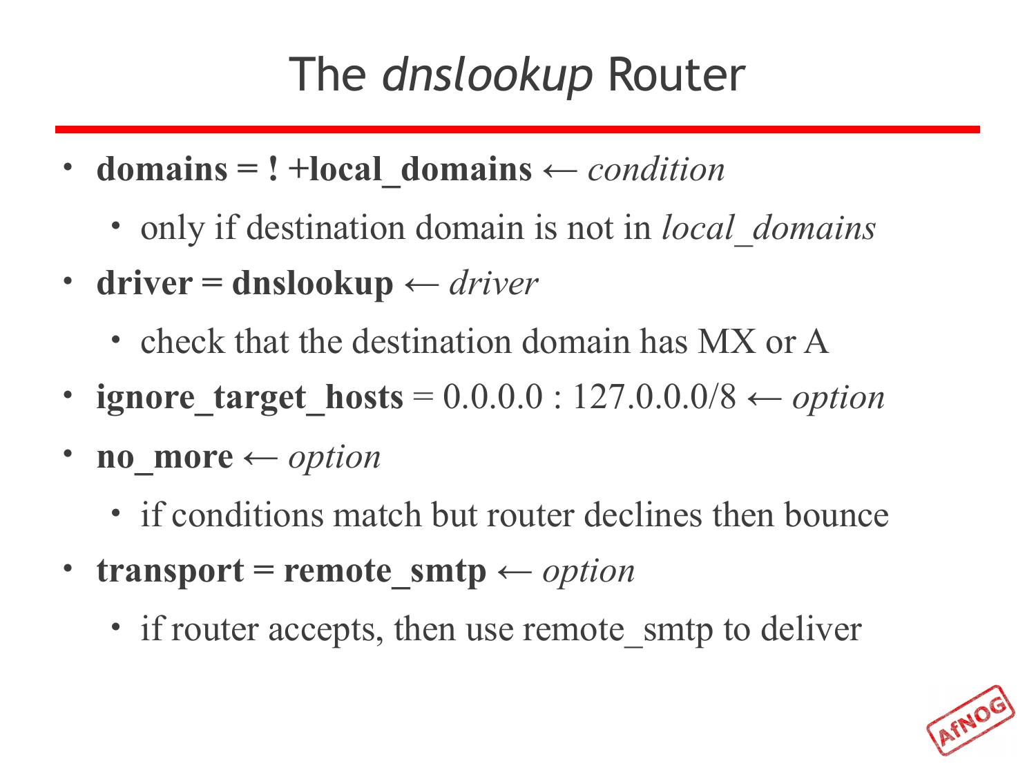# The *dnslookup* Router

- **domains = ! +local_domains** ← *condition*
  - only if destination domain is not in *local_domains*
- **driver = dnslookup** ← *driver*
  - check that the destination domain has MX or A
- **ignore_target_hosts** = 0.0.0.0 : 127.0.0.0/8 ← *option*
- **no_more** ← *option*
  - if conditions match but router declines then bounce
- **transport = remote_smtp** ← *option*
  - if router accepts, then use remote_smtp to deliver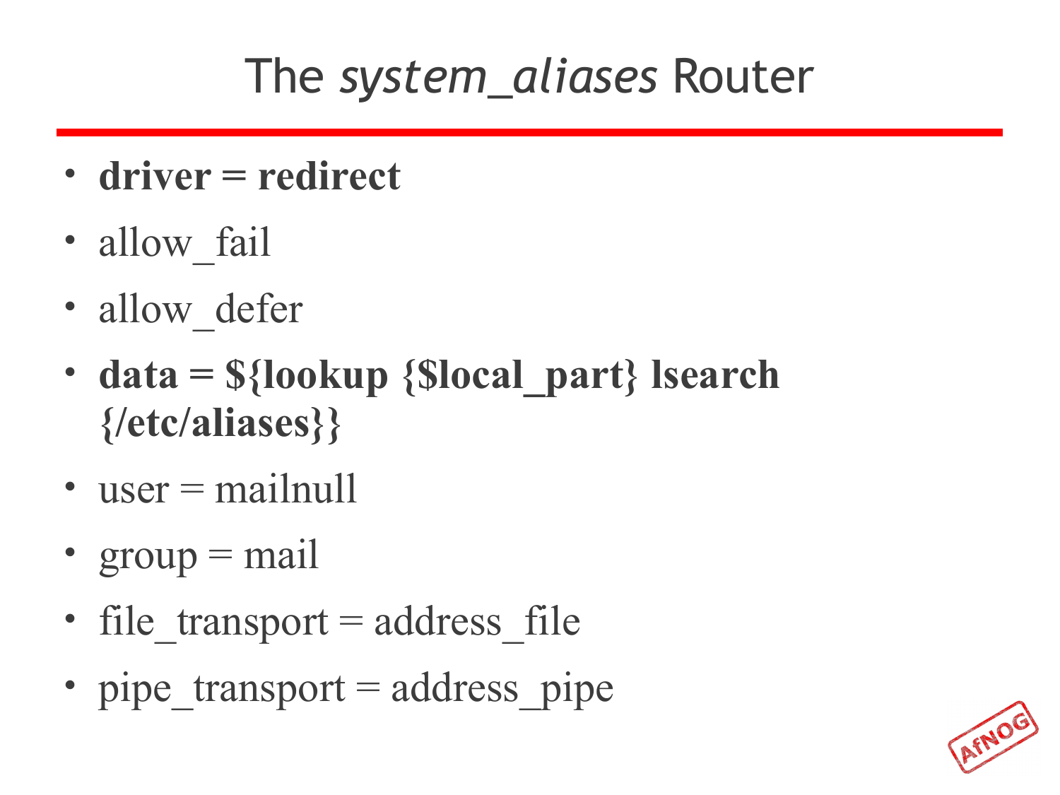# The *system_aliases* Router

- **driver = redirect**
- allow_fail
- allow_defer
- **data = ${lookup {$local_part} lsearch {/etc/aliases}}**
- user = mailnull
- group = mail
- file_transport = address_file
- pipe_transport = address_pipe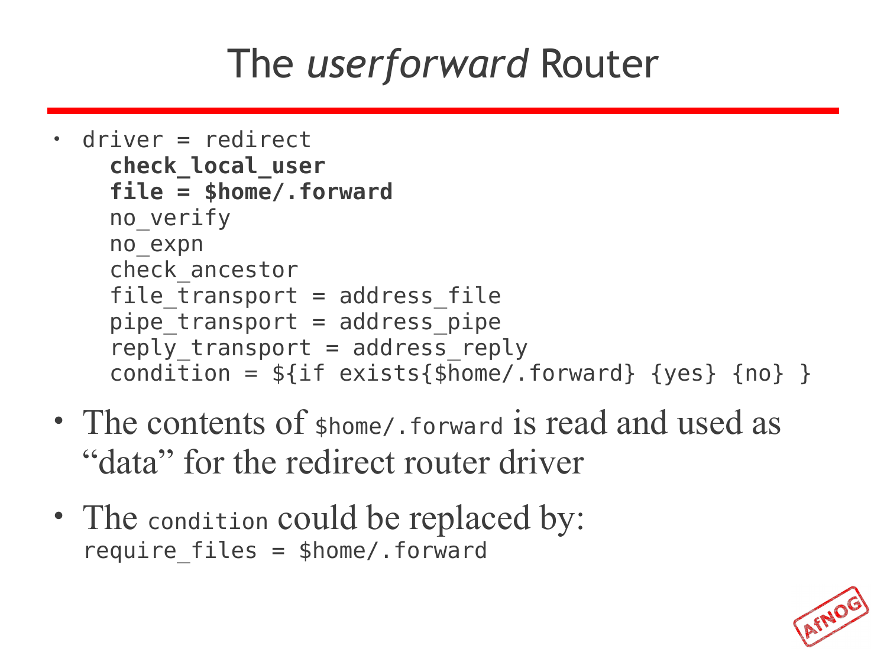# The *userforward* Router

- ```
  driver = redirect
    check_local_user
    file = $home/.forward
    no_verify
    no_expn
    check_ancestor
    file_transport = address_file
    pipe_transport = address_pipe
    reply_transport = address_reply
    condition = ${if exists{$home/.forward} {yes} {no} }
  ```
- The contents of `$home/.forward` is read and used as "data" for the redirect router driver
- The `condition` could be replaced by:
  `require_files = $home/.forward`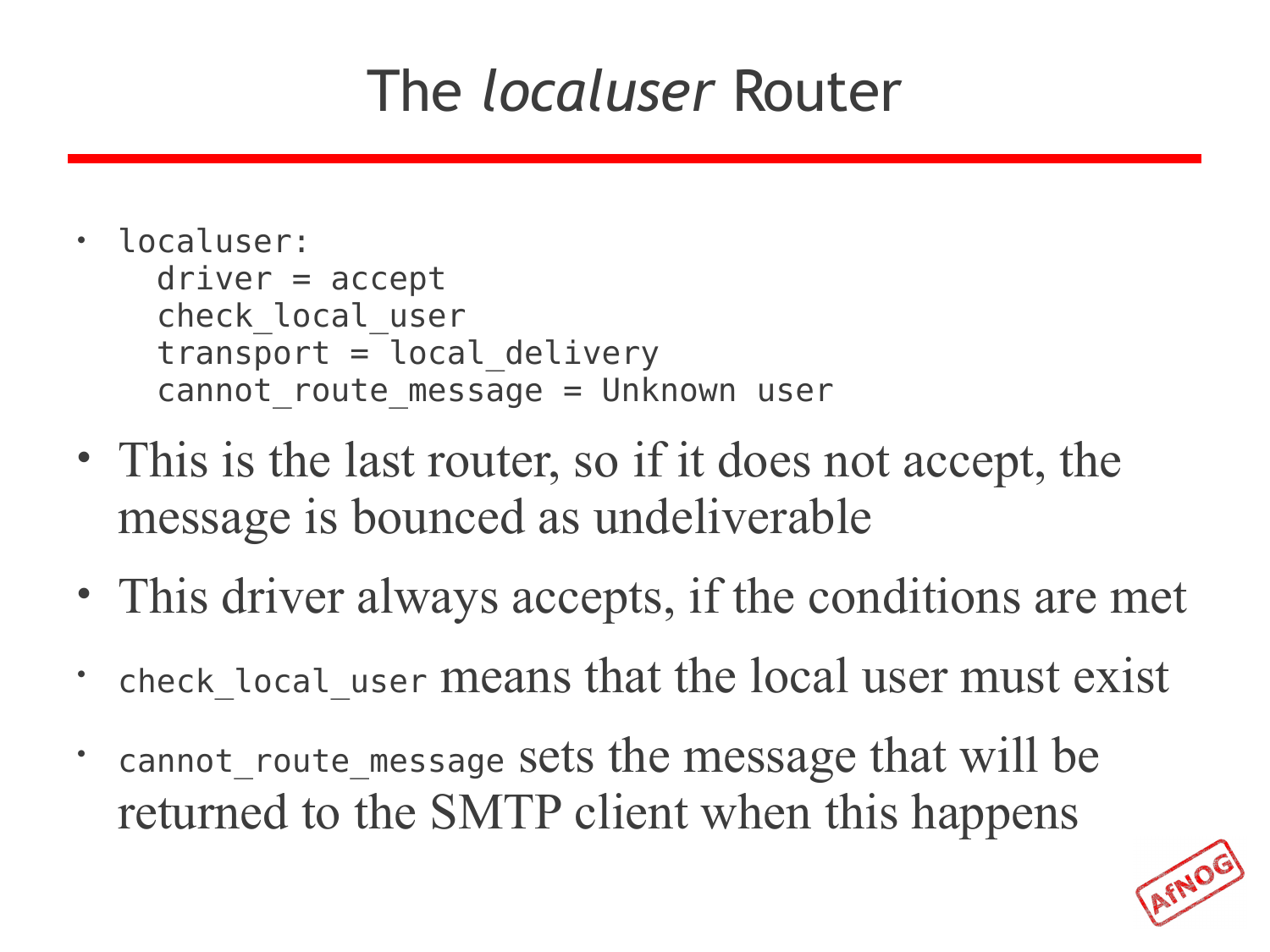# The *localuser* Router

- ```
  localuser:
    driver = accept
    check_local_user
    transport = local_delivery
    cannot_route_message = Unknown user
  ```
- This is the last router, so if it does not accept, the message is bounced as undeliverable
- This driver always accepts, if the conditions are met
- `check_local_user` means that the local user must exist
- `cannot_route_message` sets the message that will be returned to the SMTP client when this happens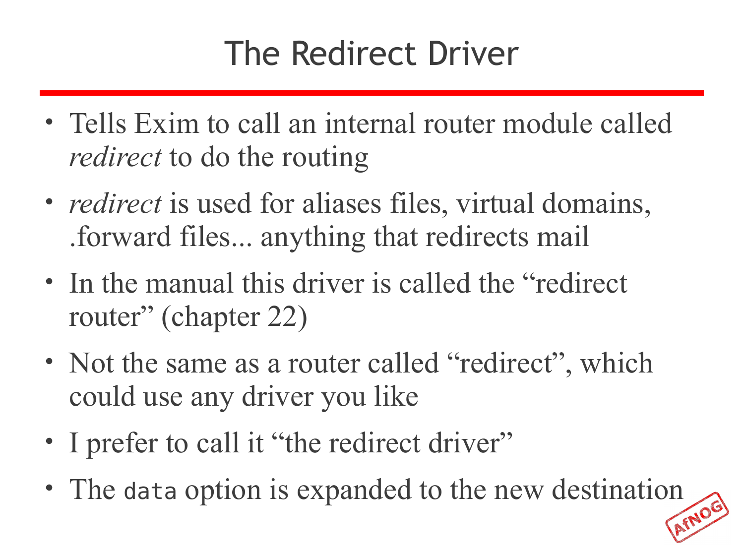# The Redirect Driver

- Tells Exim to call an internal router module called *redirect* to do the routing
- *redirect* is used for aliases files, virtual domains, .forward files... anything that redirects mail
- In the manual this driver is called the "redirect router" (chapter 22)
- Not the same as a router called "redirect", which could use any driver you like
- I prefer to call it "the redirect driver"
- The `data` option is expanded to the new destination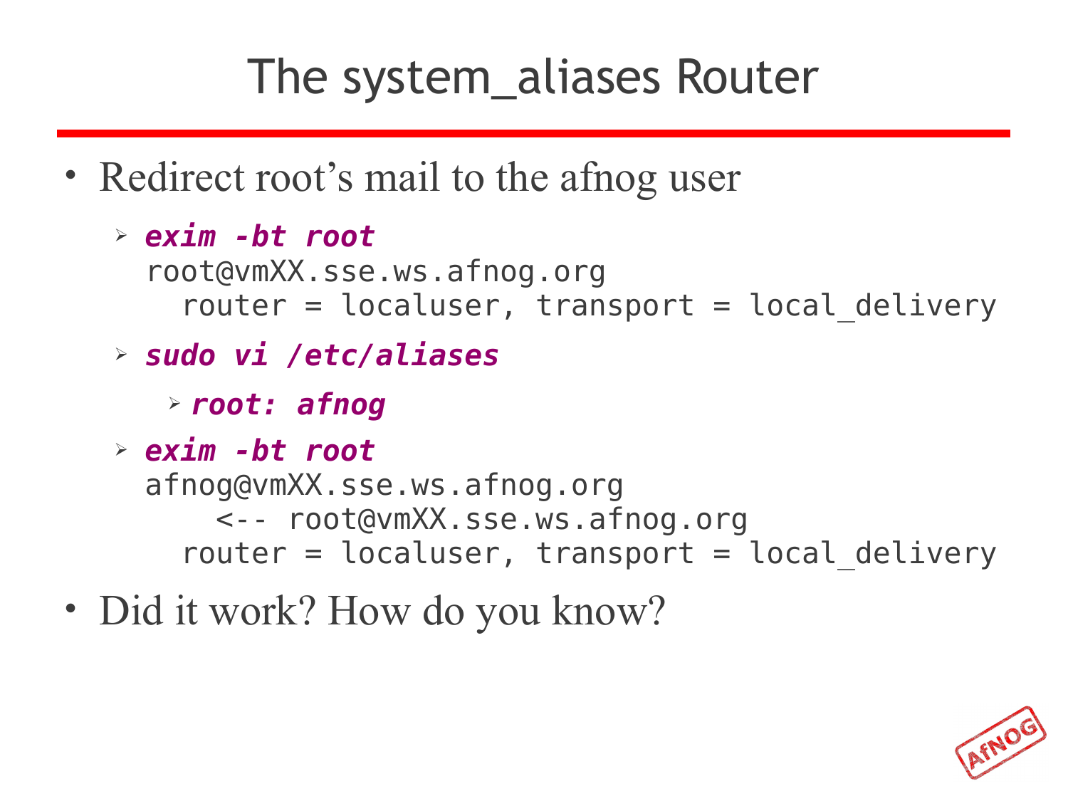# The system_aliases Router

- Redirect root's mail to the afnog user
  - ***exim -bt root***
    ```
    root@vmXX.sse.ws.afnog.org
      router = localuser, transport = local_delivery
    ```
  - ***sudo vi /etc/aliases***
    - ***root: afnog***
  - ***exim -bt root***
    ```
    afnog@vmXX.sse.ws.afnog.org
        <-- root@vmXX.sse.ws.afnog.org
      router = localuser, transport = local_delivery
    ```
- Did it work? How do you know?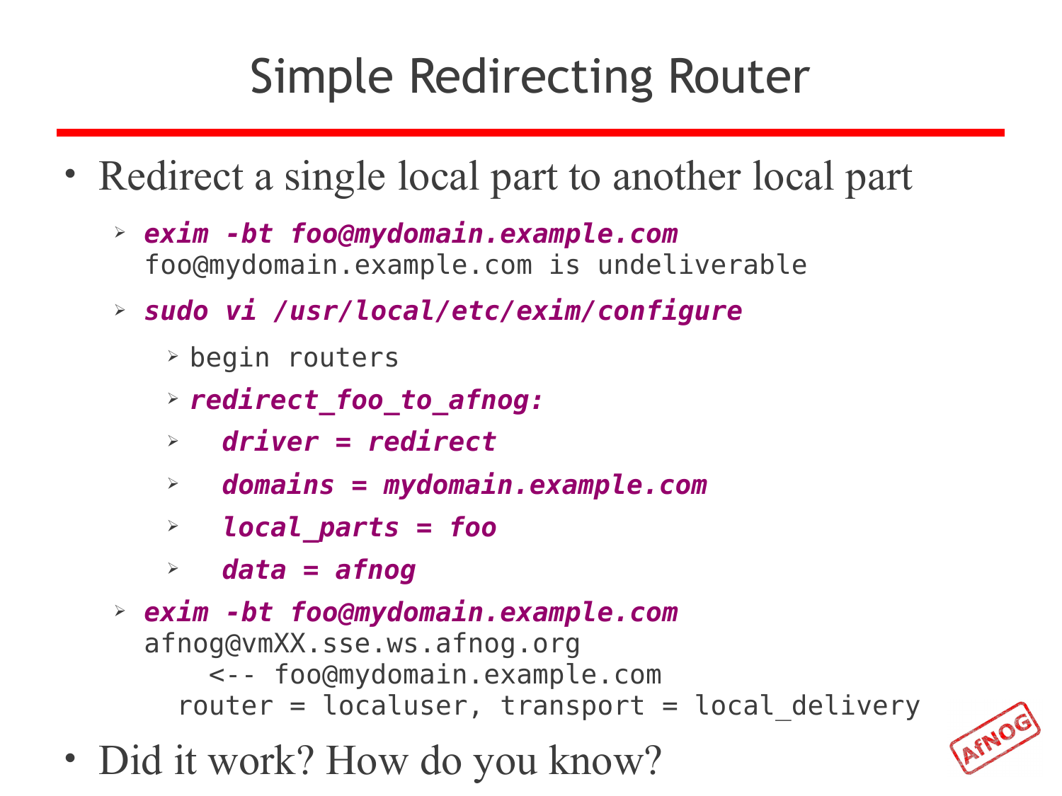# Simple Redirecting Router

- Redirect a single local part to another local part
  - ***exim -bt foo@mydomain.example.com***
    ```
    foo@mydomain.example.com is undeliverable
    ```
  - ***sudo vi /usr/local/etc/exim/configure***
    - begin routers
    - ***redirect_foo_to_afnog:***
    - ***driver = redirect***
    - ***domains = mydomain.example.com***
    - ***local_parts = foo***
    - ***data = afnog***
  - ***exim -bt foo@mydomain.example.com***
    ```
    afnog@vmXX.sse.ws.afnog.org
        <-- foo@mydomain.example.com
      router = localuser, transport = local_delivery
    ```
- Did it work? How do you know?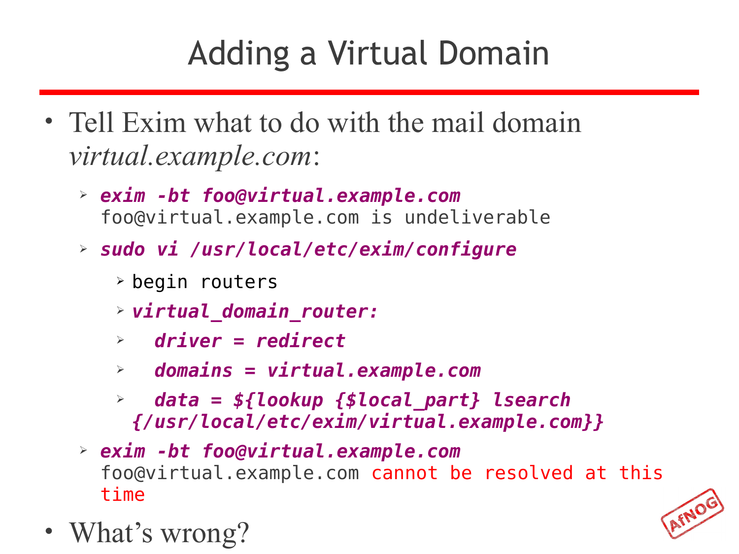# Adding a Virtual Domain

- Tell Exim what to do with the mail domain *virtual.example.com*:
  - ***exim -bt foo@virtual.example.com***
    foo@virtual.example.com is undeliverable
  - ***sudo vi /usr/local/etc/exim/configure***
    - begin routers
    - ***virtual_domain_router:***
    - ***driver = redirect***
    - ***domains = virtual.example.com***
    - ***data = ${lookup {$local_part} lsearch {/usr/local/etc/exim/virtual.example.com}}***
  - ***exim -bt foo@virtual.example.com***
    foo@virtual.example.com cannot be resolved at this time
- What's wrong?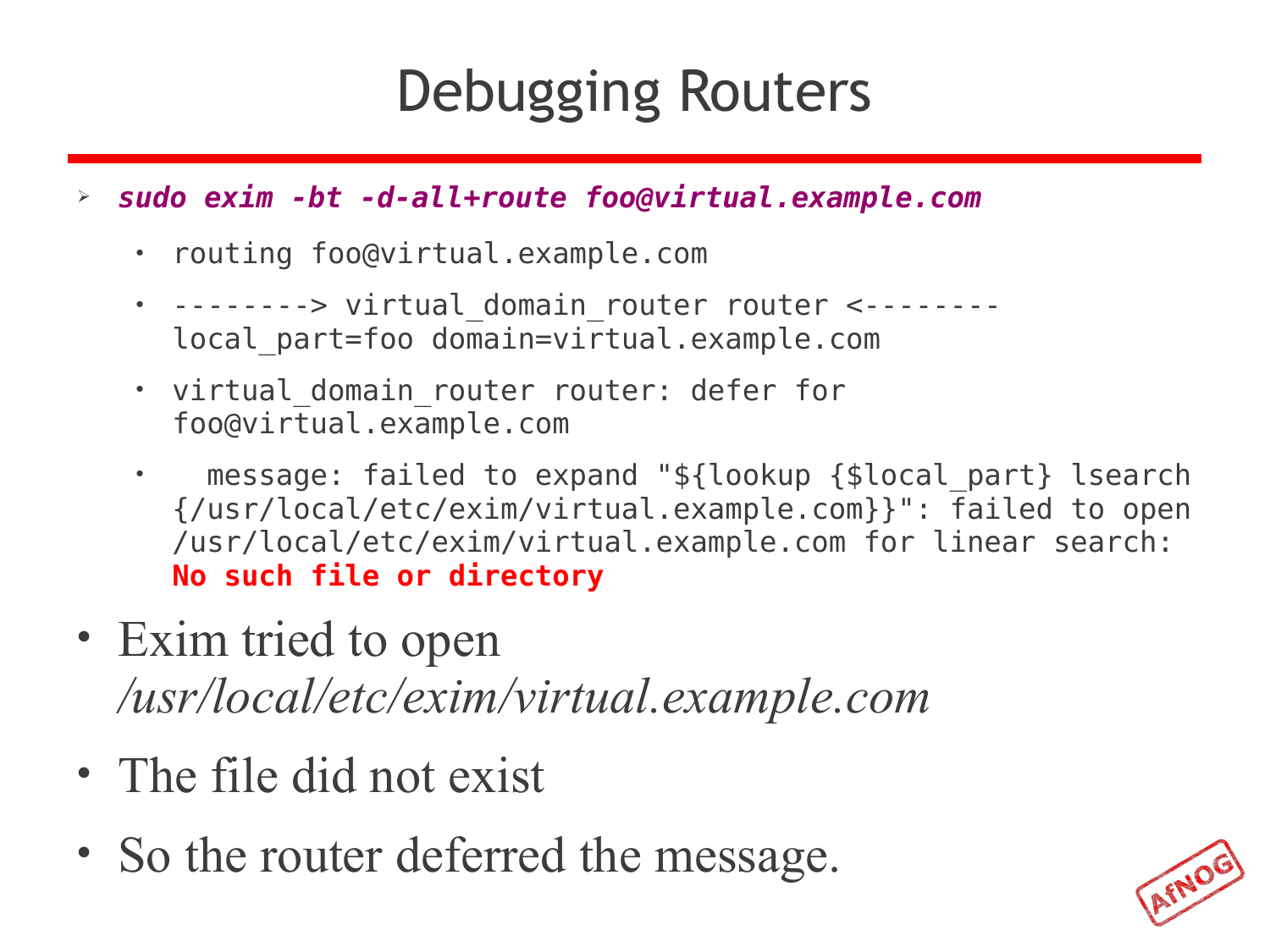# Debugging Routers

- ***sudo exim -bt -d-all+route foo@virtual.example.com***
  - routing foo@virtual.example.com
  - --------> virtual_domain_router router <--------
    local_part=foo domain=virtual.example.com
  - virtual_domain_router router: defer for foo@virtual.example.com
  - message: failed to expand "${lookup {$local_part} lsearch {/usr/local/etc/exim/virtual.example.com}}": failed to open /usr/local/etc/exim/virtual.example.com for linear search: **No such file or directory**

- Exim tried to open *\/usr/local/etc/exim/virtual.example.com*
- The file did not exist
- So the router deferred the message.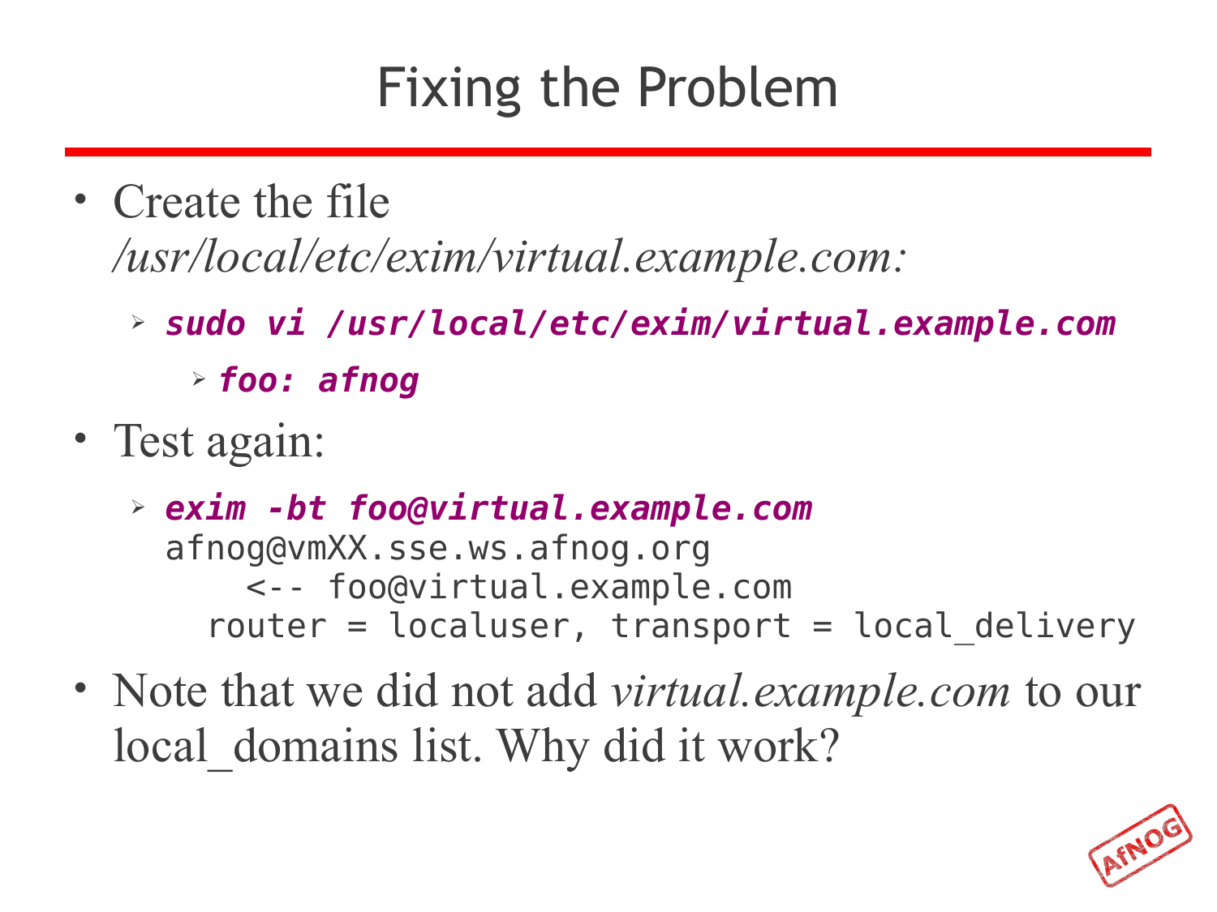# Fixing the Problem

- Create the file */usr/local/etc/exim/virtual.example.com:*
  - ***sudo vi /usr/local/etc/exim/virtual.example.com***
    - ***foo: afnog***
- Test again:
  - ***exim -bt foo@virtual.example.com***

```
afnog@vmXX.sse.ws.afnog.org
    <-- foo@virtual.example.com
  router = localuser, transport = local_delivery
```

- Note that we did not add *virtual.example.com* to our local_domains list. Why did it work?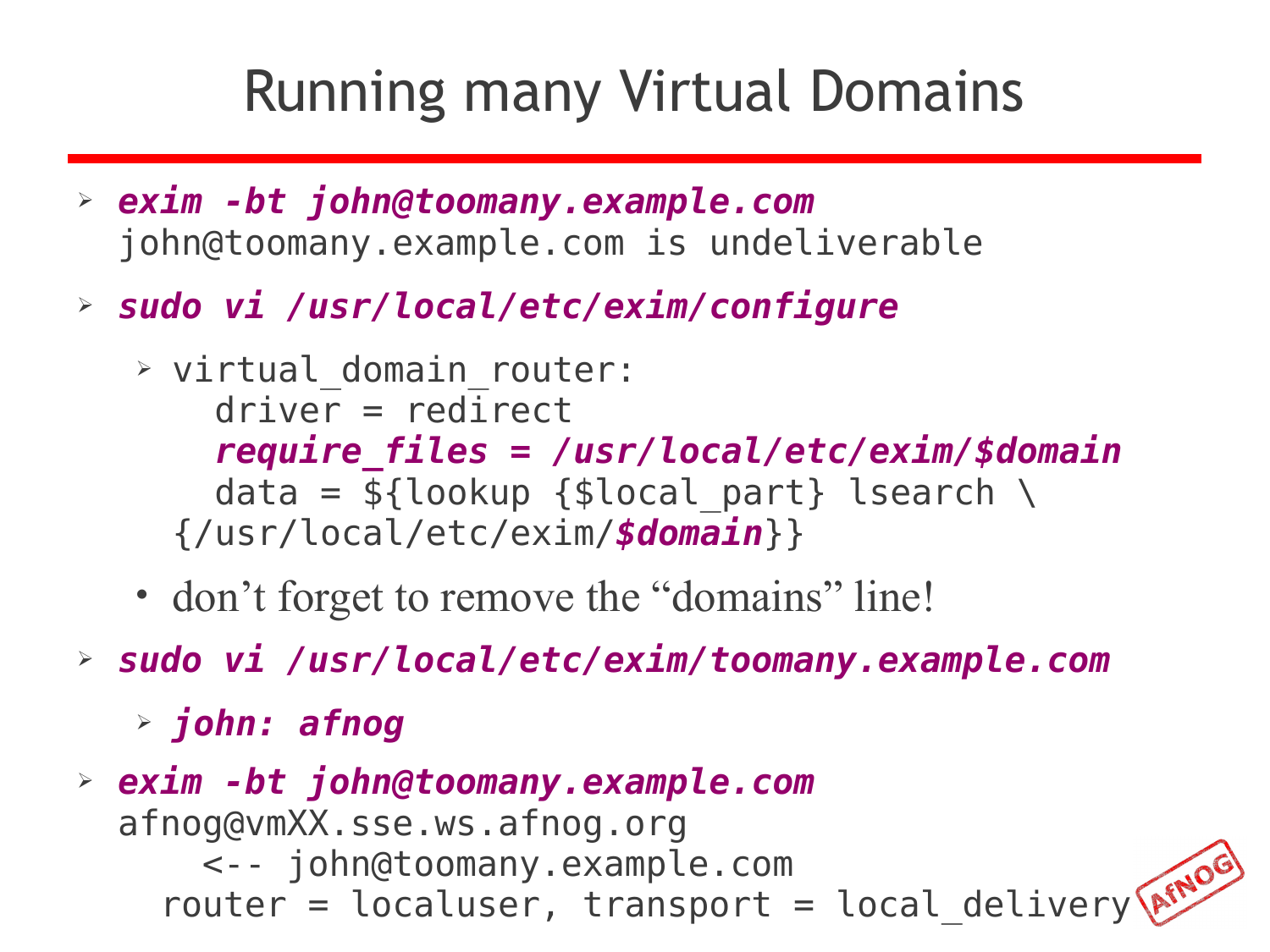# Running many Virtual Domains

- ***exim -bt john@toomany.example.com***
  ```
  john@toomany.example.com is undeliverable
  ```
- ***sudo vi /usr/local/etc/exim/configure***
  - ```
    virtual_domain_router:
      driver = redirect
      require_files = /usr/local/etc/exim/$domain
      data = ${lookup {$local_part} lsearch \
    {/usr/local/etc/exim/$domain}}
    ```
  - don't forget to remove the "domains" line!
- ***sudo vi /usr/local/etc/exim/toomany.example.com***
  - ***john: afnog***
- ***exim -bt john@toomany.example.com***
  ```
  afnog@vmXX.sse.ws.afnog.org
      <-- john@toomany.example.com
    router = localuser, transport = local_delivery
  ```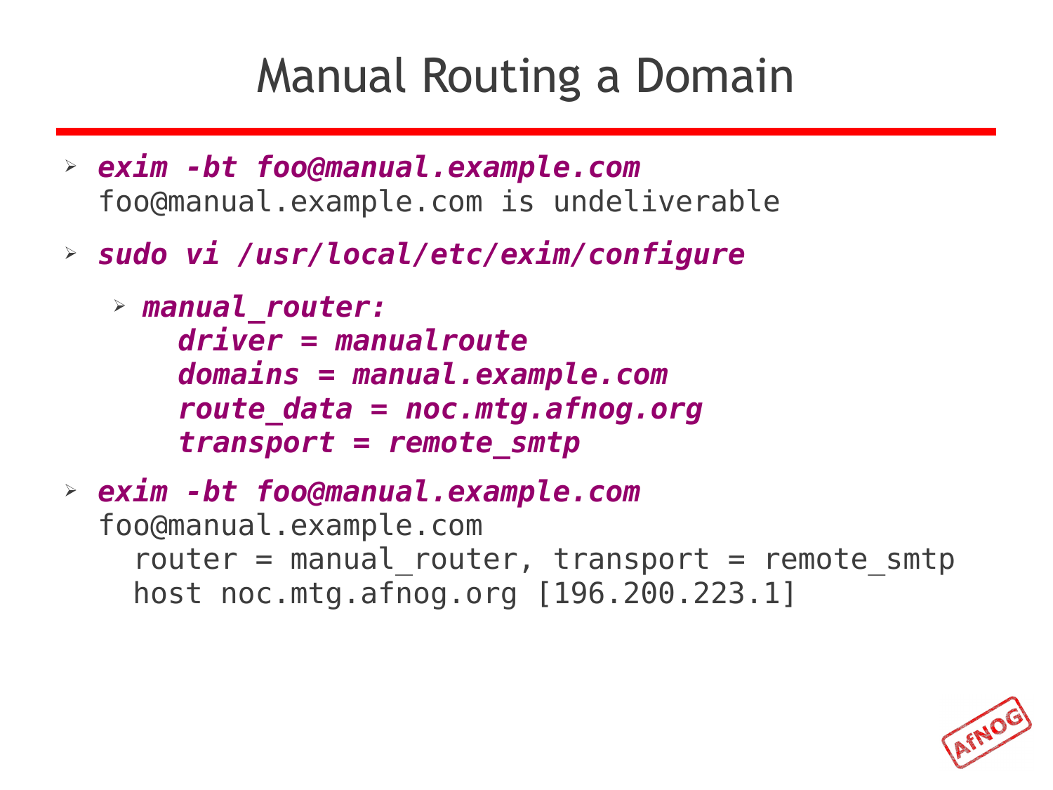# Manual Routing a Domain

- ***exim -bt foo@manual.example.com***
  foo@manual.example.com is undeliverable
- ***sudo vi /usr/local/etc/exim/configure***
  - ***manual_router:***
    ***driver = manualroute***
    ***domains = manual.example.com***
    ***route_data = noc.mtg.afnog.org***
    ***transport = remote_smtp***
- ***exim -bt foo@manual.example.com***
  foo@manual.example.com
    router = manual_router, transport = remote_smtp
    host noc.mtg.afnog.org [196.200.223.1]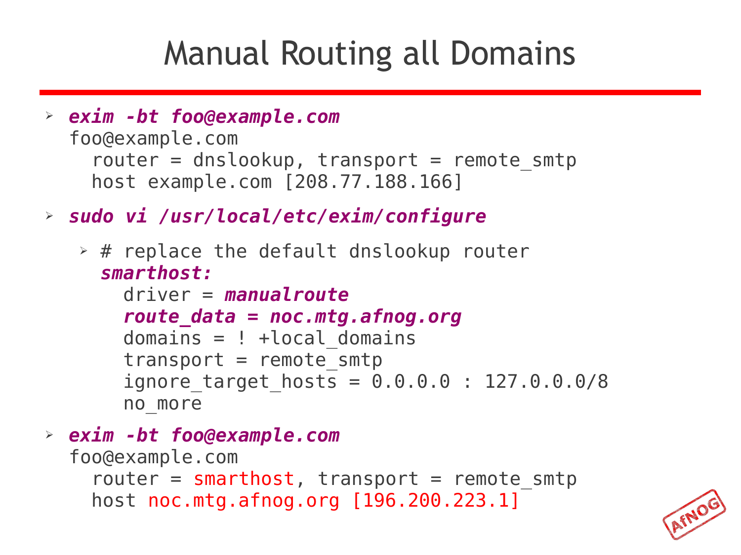# Manual Routing all Domains

- ***exim -bt foo@example.com***

```
foo@example.com
  router = dnslookup, transport = remote_smtp
  host example.com [208.77.188.166]
```

- ***sudo vi /usr/local/etc/exim/configure***

  - # replace the default dnslookup router

```
smarthost:
  driver = manualroute
  route_data = noc.mtg.afnog.org
  domains = ! +local_domains
  transport = remote_smtp
  ignore_target_hosts = 0.0.0.0 : 127.0.0.0/8
  no_more
```

- ***exim -bt foo@example.com***

```
foo@example.com
  router = smarthost, transport = remote_smtp
  host noc.mtg.afnog.org [196.200.223.1]
```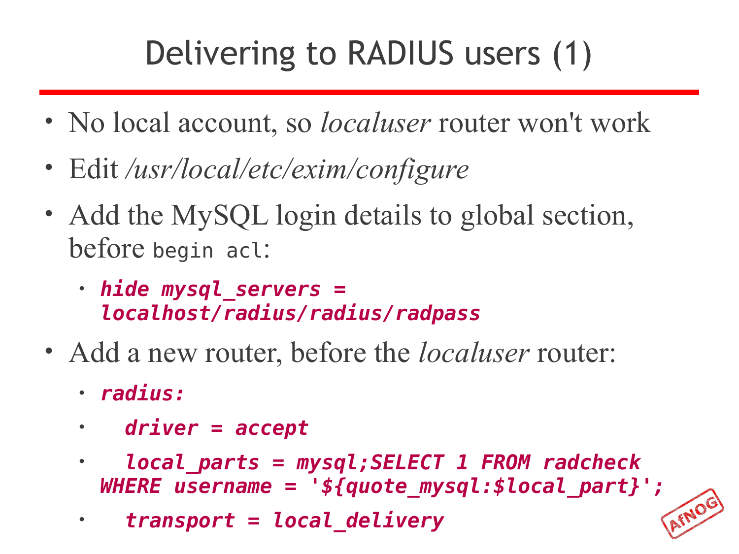# Delivering to RADIUS users (1)

- No local account, so *localuser* router won't work
- Edit */usr/local/etc/exim/configure*
- Add the MySQL login details to global section, before `begin acl`:
  - ***hide mysql_servers = localhost/radius/radius/radpass***
- Add a new router, before the *localuser* router:
  - ***radius:***
  - ***driver = accept***
  - ***local_parts = mysql;SELECT 1 FROM radcheck WHERE username = '${quote_mysql:$local_part}';***
  - ***transport = local_delivery***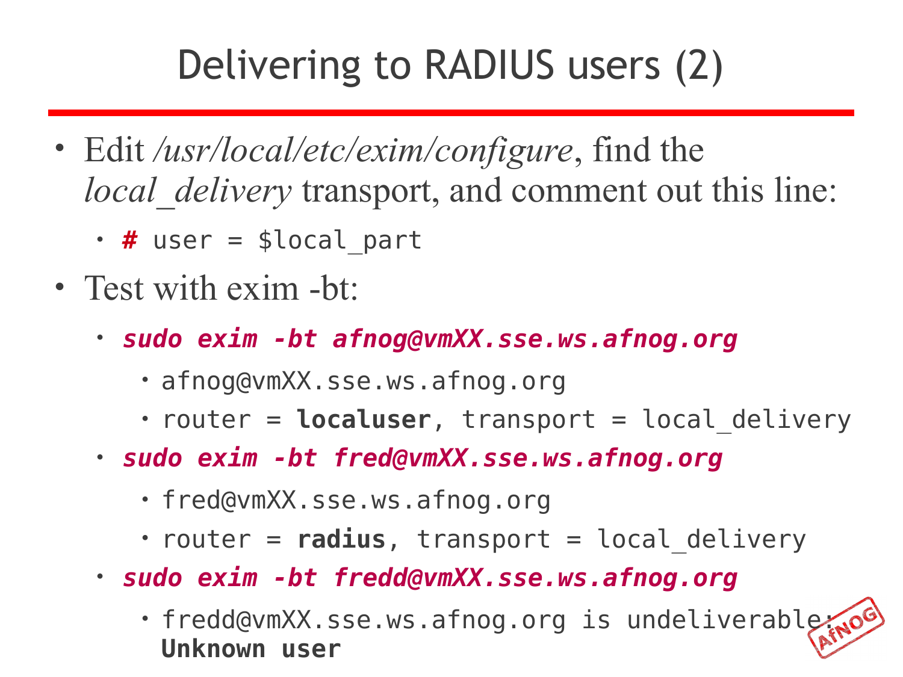# Delivering to RADIUS users (2)

- Edit */usr/local/etc/exim/configure*, find the *local_delivery* transport, and comment out this line:
  - `# user = $local_part`
- Test with exim -bt:
  - ***`sudo exim -bt afnog@vmXX.sse.ws.afnog.org`***
    - `afnog@vmXX.sse.ws.afnog.org`
    - `router = `**`localuser`**`, transport = local_delivery`
  - ***`sudo exim -bt fred@vmXX.sse.ws.afnog.org`***
    - `fred@vmXX.sse.ws.afnog.org`
    - `router = `**`radius`**`, transport = local_delivery`
  - ***`sudo exim -bt fredd@vmXX.sse.ws.afnog.org`***
    - `fredd@vmXX.sse.ws.afnog.org is undeliverable: `**`Unknown user`**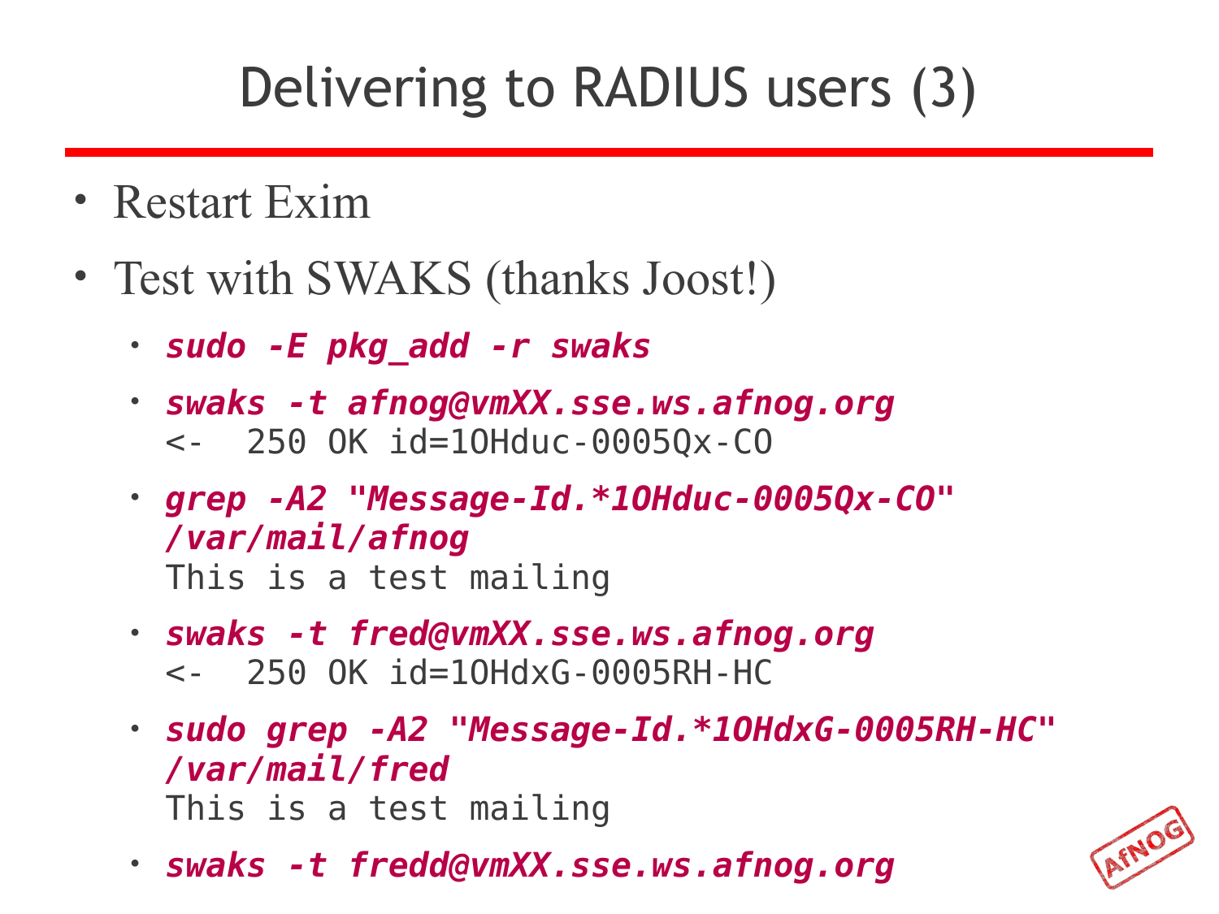# Delivering to RADIUS users (3)

- Restart Exim
- Test with SWAKS (thanks Joost!)
  - ***sudo -E pkg_add -r swaks***
  - ***swaks -t afnog@vmXX.sse.ws.afnog.org***
    `<-  250 OK id=1OHduc-0005Qx-CO`
  - ***grep -A2 "Message-Id.*1OHduc-0005Qx-CO" /var/mail/afnog***
    `This is a test mailing`
  - ***swaks -t fred@vmXX.sse.ws.afnog.org***
    `<-  250 OK id=1OHdxG-0005RH-HC`
  - ***sudo grep -A2 "Message-Id.*1OHdxG-0005RH-HC" /var/mail/fred***
    `This is a test mailing`
  - ***swaks -t fredd@vmXX.sse.ws.afnog.org***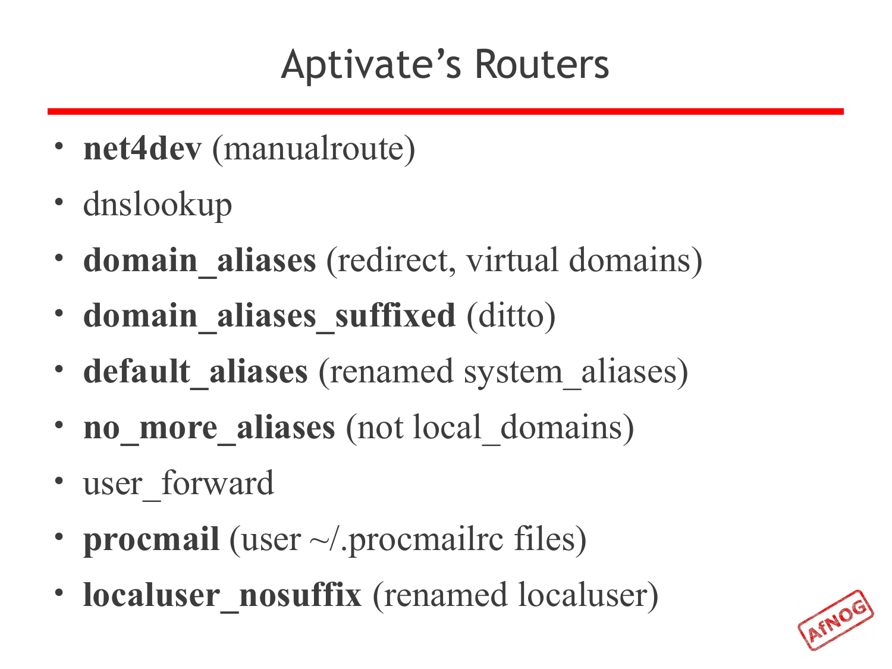# Aptivate's Routers

- **net4dev** (manualroute)
- dnslookup
- **domain_aliases** (redirect, virtual domains)
- **domain_aliases_suffixed** (ditto)
- **default_aliases** (renamed system_aliases)
- **no_more_aliases** (not local_domains)
- user_forward
- **procmail** (user ~/.procmailrc files)
- **localuser_nosuffix** (renamed localuser)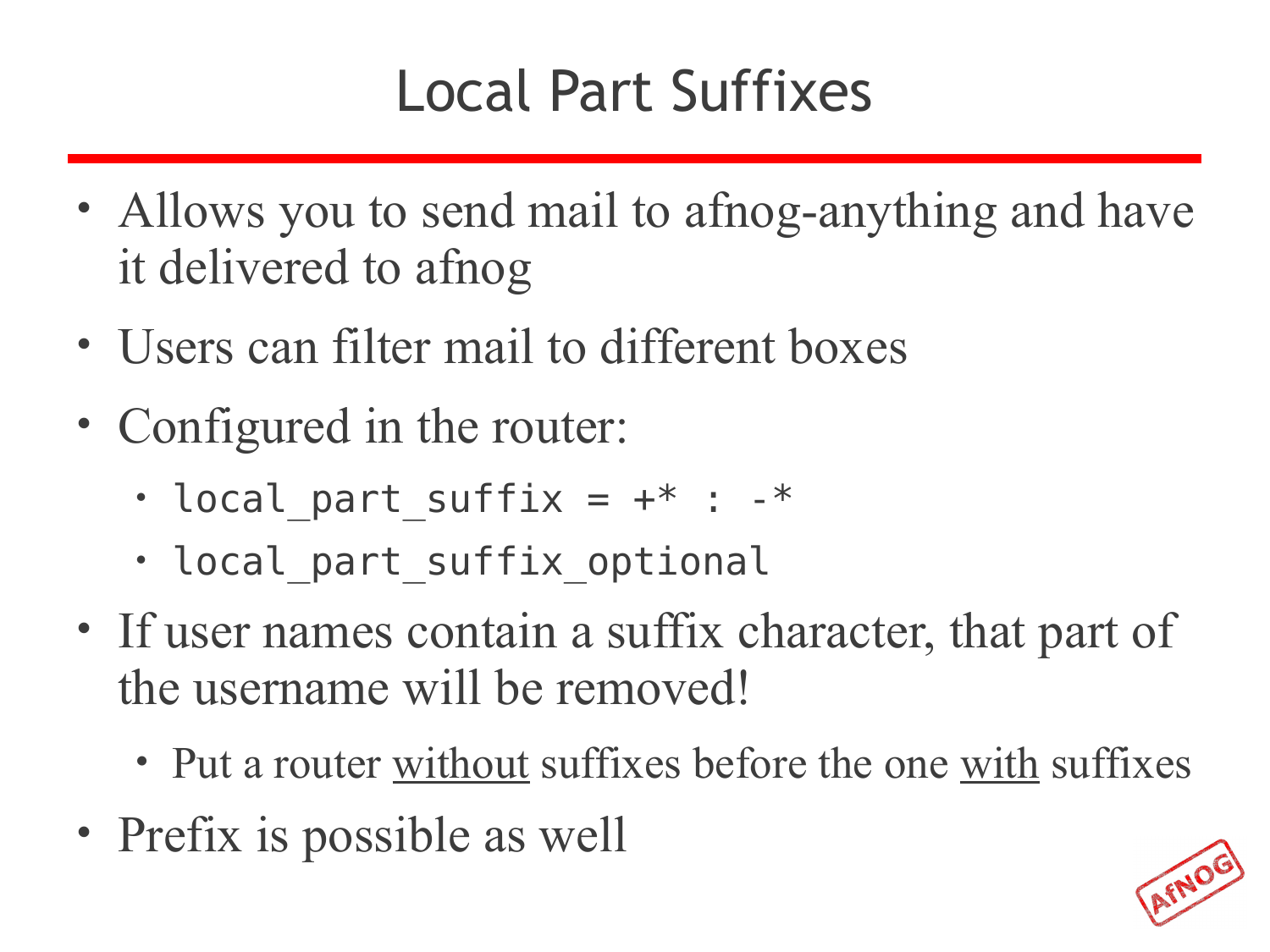# Local Part Suffixes

- Allows you to send mail to afnog-anything and have it delivered to afnog
- Users can filter mail to different boxes
- Configured in the router:
  - `local_part_suffix = +* : -*`
  - `local_part_suffix_optional`
- If user names contain a suffix character, that part of the username will be removed!
  - Put a router <u>without</u> suffixes before the one <u>with</u> suffixes
- Prefix is possible as well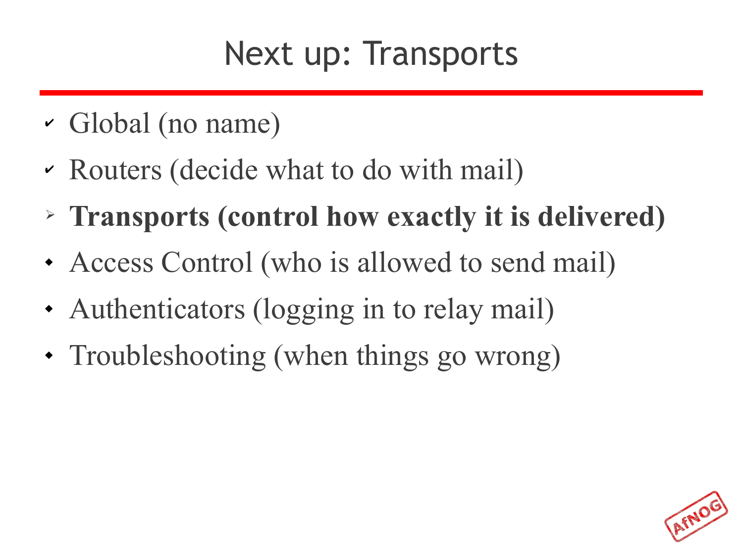# Next up: Transports

- ✔ Global (no name)
- ✔ Routers (decide what to do with mail)
- ➢ **Transports (control how exactly it is delivered)**
- Access Control (who is allowed to send mail)
- Authenticators (logging in to relay mail)
- Troubleshooting (when things go wrong)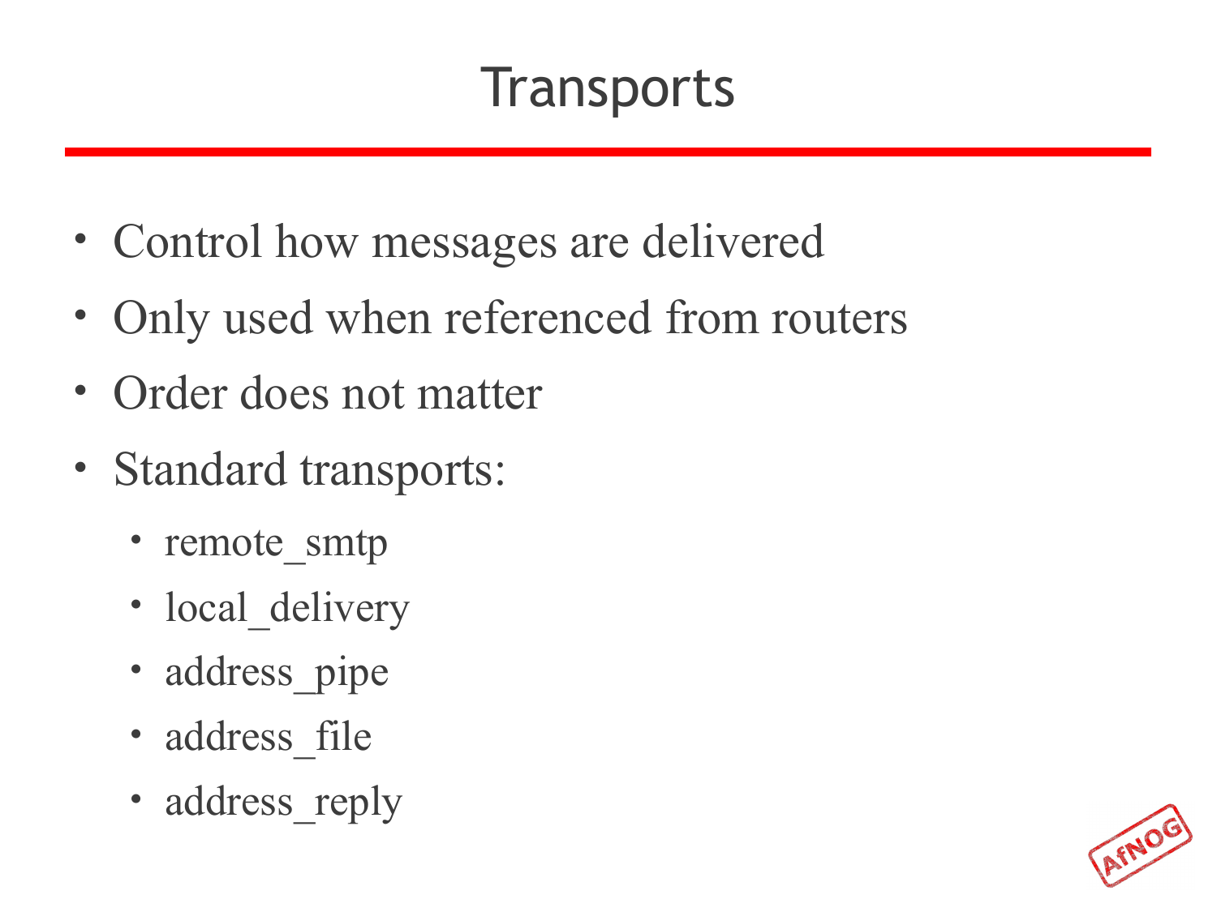# Transports

- Control how messages are delivered
- Only used when referenced from routers
- Order does not matter
- Standard transports:
  - remote_smtp
  - local_delivery
  - address_pipe
  - address_file
  - address_reply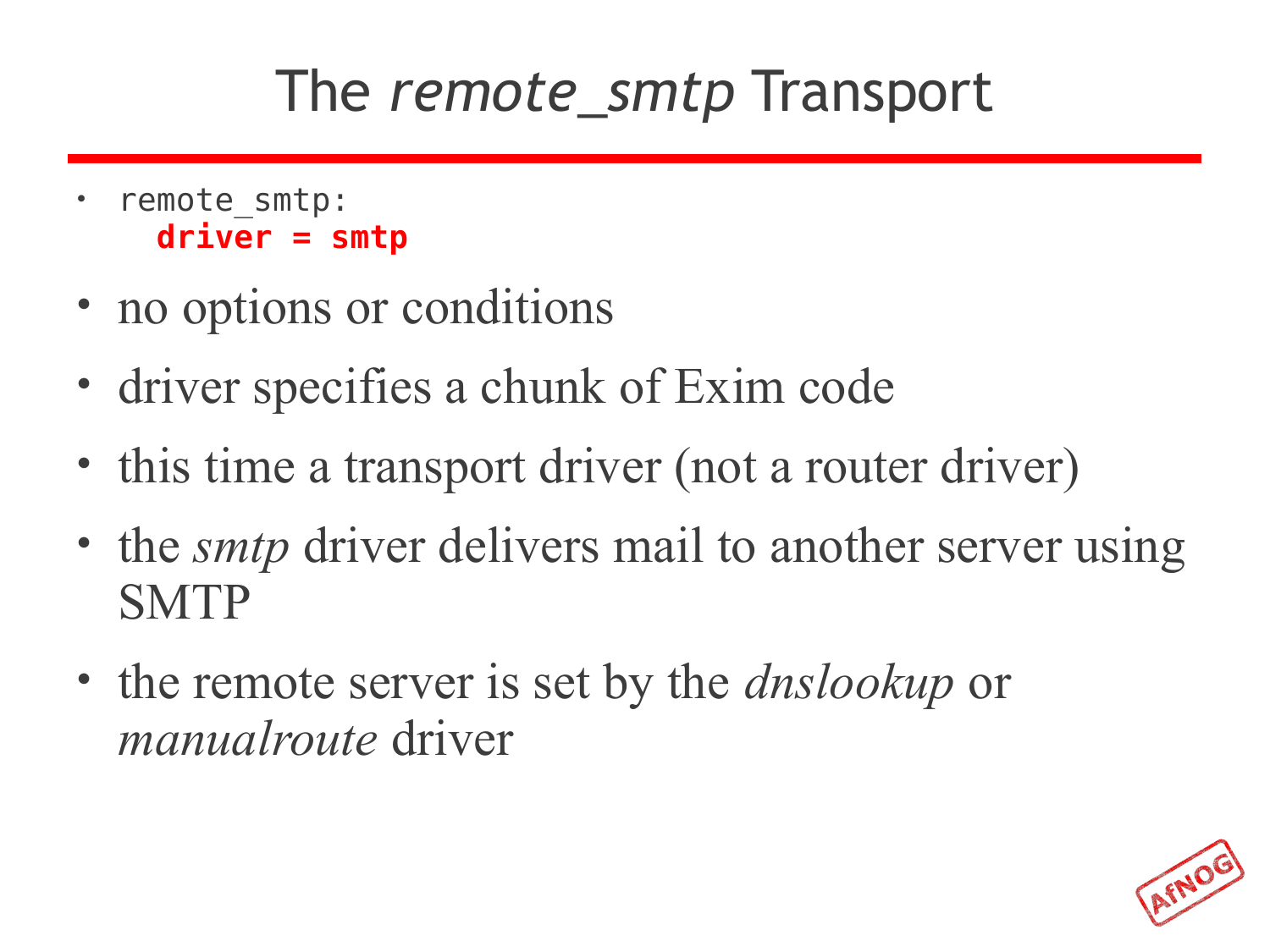# The *remote_smtp* Transport

- ```
  remote_smtp:
    driver = smtp
  ```
- no options or conditions
- driver specifies a chunk of Exim code
- this time a transport driver (not a router driver)
- the *smtp* driver delivers mail to another server using SMTP
- the remote server is set by the *dnslookup* or *manualroute* driver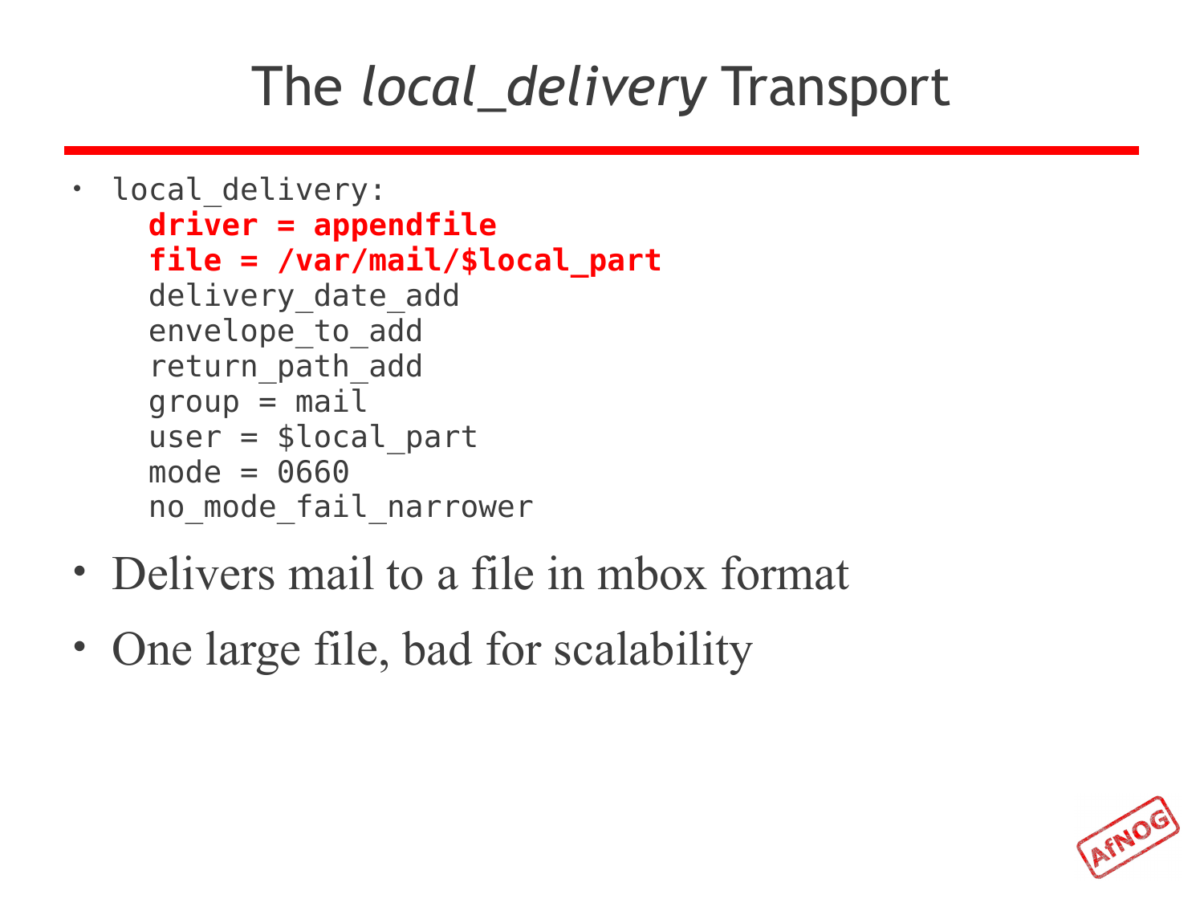# The *local_delivery* Transport

- ```
  local_delivery:
    driver = appendfile
    file = /var/mail/$local_part
    delivery_date_add
    envelope_to_add
    return_path_add
    group = mail
    user = $local_part
    mode = 0660
    no_mode_fail_narrower
  ```
- Delivers mail to a file in mbox format
- One large file, bad for scalability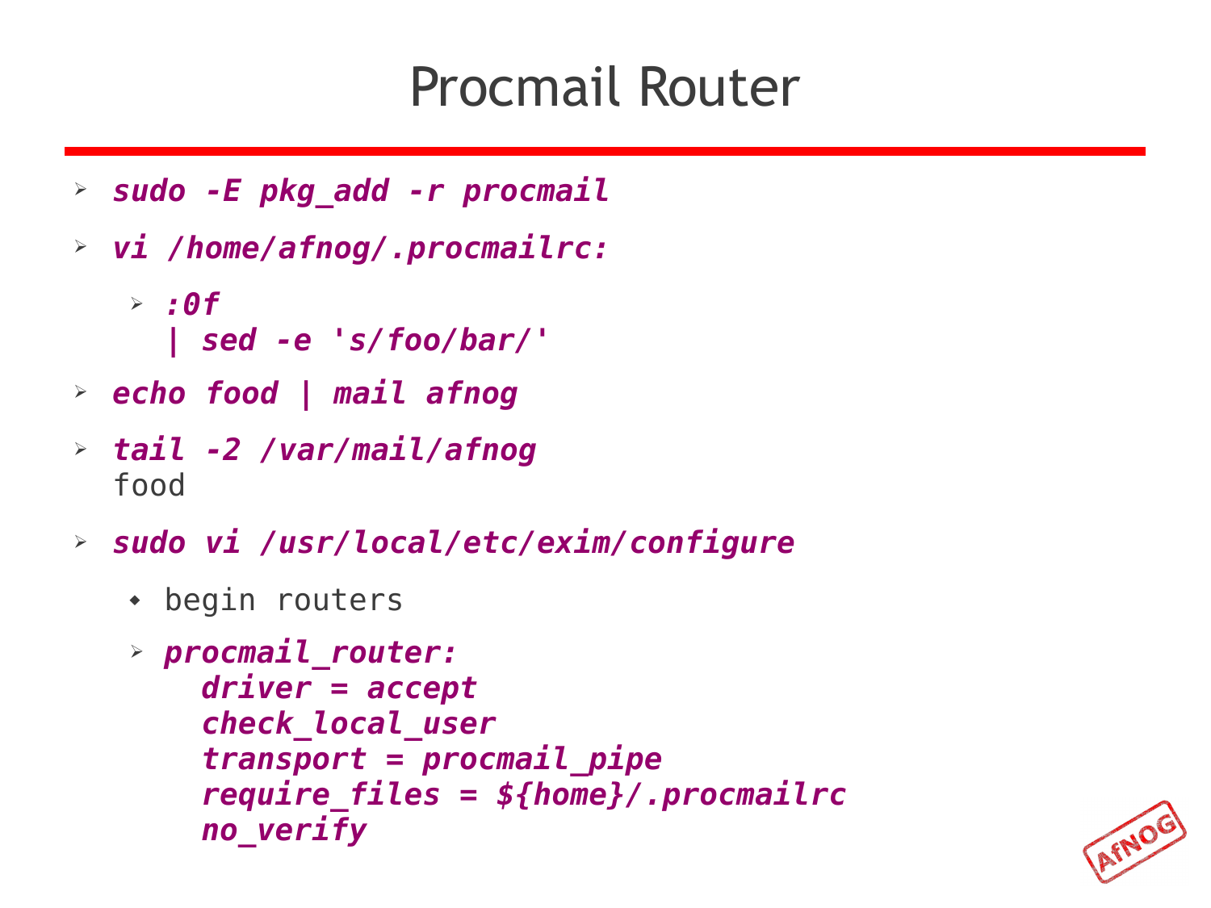# Procmail Router

- ***sudo -E pkg_add -r procmail***
- ***vi /home/afnog/.procmailrc:***
  - ***:0f***
    ***| sed -e 's/foo/bar/'***
- ***echo food | mail afnog***
- ***tail -2 /var/mail/afnog***
  food
- ***sudo vi /usr/local/etc/exim/configure***
  - begin routers
  - ***procmail_router:***
    ***driver = accept***
    ***check_local_user***
    ***transport = procmail_pipe***
    ***require_files = ${home}/.procmailrc***
    ***no_verify***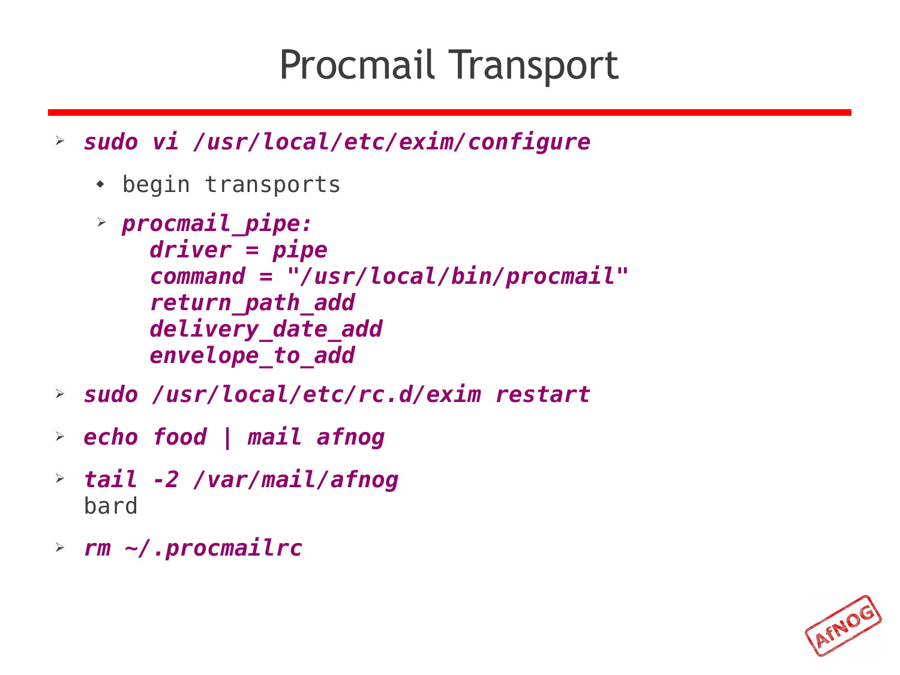# Procmail Transport

- ***sudo vi /usr/local/etc/exim/configure***
  - begin transports
  - ***procmail_pipe:***
    ***driver = pipe***
    ***command = "/usr/local/bin/procmail"***
    ***return_path_add***
    ***delivery_date_add***
    ***envelope_to_add***
- ***sudo /usr/local/etc/rc.d/exim restart***
- ***echo food | mail afnog***
- ***tail -2 /var/mail/afnog***
  bard
- ***rm ~/.procmailrc***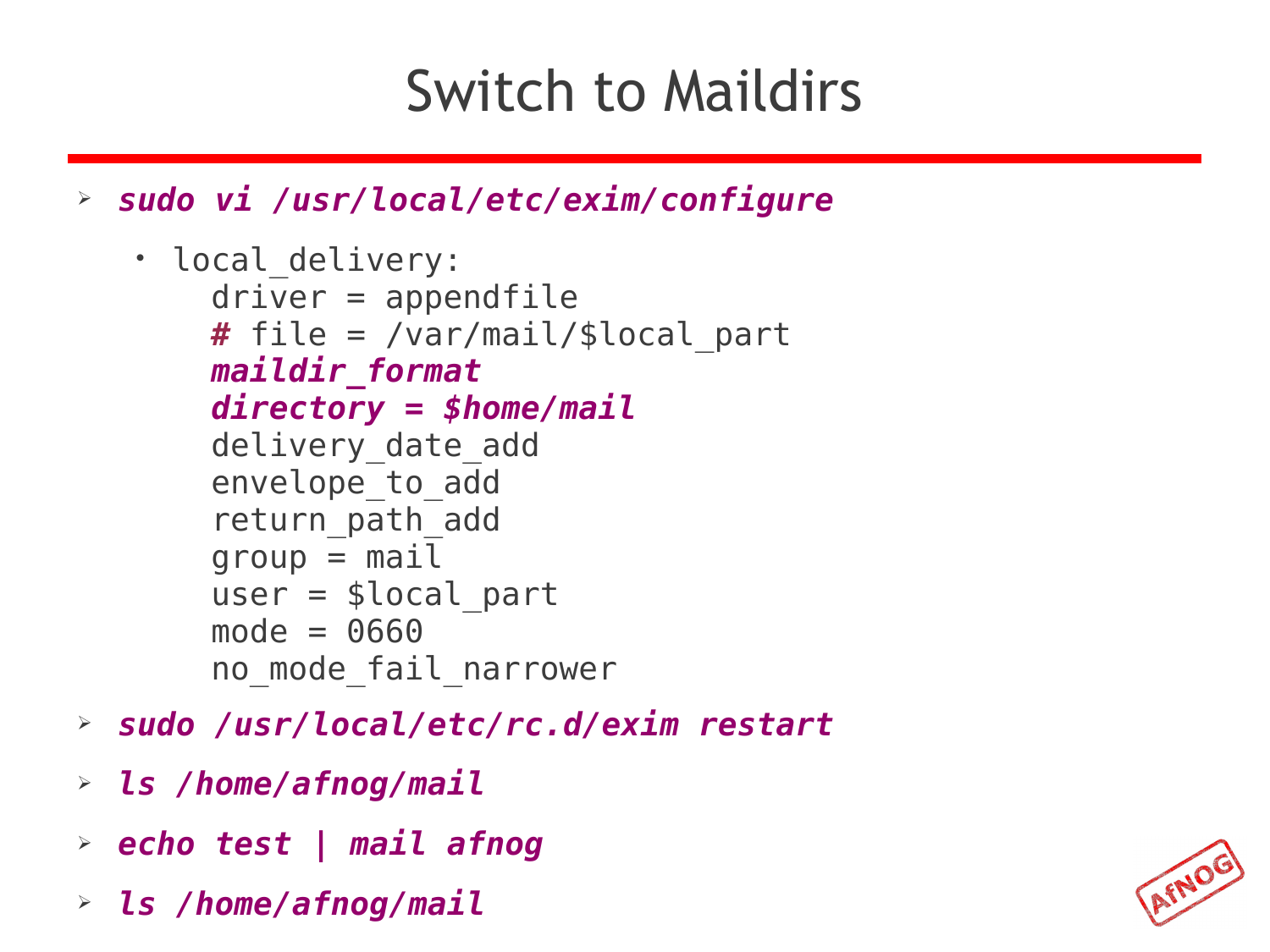# Switch to Maildirs

- ***sudo vi /usr/local/etc/exim/configure***
  - ```
    local_delivery:
      driver = appendfile
      # file = /var/mail/$local_part
      maildir_format
      directory = $home/mail
      delivery_date_add
      envelope_to_add
      return_path_add
      group = mail
      user = $local_part
      mode = 0660
      no_mode_fail_narrower
    ```
- ***sudo /usr/local/etc/rc.d/exim restart***
- ***ls /home/afnog/mail***
- ***echo test | mail afnog***
- ***ls /home/afnog/mail***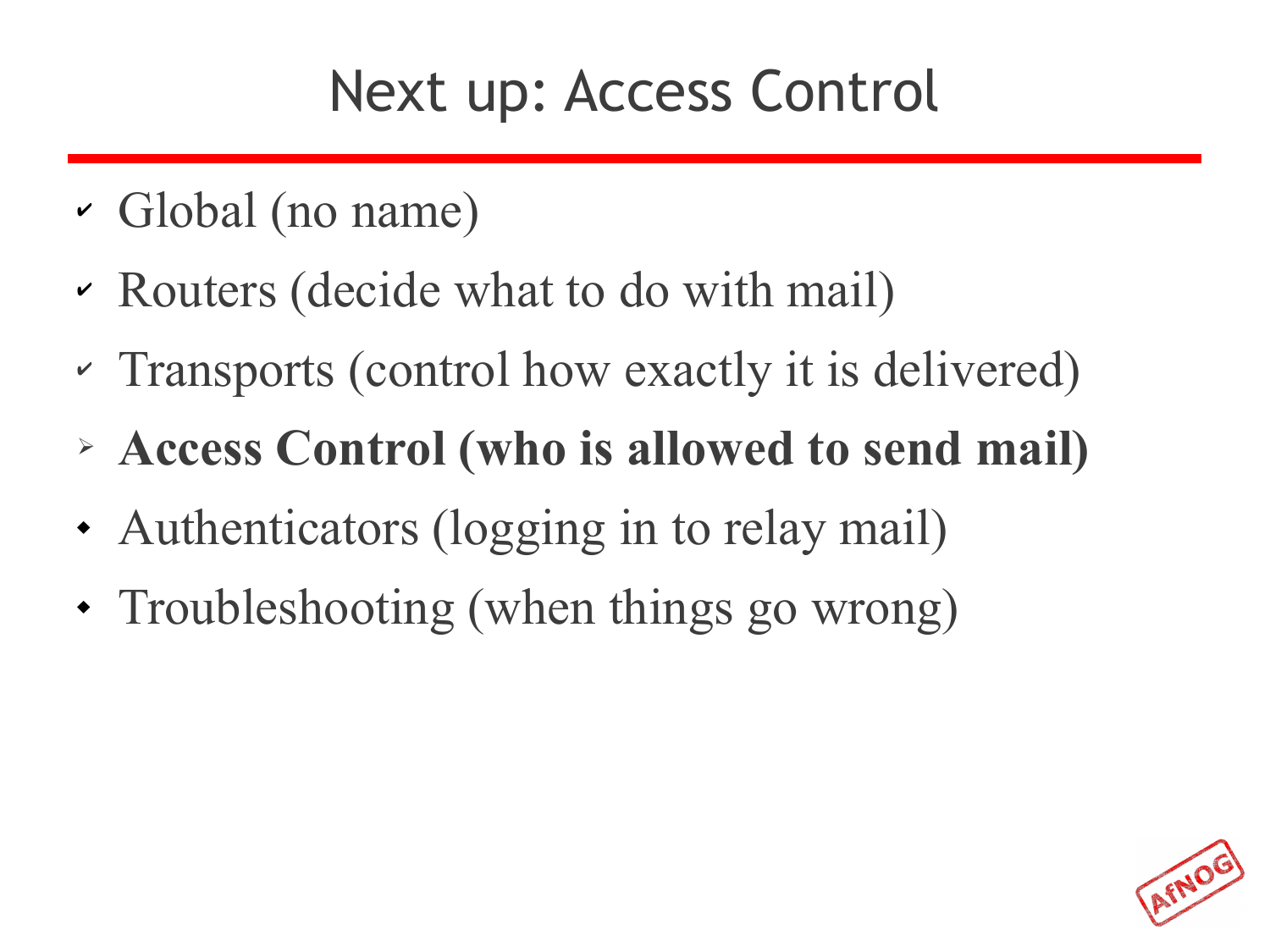# Next up: Access Control

- ✔ Global (no name)
- ✔ Routers (decide what to do with mail)
- ✔ Transports (control how exactly it is delivered)
- ➢ **Access Control (who is allowed to send mail)**
- Authenticators (logging in to relay mail)
- Troubleshooting (when things go wrong)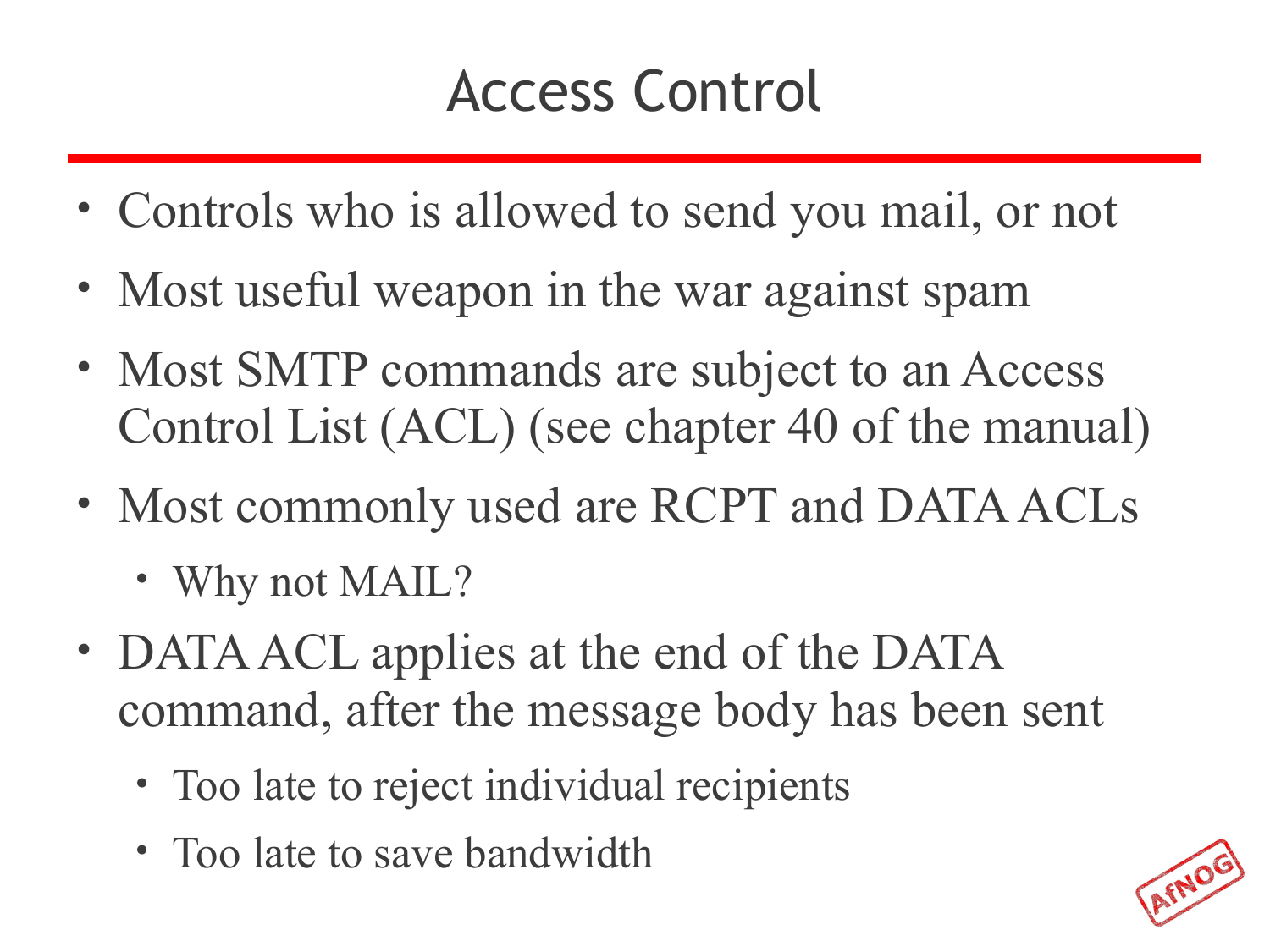# Access Control

- Controls who is allowed to send you mail, or not
- Most useful weapon in the war against spam
- Most SMTP commands are subject to an Access Control List (ACL) (see chapter 40 of the manual)
- Most commonly used are RCPT and DATA ACLs
  - Why not MAIL?
- DATA ACL applies at the end of the DATA command, after the message body has been sent
  - Too late to reject individual recipients
  - Too late to save bandwidth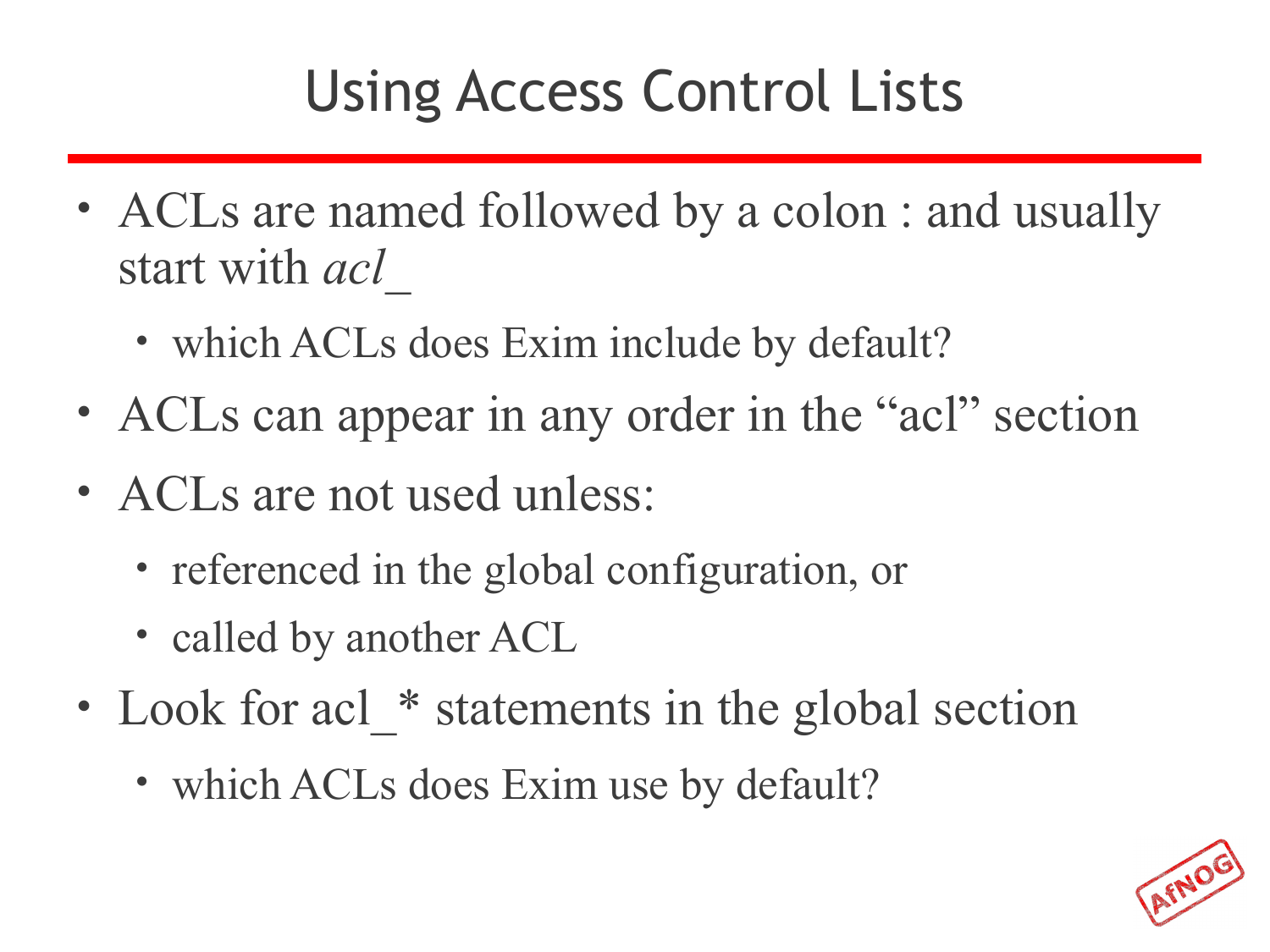# Using Access Control Lists

- ACLs are named followed by a colon : and usually start with *acl_*
  - which ACLs does Exim include by default?
- ACLs can appear in any order in the “acl” section
- ACLs are not used unless:
  - referenced in the global configuration, or
  - called by another ACL
- Look for acl_* statements in the global section
  - which ACLs does Exim use by default?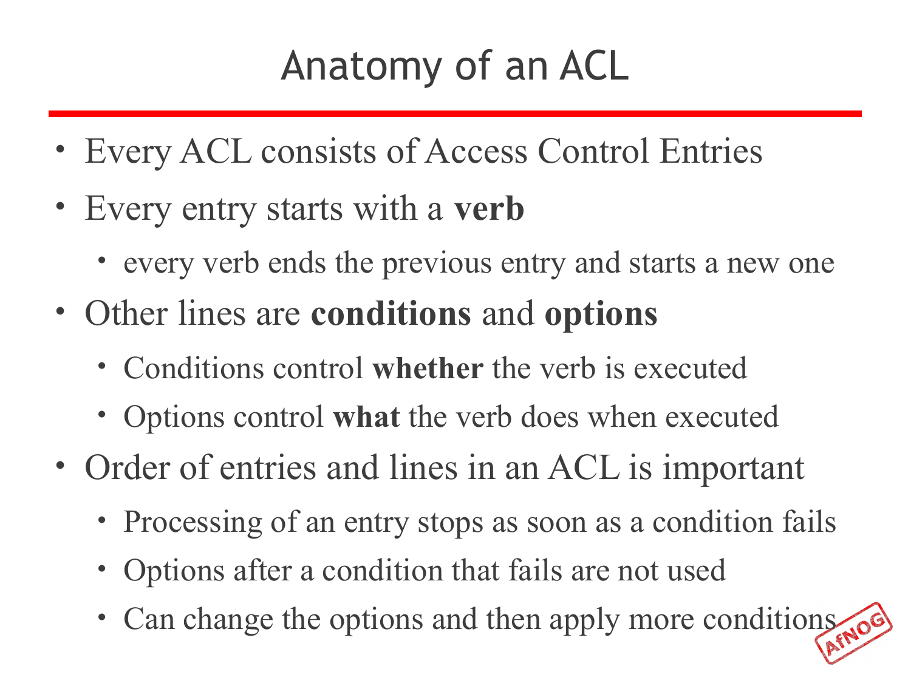# Anatomy of an ACL

- Every ACL consists of Access Control Entries
- Every entry starts with a **verb**
  - every verb ends the previous entry and starts a new one
- Other lines are **conditions** and **options**
  - Conditions control **whether** the verb is executed
  - Options control **what** the verb does when executed
- Order of entries and lines in an ACL is important
  - Processing of an entry stops as soon as a condition fails
  - Options after a condition that fails are not used
  - Can change the options and then apply more conditions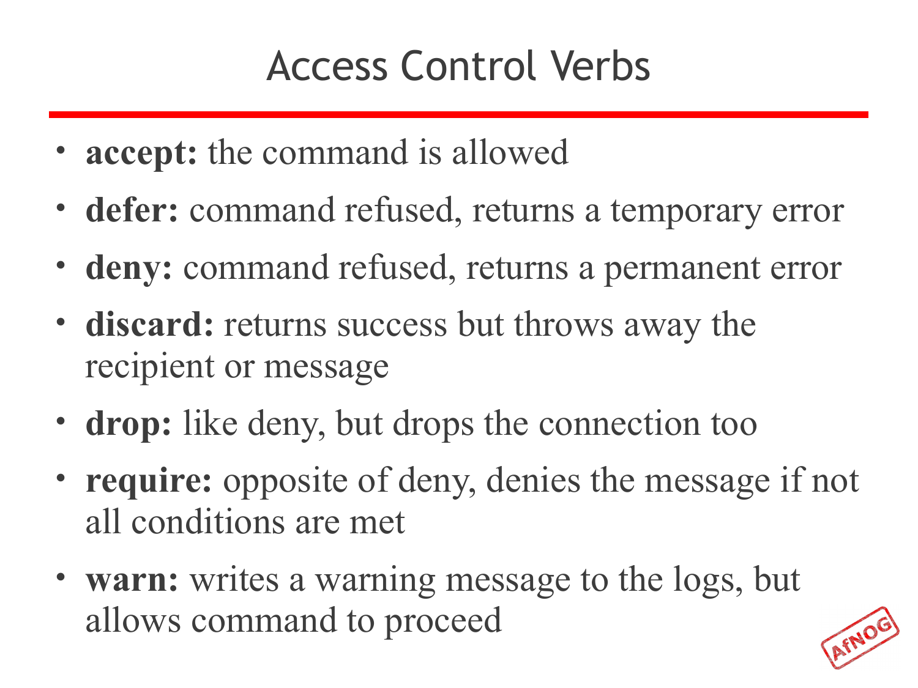# Access Control Verbs

- **accept:** the command is allowed
- **defer:** command refused, returns a temporary error
- **deny:** command refused, returns a permanent error
- **discard:** returns success but throws away the recipient or message
- **drop:** like deny, but drops the connection too
- **require:** opposite of deny, denies the message if not all conditions are met
- **warn:** writes a warning message to the logs, but allows command to proceed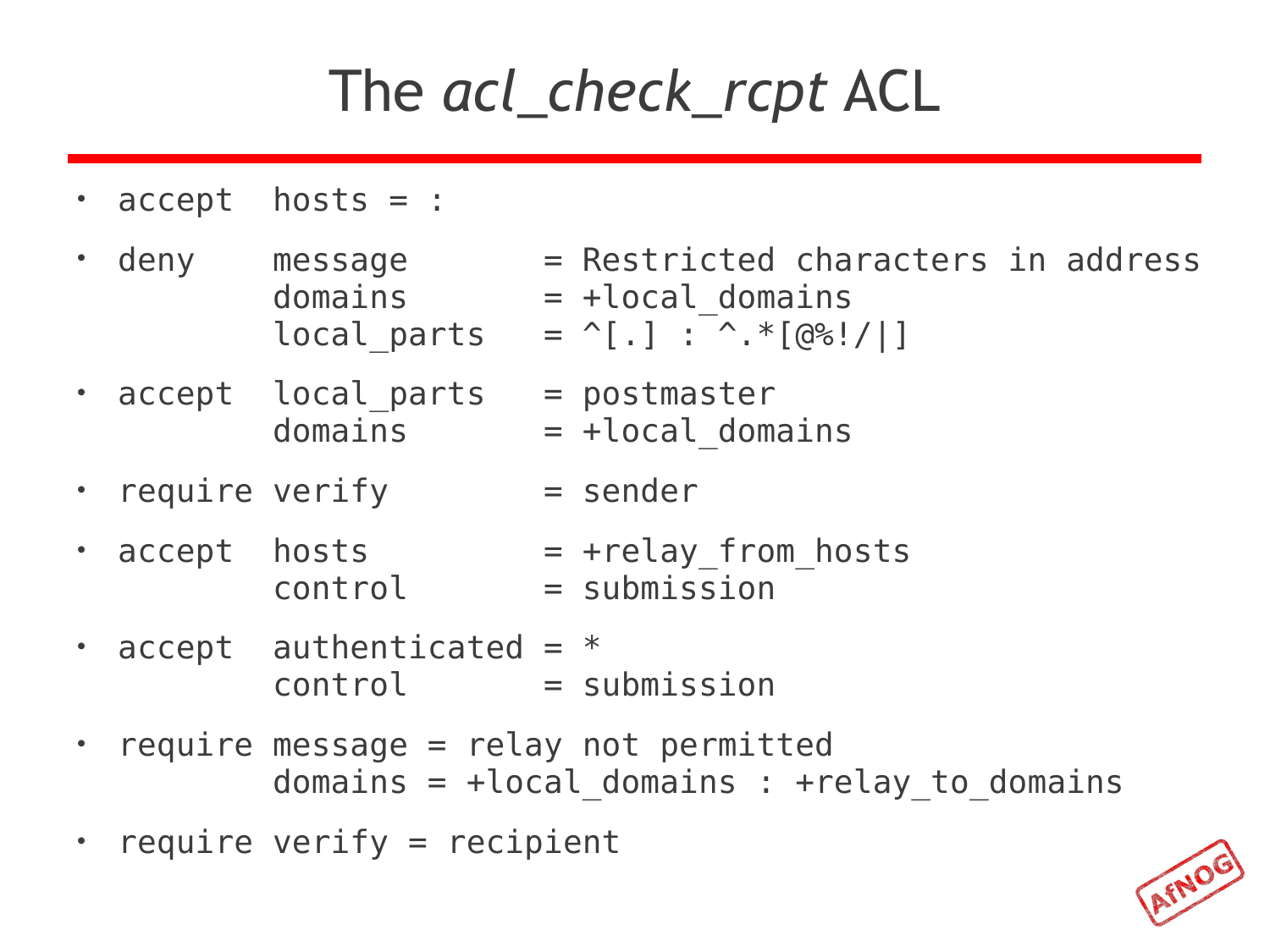# The *acl_check_rcpt* ACL

- ```
  accept  hosts = :
  ```
- ```
  deny    message       = Restricted characters in address
          domains       = +local_domains
          local_parts   = ^[.] : ^.*[@%!/|]
  ```
- ```
  accept  local_parts   = postmaster
          domains       = +local_domains
  ```
- ```
  require verify        = sender
  ```
- ```
  accept  hosts         = +relay_from_hosts
          control       = submission
  ```
- ```
  accept  authenticated = *
          control       = submission
  ```
- ```
  require message = relay not permitted
          domains = +local_domains : +relay_to_domains
  ```
- ```
  require verify = recipient
  ```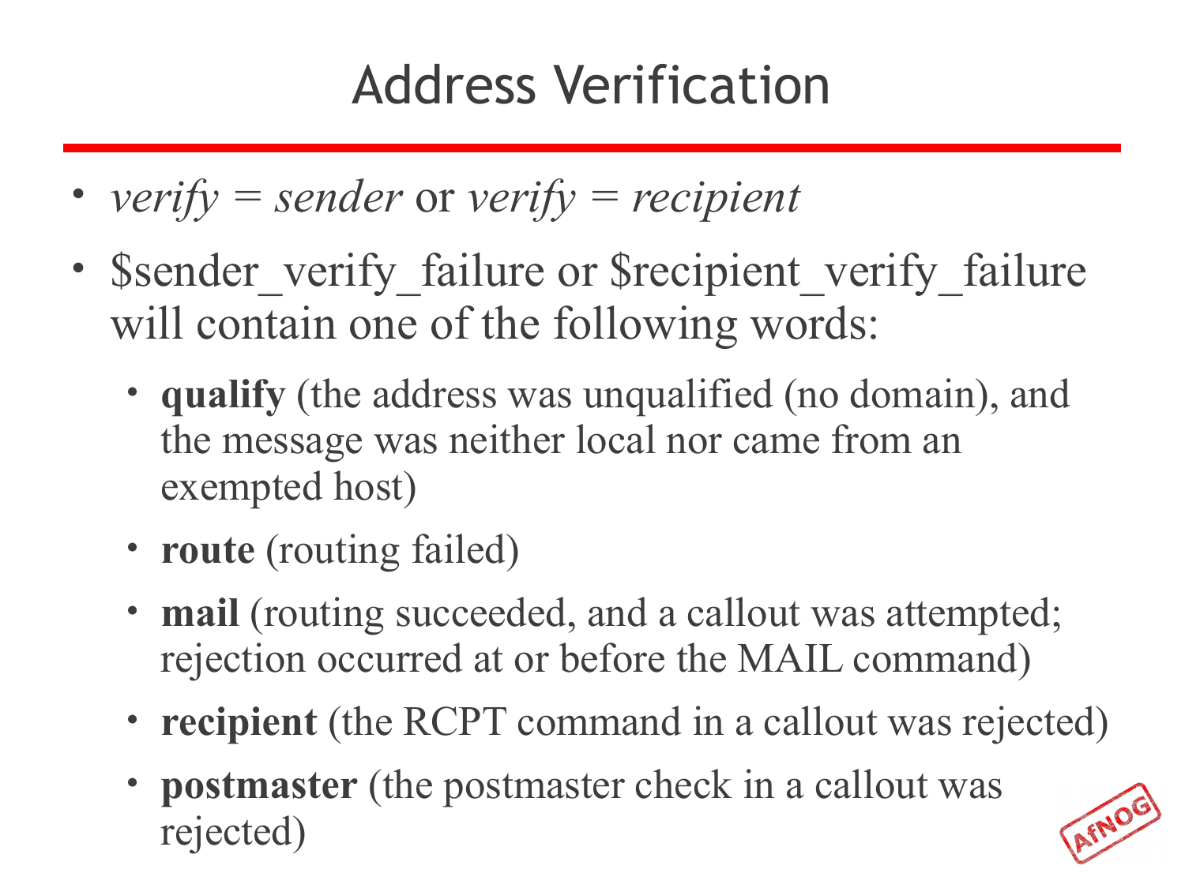# Address Verification

- *verify = sender* or *verify = recipient*
- $sender_verify_failure or $recipient_verify_failure will contain one of the following words:
  - **qualify** (the address was unqualified (no domain), and the message was neither local nor came from an exempted host)
  - **route** (routing failed)
  - **mail** (routing succeeded, and a callout was attempted; rejection occurred at or before the MAIL command)
  - **recipient** (the RCPT command in a callout was rejected)
  - **postmaster** (the postmaster check in a callout was rejected)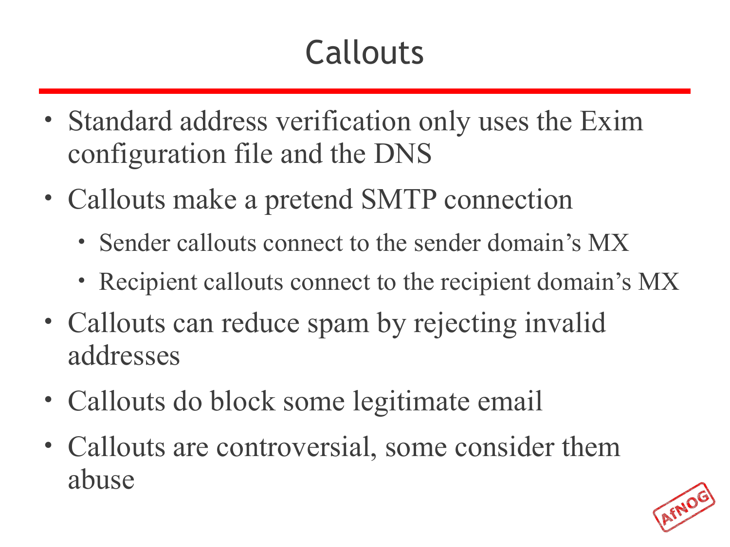# Callouts

- Standard address verification only uses the Exim configuration file and the DNS
- Callouts make a pretend SMTP connection
  - Sender callouts connect to the sender domain's MX
  - Recipient callouts connect to the recipient domain's MX
- Callouts can reduce spam by rejecting invalid addresses
- Callouts do block some legitimate email
- Callouts are controversial, some consider them abuse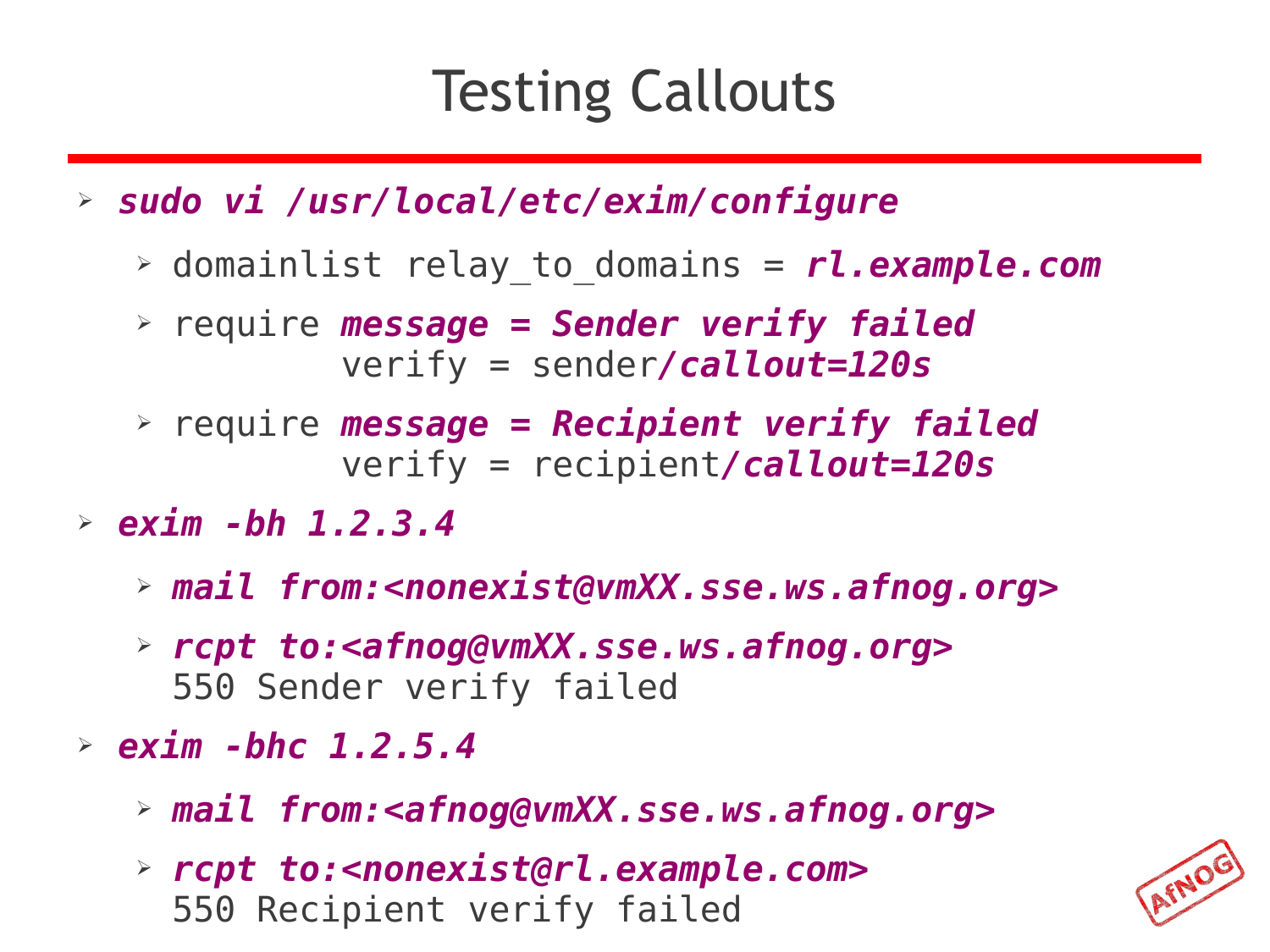# Testing Callouts

- ***sudo vi /usr/local/etc/exim/configure***
  - domainlist relay_to_domains = ***rl.example.com***
  - require ***message = Sender verify failed***
    verify = sender***/callout=120s***
  - require ***message = Recipient verify failed***
    verify = recipient***/callout=120s***
- ***exim -bh 1.2.3.4***
  - ***mail from:<nonexist@vmXX.sse.ws.afnog.org>***
  - ***rcpt to:<afnog@vmXX.sse.ws.afnog.org>***
    550 Sender verify failed
- ***exim -bhc 1.2.5.4***
  - ***mail from:<afnog@vmXX.sse.ws.afnog.org>***
  - ***rcpt to:<nonexist@rl.example.com>***
    550 Recipient verify failed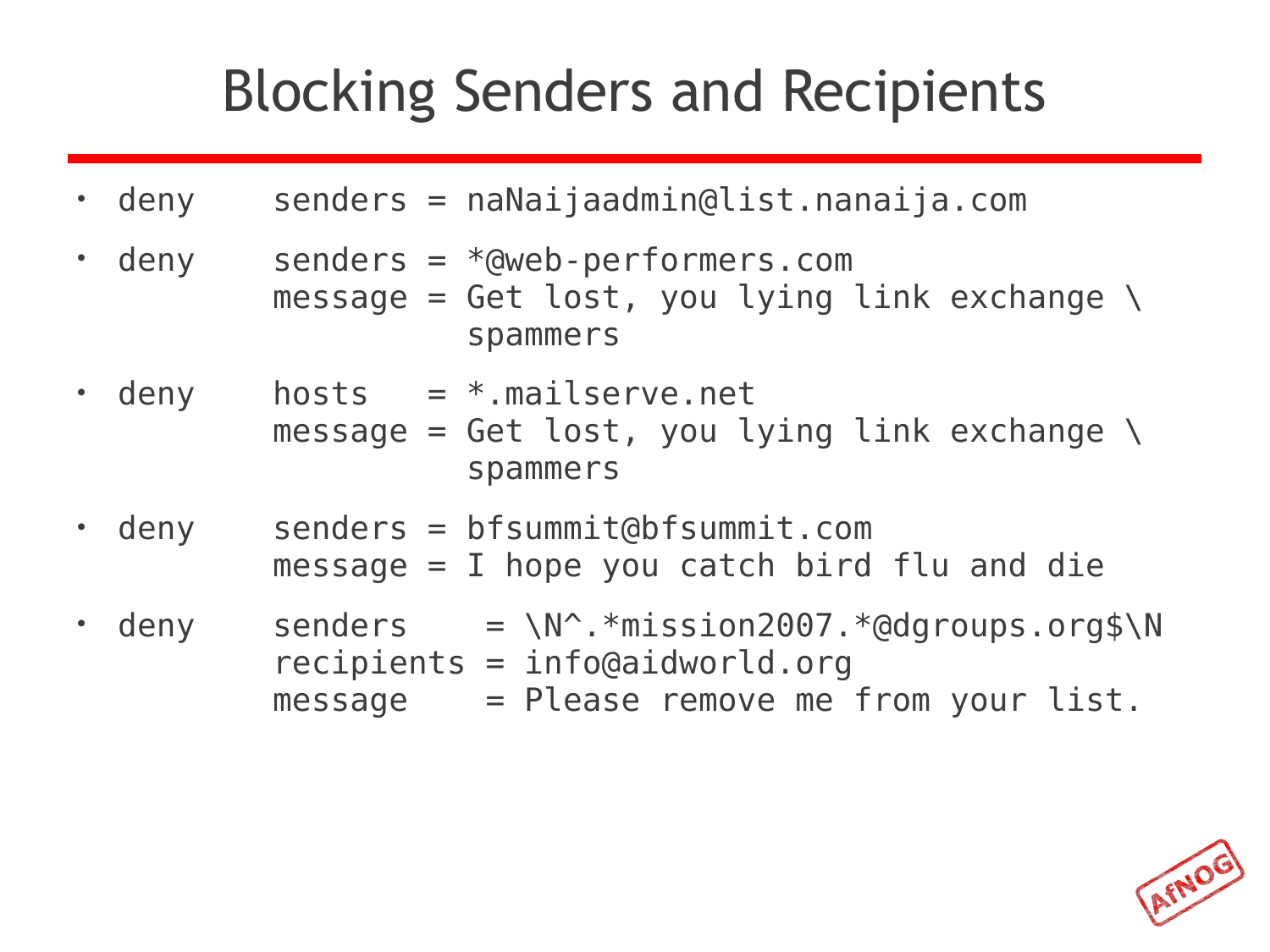# Blocking Senders and Recipients

- ```
  deny    senders = naNaijaadmin@list.nanaija.com
  ```
- ```
  deny    senders = *@web-performers.com
          message = Get lost, you lying link exchange \
                    spammers
  ```
- ```
  deny    hosts   = *.mailserve.net
          message = Get lost, you lying link exchange \
                    spammers
  ```
- ```
  deny    senders = bfsummit@bfsummit.com
          message = I hope you catch bird flu and die
  ```
- ```
  deny    senders    = \N^.*mission2007.*@dgroups.org$\N
          recipients = info@aidworld.org
          message    = Please remove me from your list.
  ```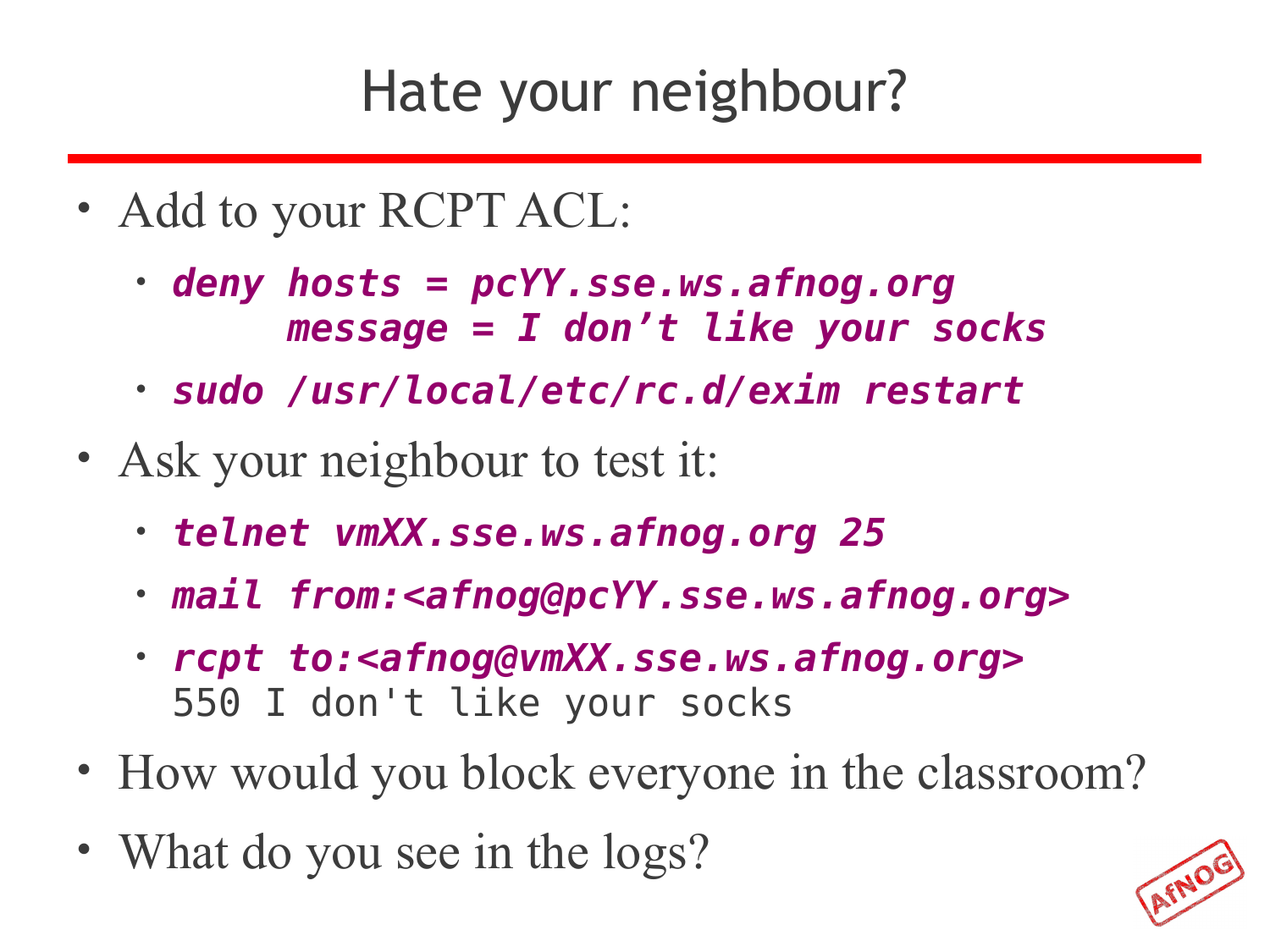# Hate your neighbour?

- Add to your RCPT ACL:
  - ***deny hosts = pcYY.sse.ws.afnog.org***
    ***message = I don't like your socks***
  - ***sudo /usr/local/etc/rc.d/exim restart***
- Ask your neighbour to test it:
  - ***telnet vmXX.sse.ws.afnog.org 25***
  - ***mail from:<afnog@pcYY.sse.ws.afnog.org>***
  - ***rcpt to:<afnog@vmXX.sse.ws.afnog.org>***
    `550 I don't like your socks`
- How would you block everyone in the classroom?
- What do you see in the logs?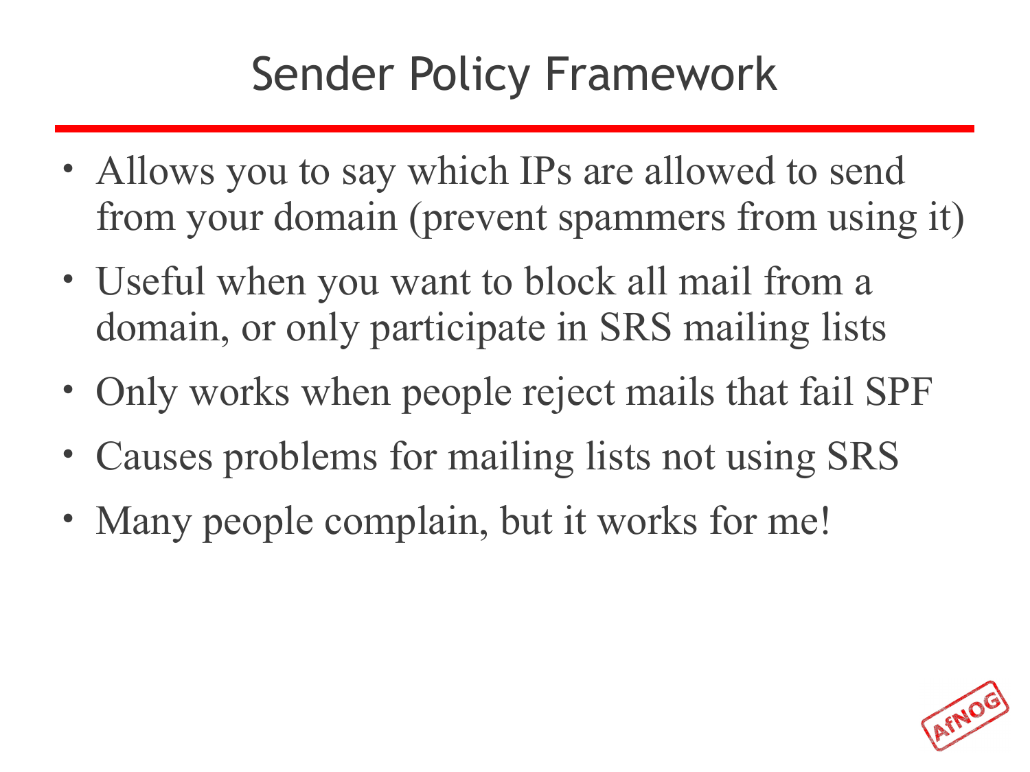# Sender Policy Framework

- Allows you to say which IPs are allowed to send from your domain (prevent spammers from using it)
- Useful when you want to block all mail from a domain, or only participate in SRS mailing lists
- Only works when people reject mails that fail SPF
- Causes problems for mailing lists not using SRS
- Many people complain, but it works for me!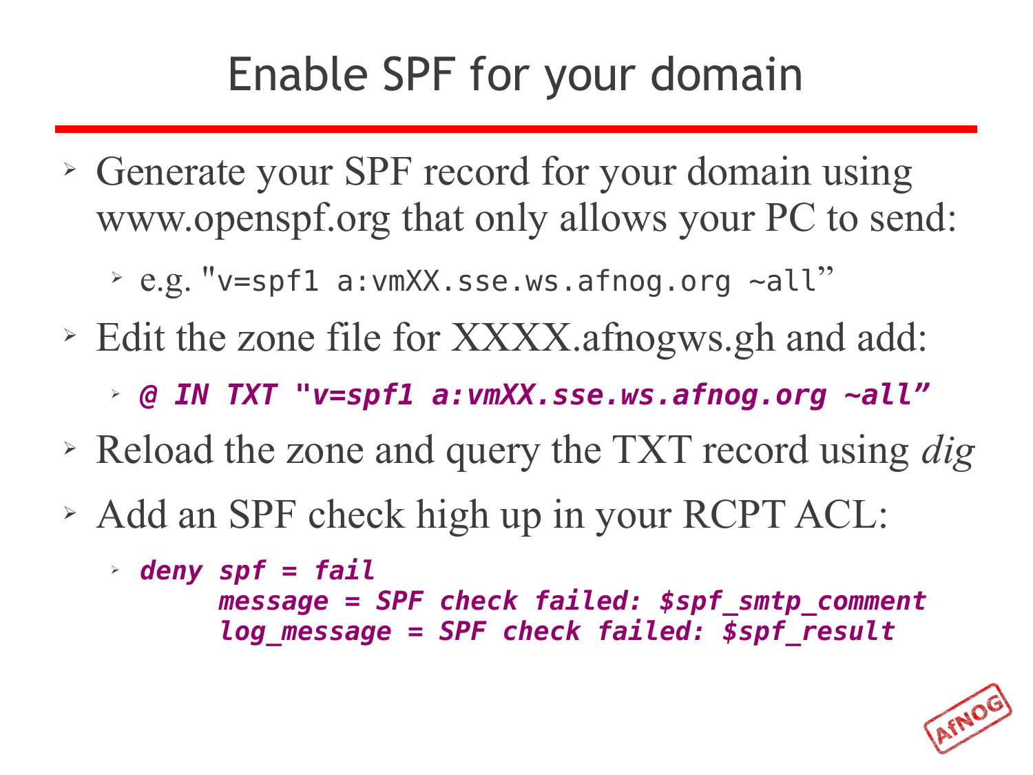# Enable SPF for your domain

- Generate your SPF record for your domain using www.openspf.org that only allows your PC to send:
  - e.g. "v=spf1 a:vmXX.sse.ws.afnog.org ~all"
- Edit the zone file for XXXX.afnogws.gh and add:
  - ***@ IN TXT "v=spf1 a:vmXX.sse.ws.afnog.org ~all"***
- Reload the zone and query the TXT record using *dig*
- Add an SPF check high up in your RCPT ACL:
  - ```
    deny spf = fail
         message = SPF check failed: $spf_smtp_comment
         log_message = SPF check failed: $spf_result
    ```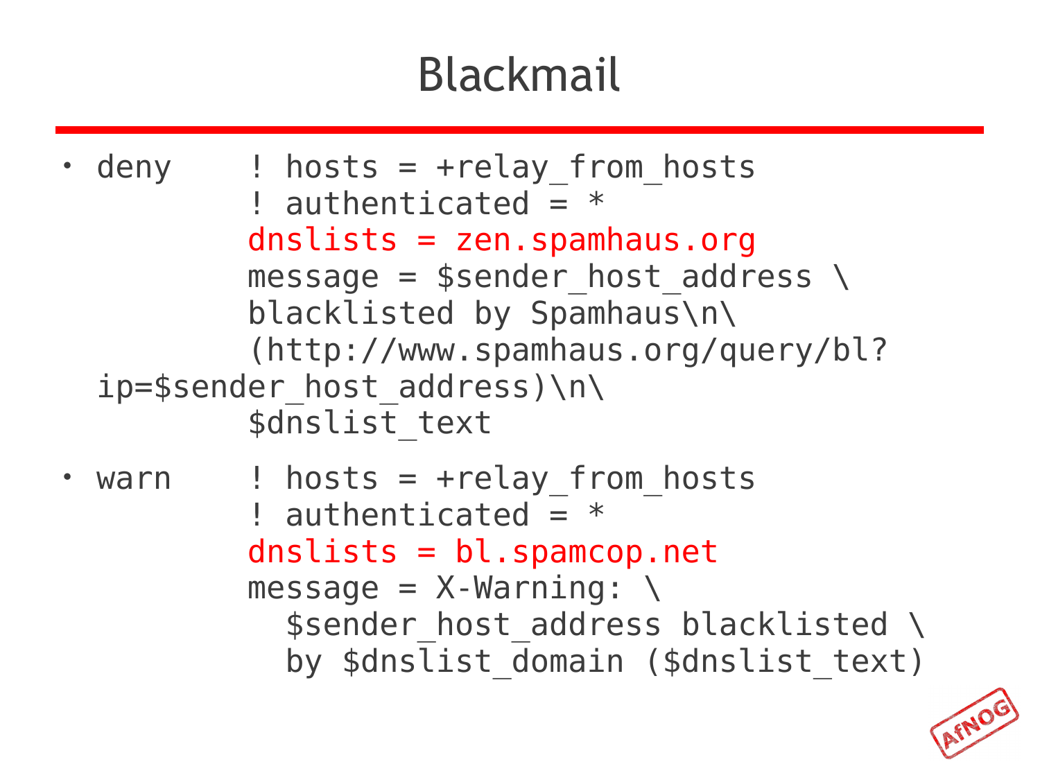# Blackmail

- ```
  deny    ! hosts = +relay_from_hosts
          ! authenticated = *
          dnslists = zen.spamhaus.org
          message = $sender_host_address \
          blacklisted by Spamhaus\n\
          (http://www.spamhaus.org/query/bl?
  ip=$sender_host_address)\n\
          $dnslist_text
  ```
- ```
  warn    ! hosts = +relay_from_hosts
          ! authenticated = *
          dnslists = bl.spamcop.net
          message = X-Warning: \
            $sender_host_address blacklisted \
            by $dnslist_domain ($dnslist_text)
  ```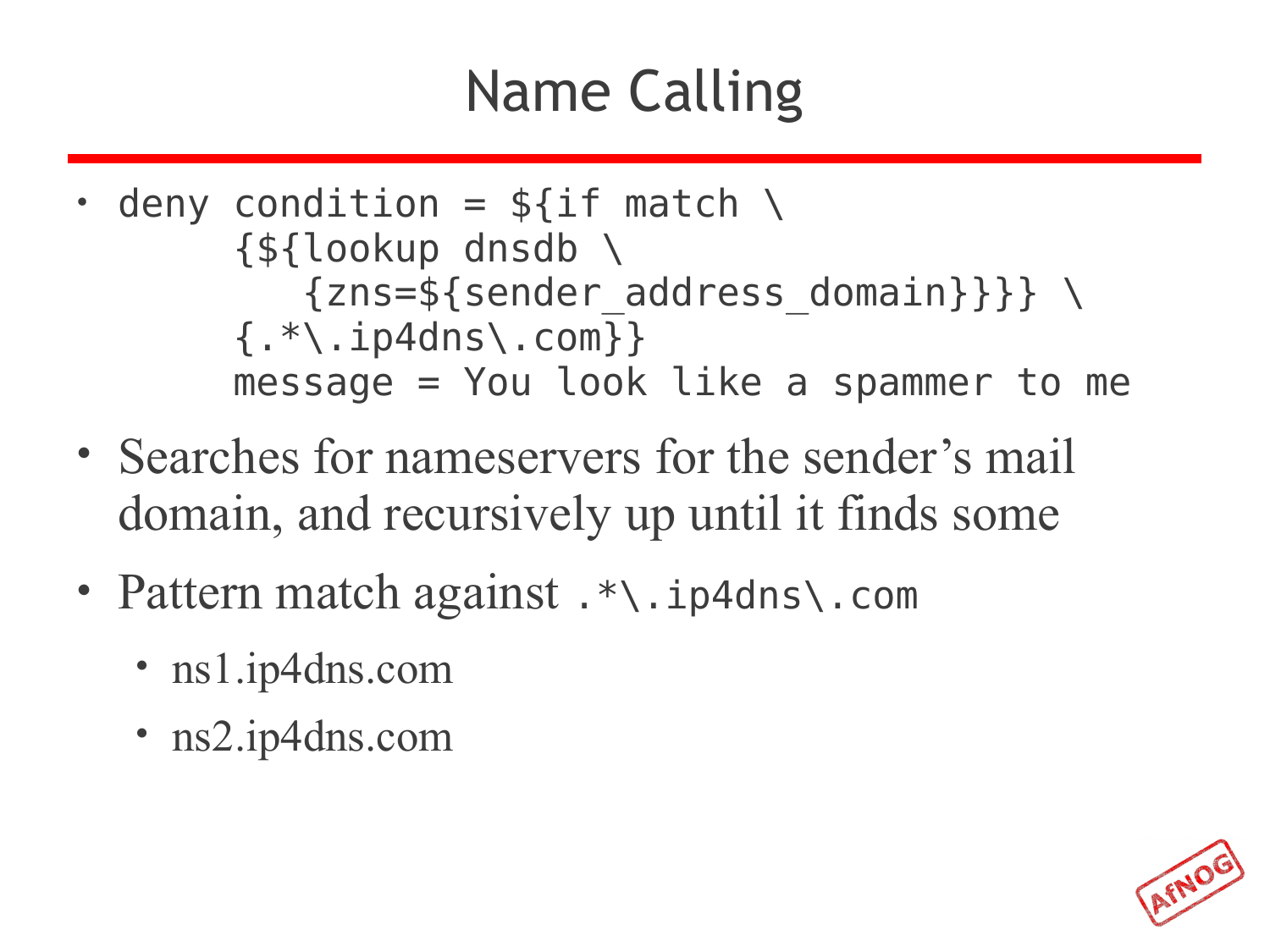# Name Calling

- ```
  deny condition = ${if match \
        {${lookup dnsdb \
           {zns=${sender_address_domain}}}} \
        {.*\.ip4dns\.com}}
        message = You look like a spammer to me
  ```
- Searches for nameservers for the sender's mail domain, and recursively up until it finds some
- Pattern match against `.*\.ip4dns\.com`
  - ns1.ip4dns.com
  - ns2.ip4dns.com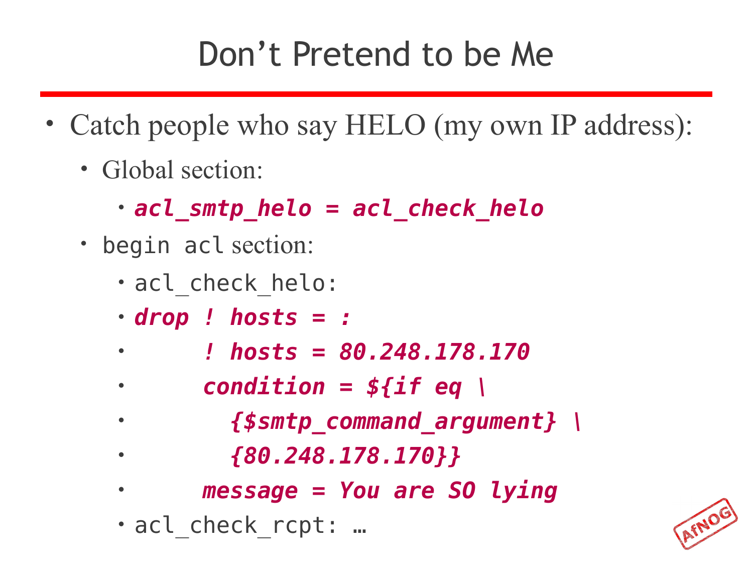# Don't Pretend to be Me

- Catch people who say HELO (my own IP address):
  - Global section:
    - ***acl_smtp_helo = acl_check_helo***
  - `begin acl` section:
    - `acl_check_helo:`
    - ***drop ! hosts = :***
    - ***! hosts = 80.248.178.170***
    - ***condition = ${if eq \***
    - ***{$smtp_command_argument} \***
    - ***{80.248.178.170}}***
    - ***message = You are SO lying***
    - `acl_check_rcpt: …`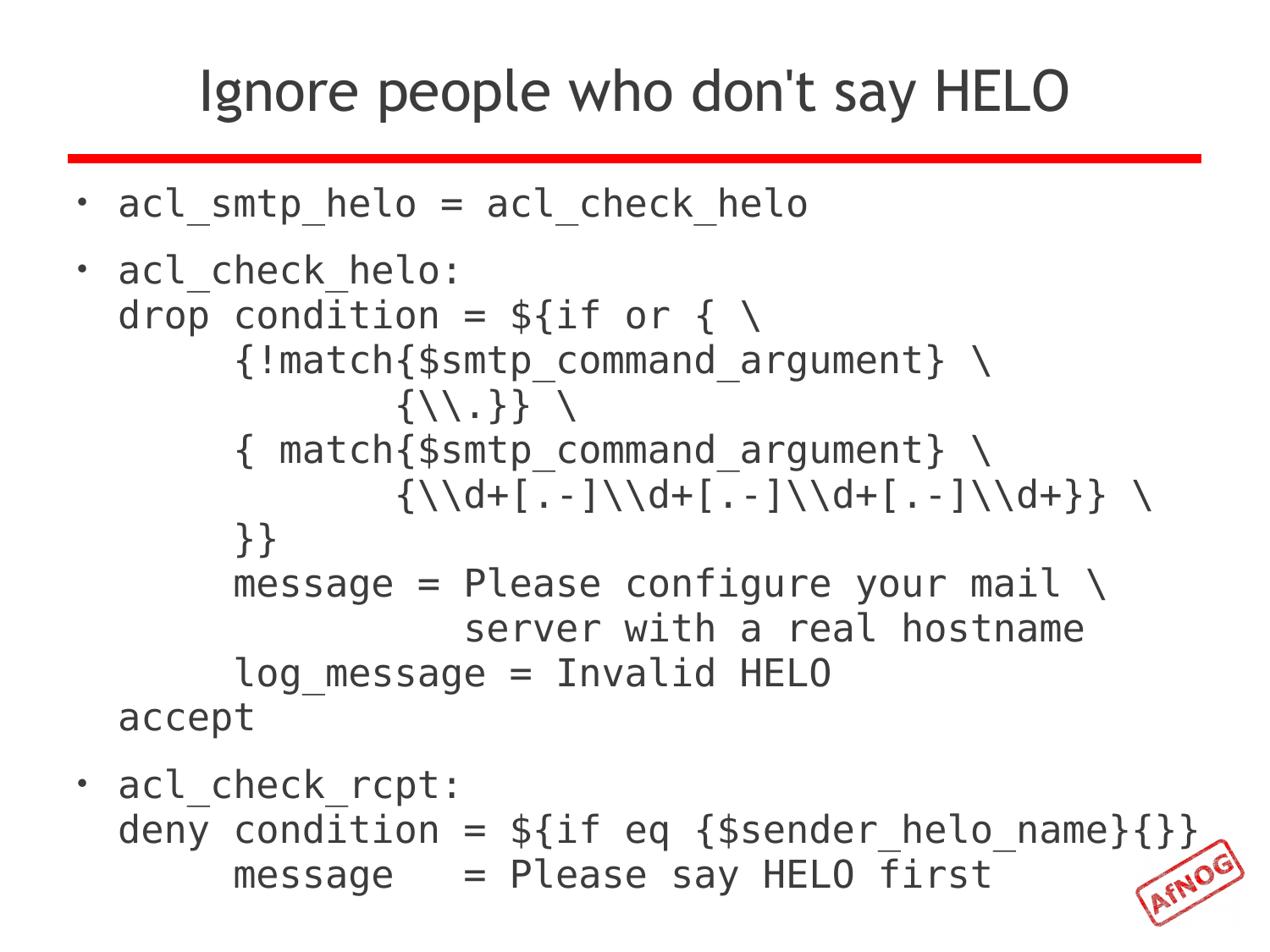# Ignore people who don't say HELO

- `acl_smtp_helo = acl_check_helo`
- acl_check_helo:

```
drop condition = ${if or { \
      {!match{$smtp_command_argument} \
             {\\.}} \
      { match{$smtp_command_argument} \
             {\\d+[.-]\\d+[.-]\\d+[.-]\\d+}} \
      }}
      message = Please configure your mail \
                server with a real hostname
      log_message = Invalid HELO
accept
```

- acl_check_rcpt:

```
deny condition = ${if eq {$sender_helo_name}{}}
      message   = Please say HELO first
```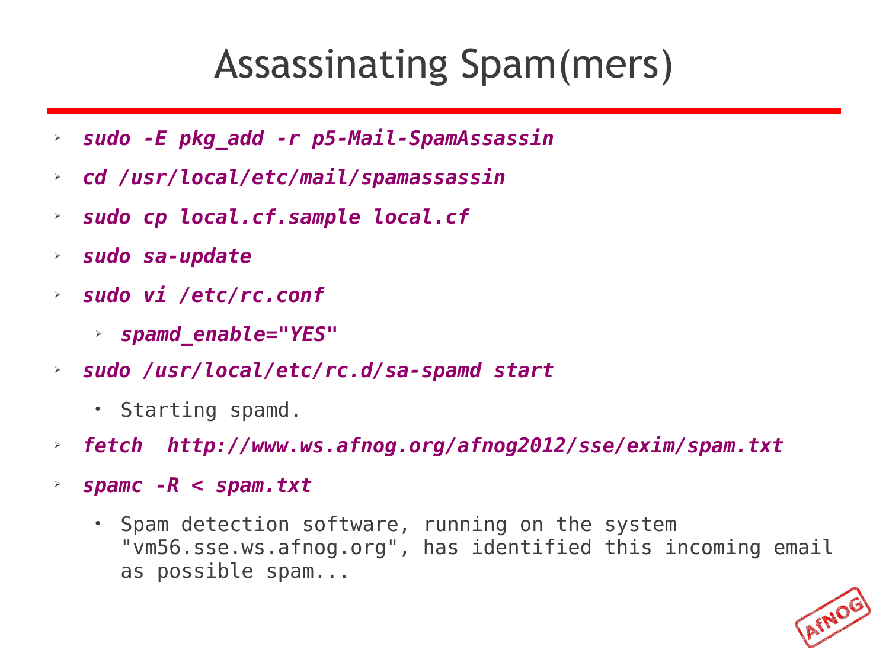# Assassinating Spam(mers)

- ***sudo -E pkg_add -r p5-Mail-SpamAssassin***
- ***cd /usr/local/etc/mail/spamassassin***
- ***sudo cp local.cf.sample local.cf***
- ***sudo sa-update***
- ***sudo vi /etc/rc.conf***
  - ***spamd_enable="YES"***
- ***sudo /usr/local/etc/rc.d/sa-spamd start***
  - Starting spamd.
- ***fetch  http://www.ws.afnog.org/afnog2012/sse/exim/spam.txt***
- ***spamc -R < spam.txt***
  - Spam detection software, running on the system "vm56.sse.ws.afnog.org", has identified this incoming email as possible spam...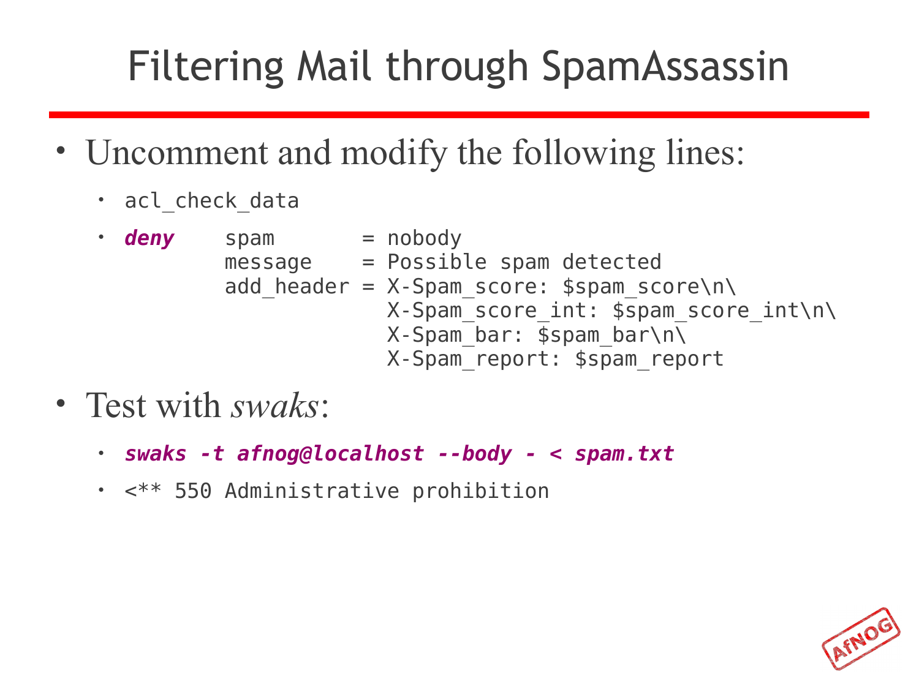# Filtering Mail through SpamAssassin

- Uncomment and modify the following lines:
  - acl_check_data
  - ```
    deny    spam       = nobody
            message    = Possible spam detected
            add_header = X-Spam_score: $spam_score\n\
                         X-Spam_score_int: $spam_score_int\n\
                         X-Spam_bar: $spam_bar\n\
                         X-Spam_report: $spam_report
    ```
- Test with *swaks*:
  - ***swaks -t afnog@localhost --body - < spam.txt***
  - <** 550 Administrative prohibition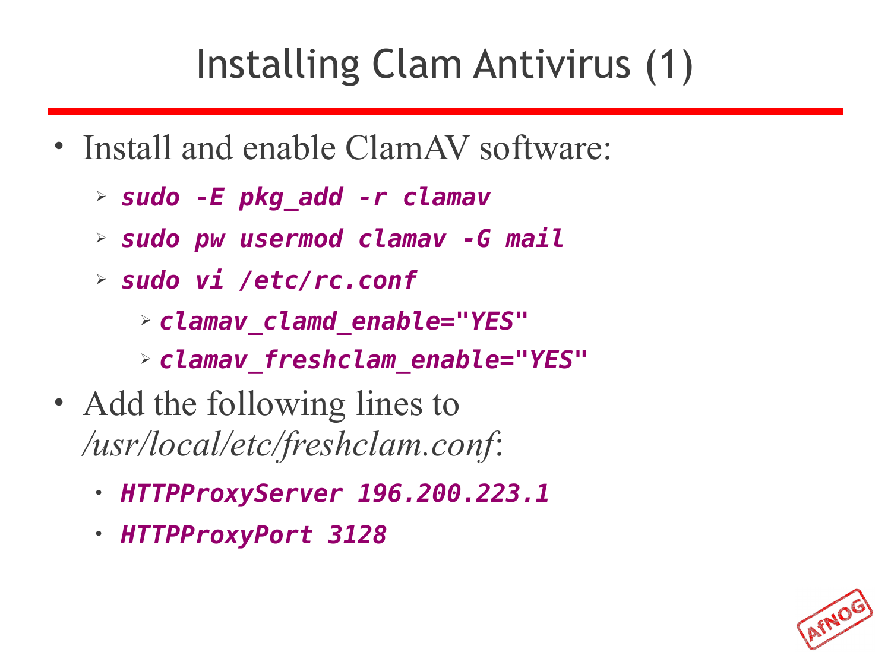# Installing Clam Antivirus (1)

- Install and enable ClamAV software:
  - ***sudo -E pkg_add -r clamav***
  - ***sudo pw usermod clamav -G mail***
  - ***sudo vi /etc/rc.conf***
    - ***clamav_clamd_enable="YES"***
    - ***clamav_freshclam_enable="YES"***
- Add the following lines to */usr/local/etc/freshclam.conf*:
  - ***HTTPProxyServer 196.200.223.1***
  - ***HTTPProxyPort 3128***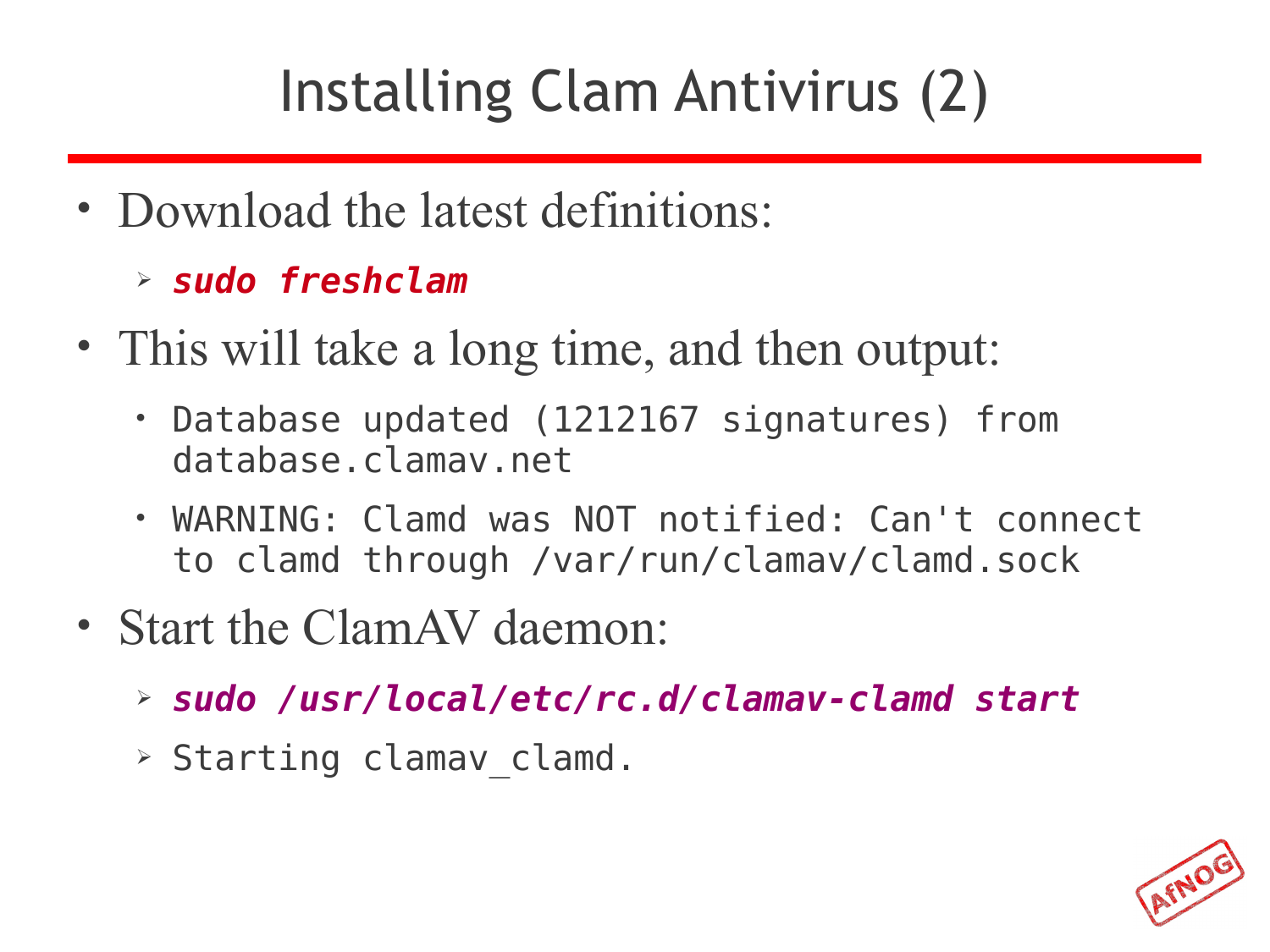# Installing Clam Antivirus (2)

- Download the latest definitions:
  - ***sudo freshclam***
- This will take a long time, and then output:
  - `Database updated (1212167 signatures) from database.clamav.net`
  - `WARNING: Clamd was NOT notified: Can't connect to clamd through /var/run/clamav/clamd.sock`
- Start the ClamAV daemon:
  - ***sudo /usr/local/etc/rc.d/clamav-clamd start***
  - `Starting clamav_clamd.`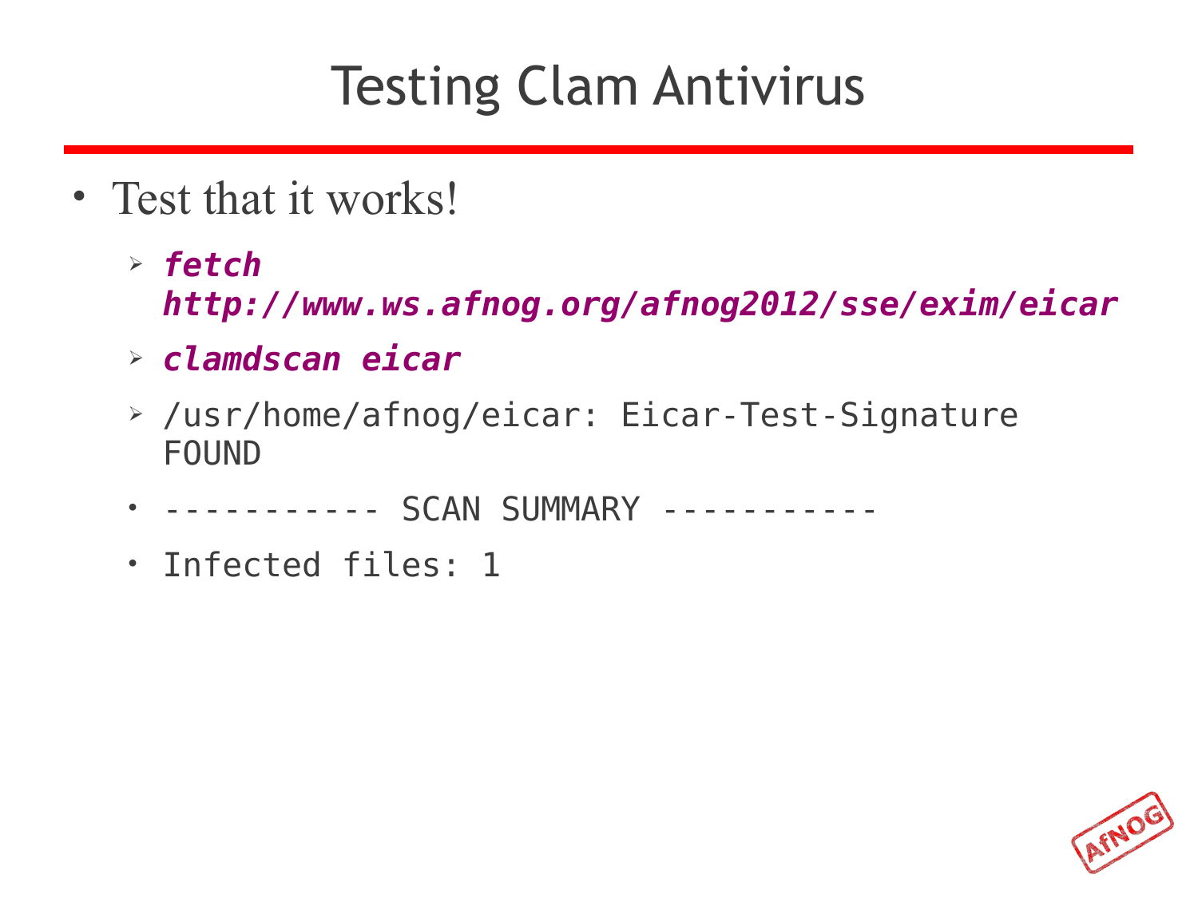# Testing Clam Antivirus

- Test that it works!
  - ***fetch http://www.ws.afnog.org/afnog2012/sse/exim/eicar***
  - ***clamdscan eicar***
  - /usr/home/afnog/eicar: Eicar-Test-Signature FOUND
  - ----------- SCAN SUMMARY -----------
  - Infected files: 1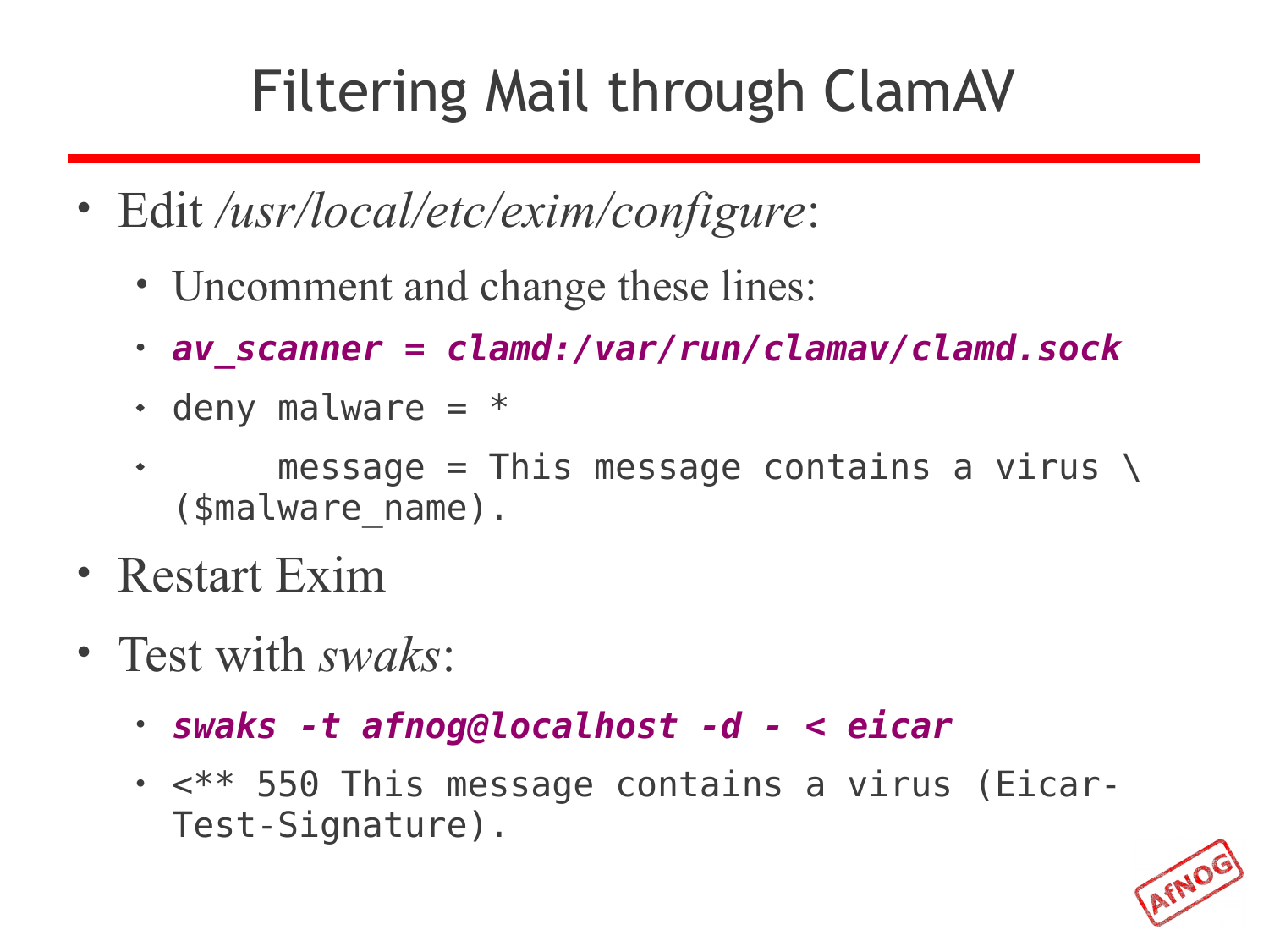# Filtering Mail through ClamAV

- Edit */usr/local/etc/exim/configure*:
  - Uncomment and change these lines:
  - ***`av_scanner = clamd:/var/run/clamav/clamd.sock`***
  - `deny malware = *`
  - `     message = This message contains a virus \ ($malware_name).`
- Restart Exim
- Test with *swaks*:
  - ***`swaks -t afnog@localhost -d - < eicar`***
  - `<** 550 This message contains a virus (Eicar-Test-Signature).`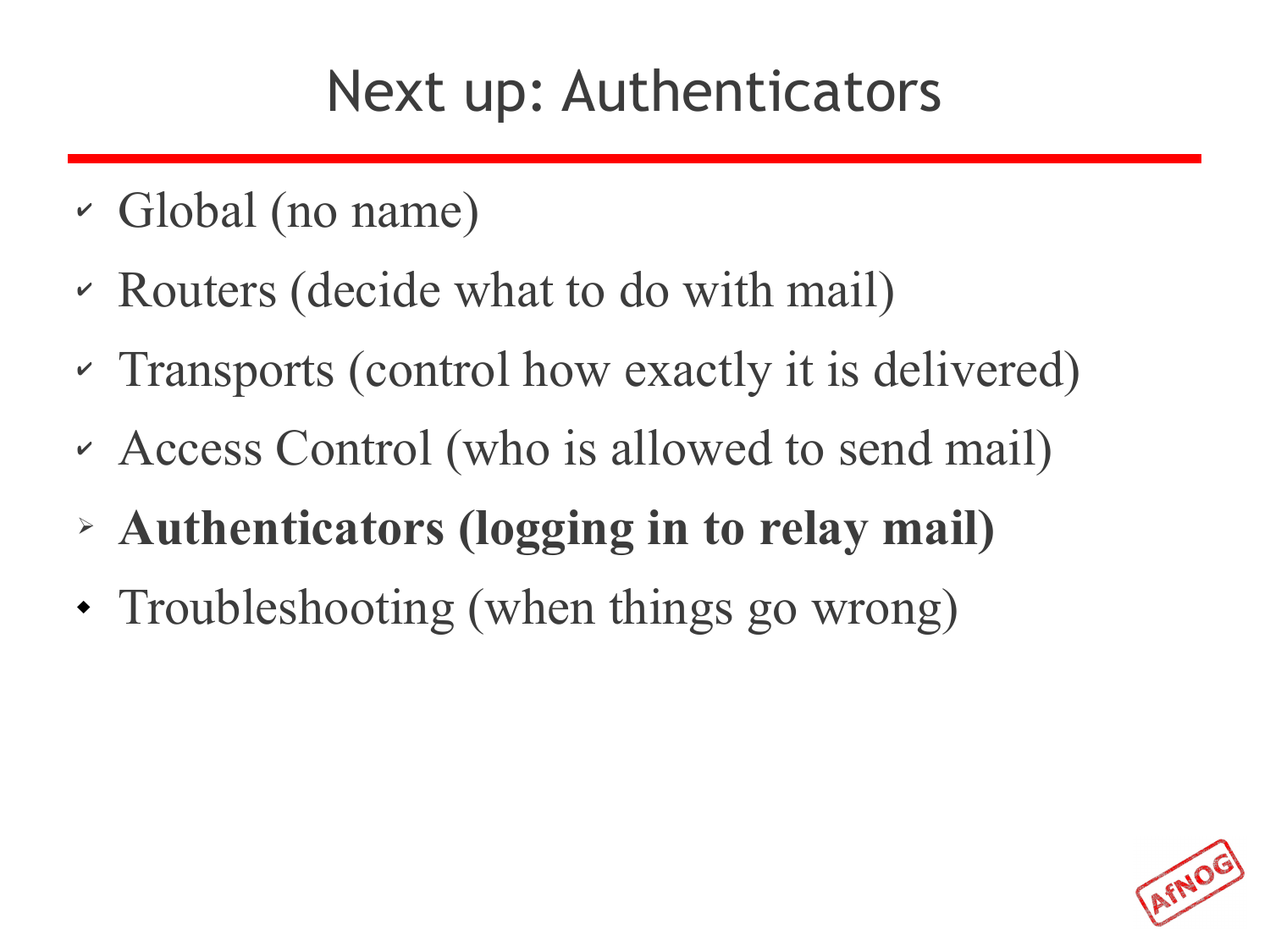# Next up: Authenticators

- ✓ Global (no name)
- ✓ Routers (decide what to do with mail)
- ✓ Transports (control how exactly it is delivered)
- ✓ Access Control (who is allowed to send mail)
- ➢ **Authenticators (logging in to relay mail)**
- Troubleshooting (when things go wrong)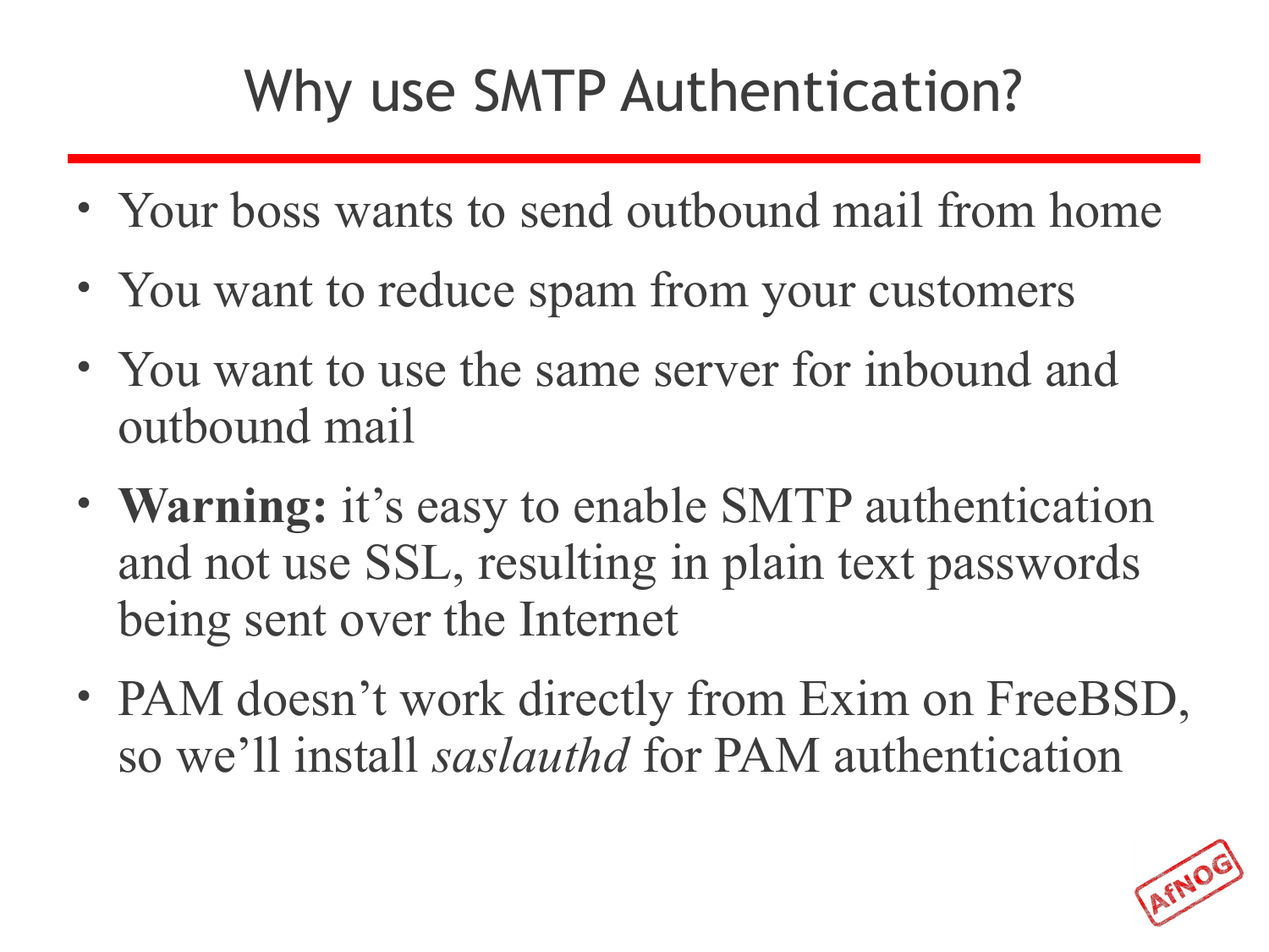# Why use SMTP Authentication?

- Your boss wants to send outbound mail from home
- You want to reduce spam from your customers
- You want to use the same server for inbound and outbound mail
- **Warning:** it's easy to enable SMTP authentication and not use SSL, resulting in plain text passwords being sent over the Internet
- PAM doesn't work directly from Exim on FreeBSD, so we'll install *saslauthd* for PAM authentication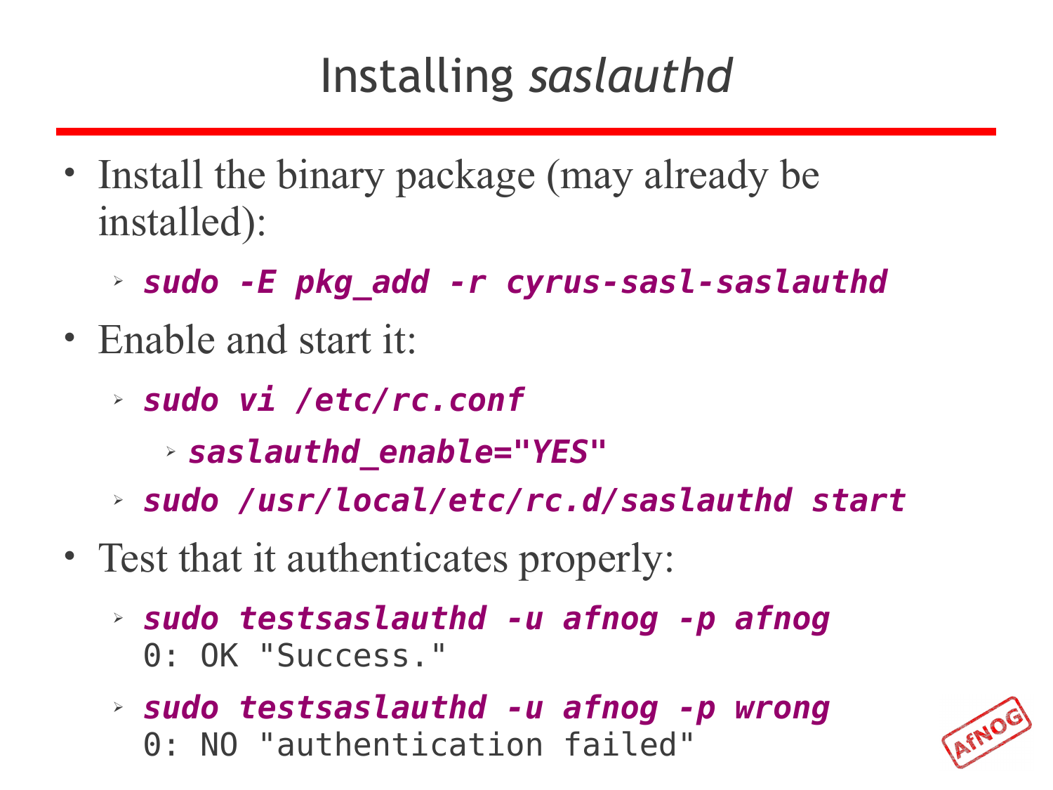# Installing *saslauthd*

- Install the binary package (may already be installed):
  - ***sudo -E pkg_add -r cyrus-sasl-saslauthd***
- Enable and start it:
  - ***sudo vi /etc/rc.conf***
    - ***saslauthd_enable="YES"***
  - ***sudo /usr/local/etc/rc.d/saslauthd start***
- Test that it authenticates properly:
  - ***sudo testsaslauthd -u afnog -p afnog***
    ```
    0: OK "Success."
    ```
  - ***sudo testsaslauthd -u afnog -p wrong***
    ```
    0: NO "authentication failed"
    ```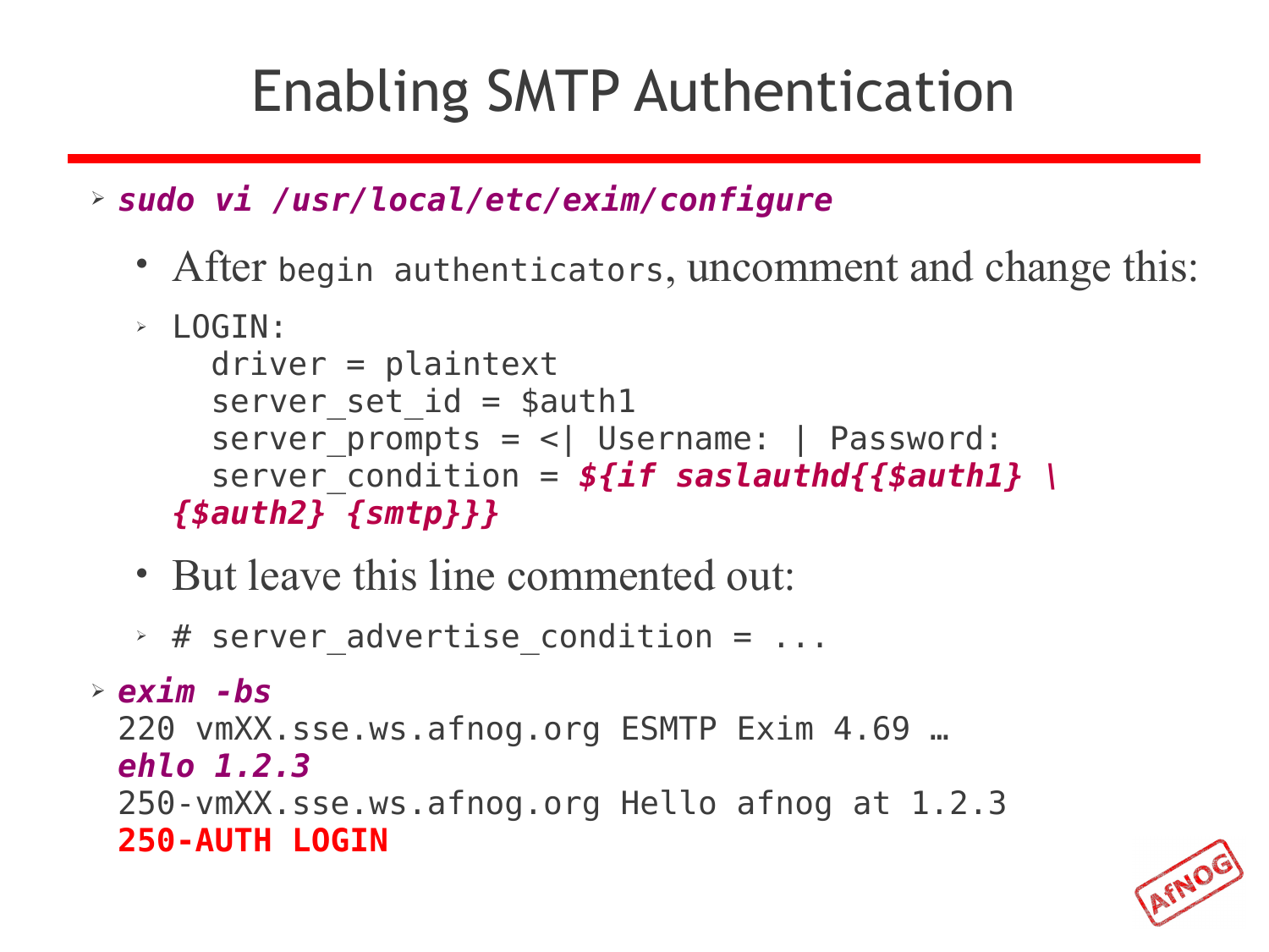# Enabling SMTP Authentication

- ***sudo vi /usr/local/etc/exim/configure***
  - After `begin authenticators`, uncomment and change this:

```
LOGIN:
  driver = plaintext
  server_set_id = $auth1
  server_prompts = <| Username: | Password:
  server_condition = ${if saslauthd{{$auth1} \
{$auth2} {smtp}}}
```

  - But leave this line commented out:

```
# server_advertise_condition = ...
```

- ***exim -bs***

```
220 vmXX.sse.ws.afnog.org ESMTP Exim 4.69 …
ehlo 1.2.3
250-vmXX.sse.ws.afnog.org Hello afnog at 1.2.3
250-AUTH LOGIN
```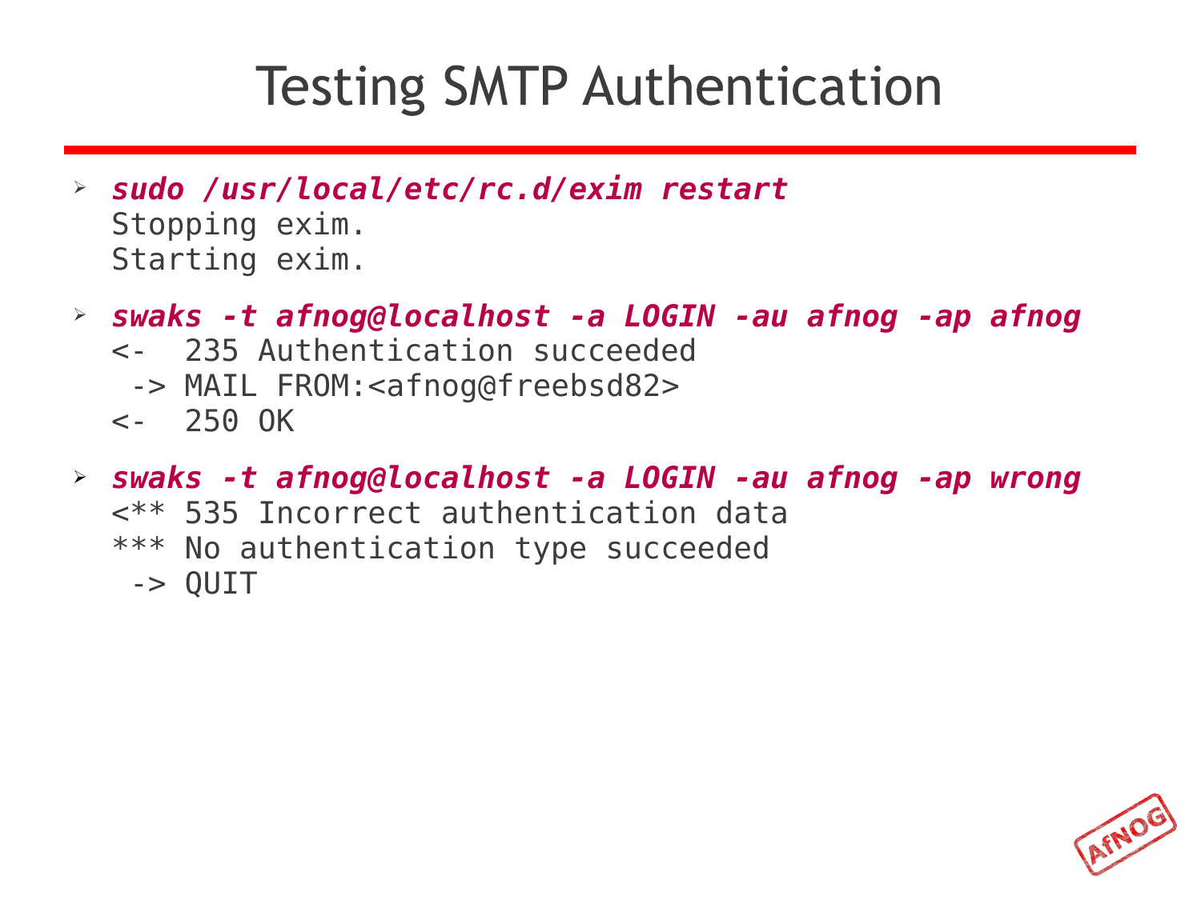# Testing SMTP Authentication

- ***sudo /usr/local/etc/rc.d/exim restart***

```
Stopping exim.
Starting exim.
```

- ***swaks -t afnog@localhost -a LOGIN -au afnog -ap afnog***

```
<-  235 Authentication succeeded
 -> MAIL FROM:<afnog@freebsd82>
<-  250 OK
```

- ***swaks -t afnog@localhost -a LOGIN -au afnog -ap wrong***

```
<** 535 Incorrect authentication data
*** No authentication type succeeded
 -> QUIT
```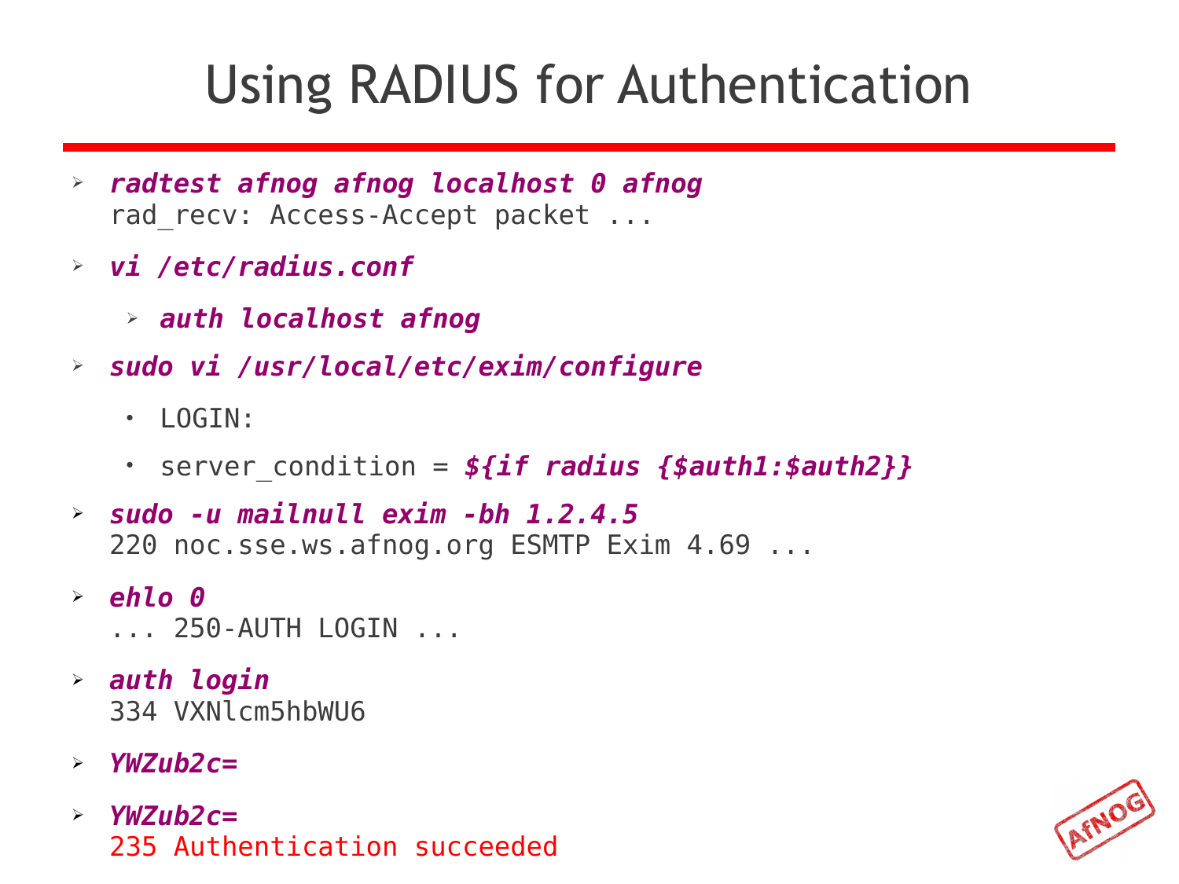# Using RADIUS for Authentication

- ***radtest afnog afnog localhost 0 afnog***
  `rad_recv: Access-Accept packet ...`
- ***vi /etc/radius.conf***
  - ***auth localhost afnog***
- ***sudo vi /usr/local/etc/exim/configure***
  - LOGIN:
  - server_condition = ***${if radius {$auth1:$auth2}}***
- ***sudo -u mailnull exim -bh 1.2.4.5***
  `220 noc.sse.ws.afnog.org ESMTP Exim 4.69 ...`
- ***ehlo 0***
  `... 250-AUTH LOGIN ...`
- ***auth login***
  `334 VXNlcm5hbWU6`
- ***YWZub2c=***
- ***YWZub2c=***
  `235 Authentication succeeded`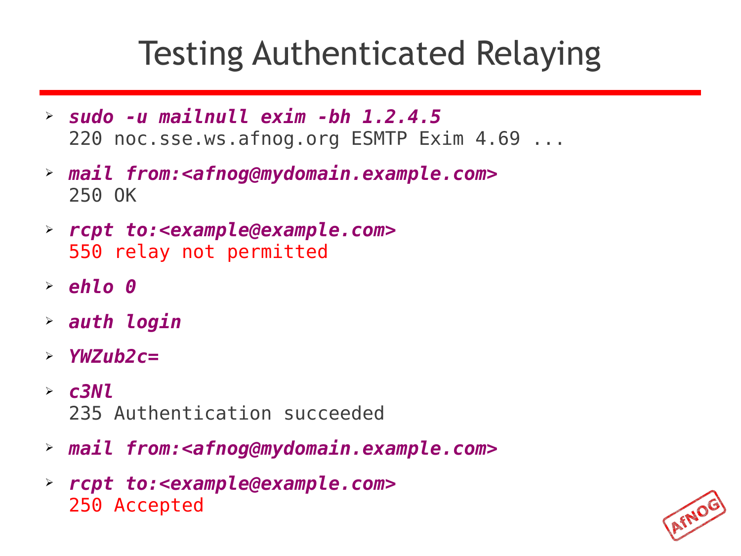# Testing Authenticated Relaying

- ***sudo -u mailnull exim -bh 1.2.4.5***
  220 noc.sse.ws.afnog.org ESMTP Exim 4.69 ...
- ***mail from:<afnog@mydomain.example.com>***
  250 OK
- ***rcpt to:<example@example.com>***
  550 relay not permitted
- ***ehlo 0***
- ***auth login***
- ***YWZub2c=***
- ***c3Nl***
  235 Authentication succeeded
- ***mail from:<afnog@mydomain.example.com>***
- ***rcpt to:<example@example.com>***
  250 Accepted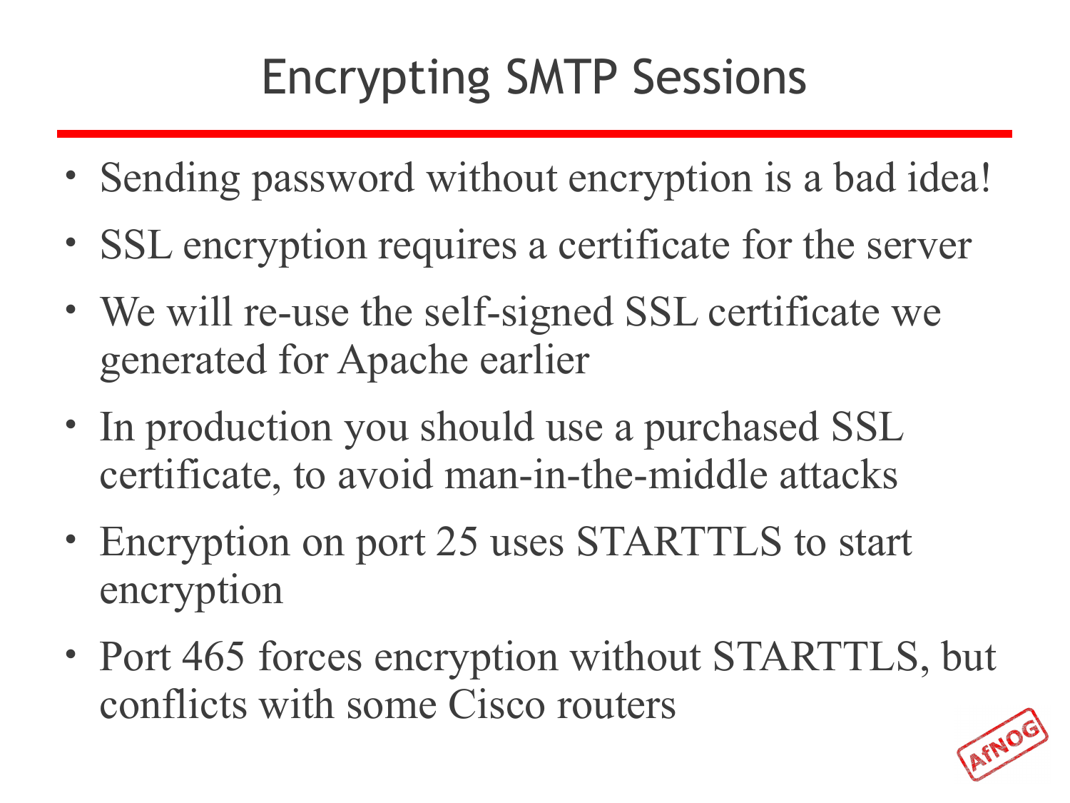# Encrypting SMTP Sessions

- Sending password without encryption is a bad idea!
- SSL encryption requires a certificate for the server
- We will re-use the self-signed SSL certificate we generated for Apache earlier
- In production you should use a purchased SSL certificate, to avoid man-in-the-middle attacks
- Encryption on port 25 uses STARTTLS to start encryption
- Port 465 forces encryption without STARTTLS, but conflicts with some Cisco routers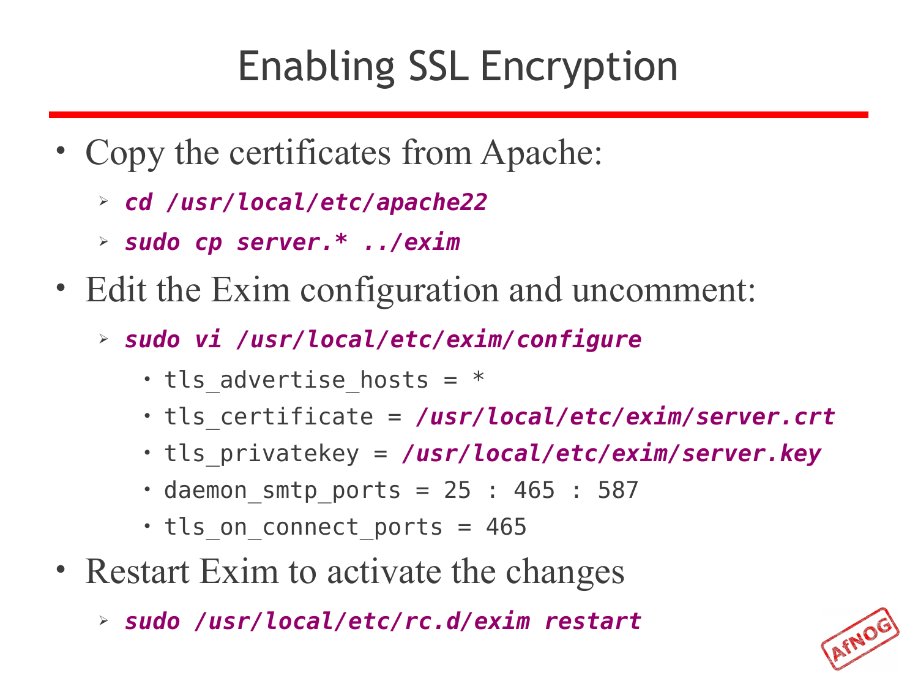# Enabling SSL Encryption

- Copy the certificates from Apache:
  - ***cd /usr/local/etc/apache22***
  - ***sudo cp server.* ../exim***
- Edit the Exim configuration and uncomment:
  - ***sudo vi /usr/local/etc/exim/configure***
    - `tls_advertise_hosts = *`
    - `tls_certificate =` ***/usr/local/etc/exim/server.crt***
    - `tls_privatekey =` ***/usr/local/etc/exim/server.key***
    - `daemon_smtp_ports = 25 : 465 : 587`
    - `tls_on_connect_ports = 465`
- Restart Exim to activate the changes
  - ***sudo /usr/local/etc/rc.d/exim restart***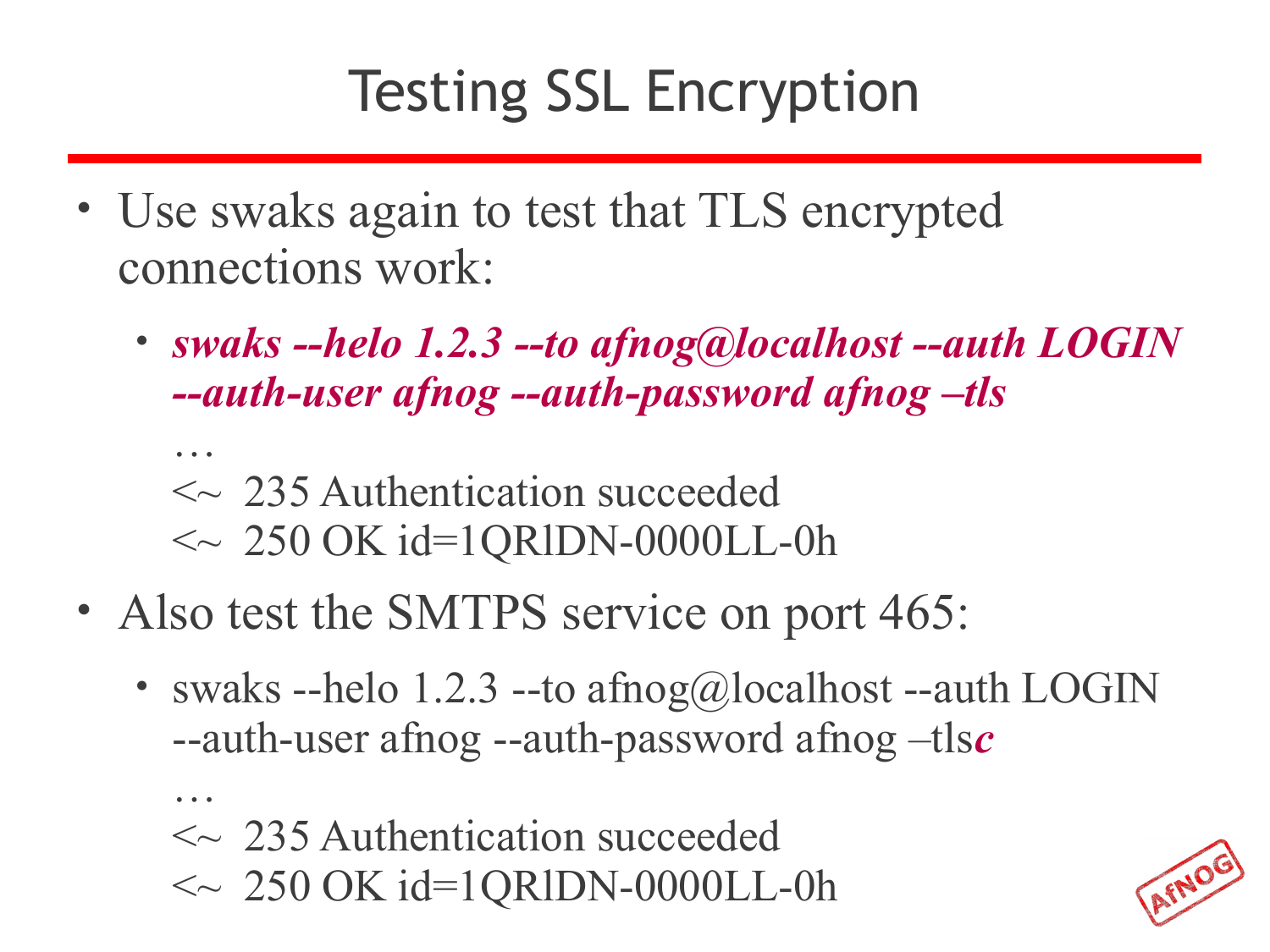# Testing SSL Encryption

- Use swaks again to test that TLS encrypted connections work:
  - ***swaks --helo 1.2.3 --to afnog@localhost --auth LOGIN --auth-user afnog --auth-password afnog –tls***

    …
    <~ 235 Authentication succeeded
    <~ 250 OK id=1QRlDN-0000LL-0h

- Also test the SMTPS service on port 465:
  - swaks --helo 1.2.3 --to afnog@localhost --auth LOGIN --auth-user afnog --auth-password afnog –tls***c***

    …
    <~ 235 Authentication succeeded
    <~ 250 OK id=1QRlDN-0000LL-0h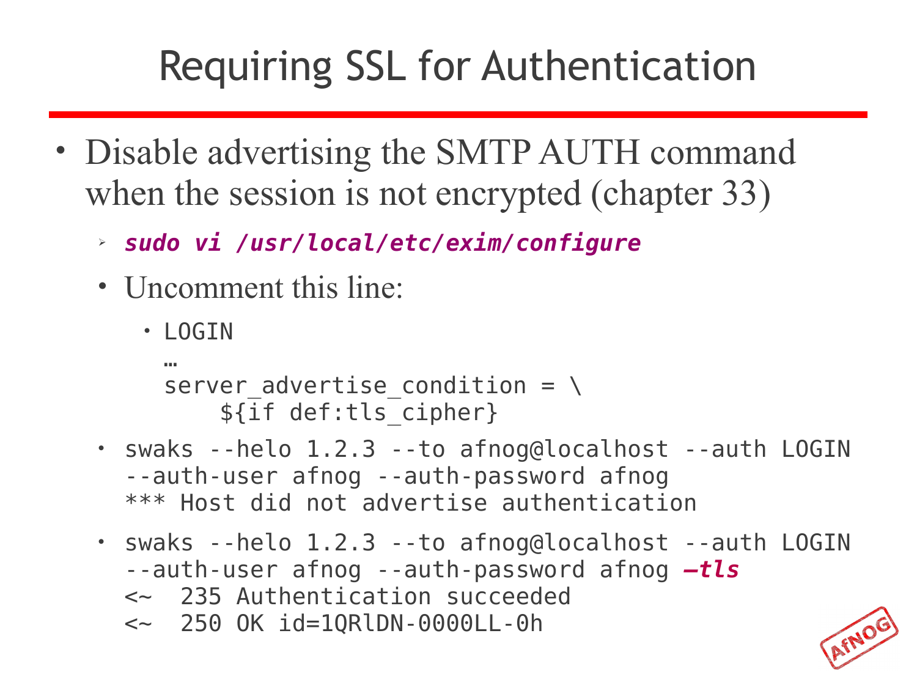# Requiring SSL for Authentication

- Disable advertising the SMTP AUTH command when the session is not encrypted (chapter 33)
  - ***sudo vi /usr/local/etc/exim/configure***
  - Uncomment this line:
    - ```
      LOGIN
      …
      server_advertise_condition = \
          ${if def:tls_cipher}
      ```
  - ```
    swaks --helo 1.2.3 --to afnog@localhost --auth LOGIN
    --auth-user afnog --auth-password afnog
    *** Host did not advertise authentication
    ```
  - ```
    swaks --helo 1.2.3 --to afnog@localhost --auth LOGIN
    --auth-user afnog --auth-password afnog –tls
    <~  235 Authentication succeeded
    <~  250 OK id=1QRlDN-0000LL-0h
    ```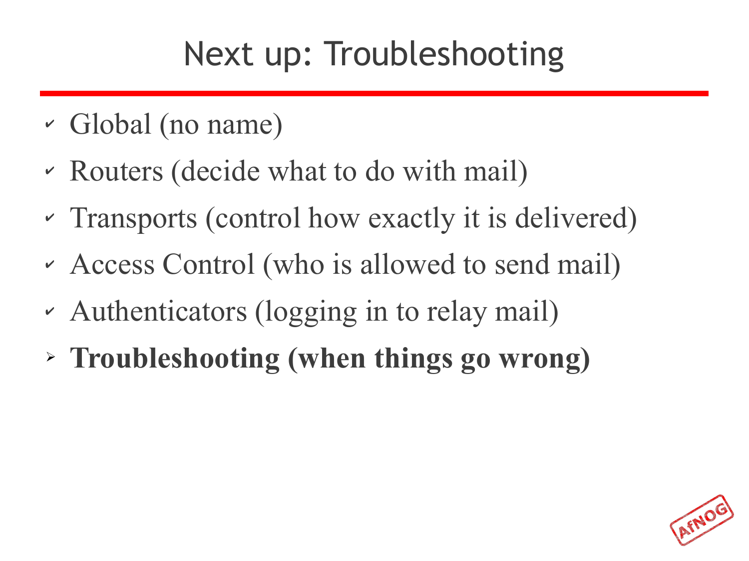# Next up: Troubleshooting

- ✓ Global (no name)
- ✓ Routers (decide what to do with mail)
- ✓ Transports (control how exactly it is delivered)
- ✓ Access Control (who is allowed to send mail)
- ✓ Authenticators (logging in to relay mail)
- ➢ **Troubleshooting (when things go wrong)**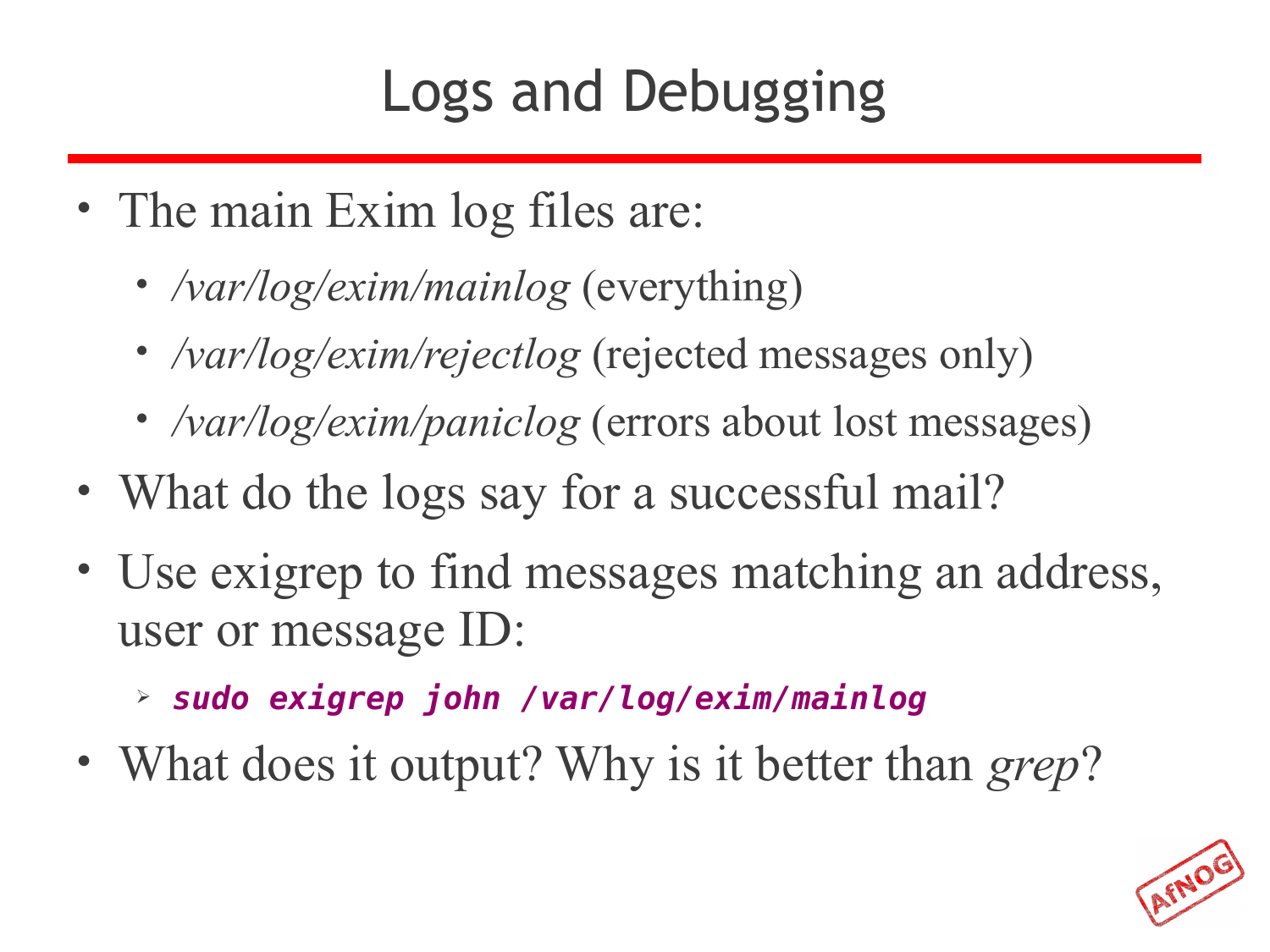# Logs and Debugging

- The main Exim log files are:
  - */var/log/exim/mainlog* (everything)
  - */var/log/exim/rejectlog* (rejected messages only)
  - */var/log/exim/paniclog* (errors about lost messages)
- What do the logs say for a successful mail?
- Use exigrep to find messages matching an address, user or message ID:
  - ***sudo exigrep john /var/log/exim/mainlog***
- What does it output? Why is it better than *grep*?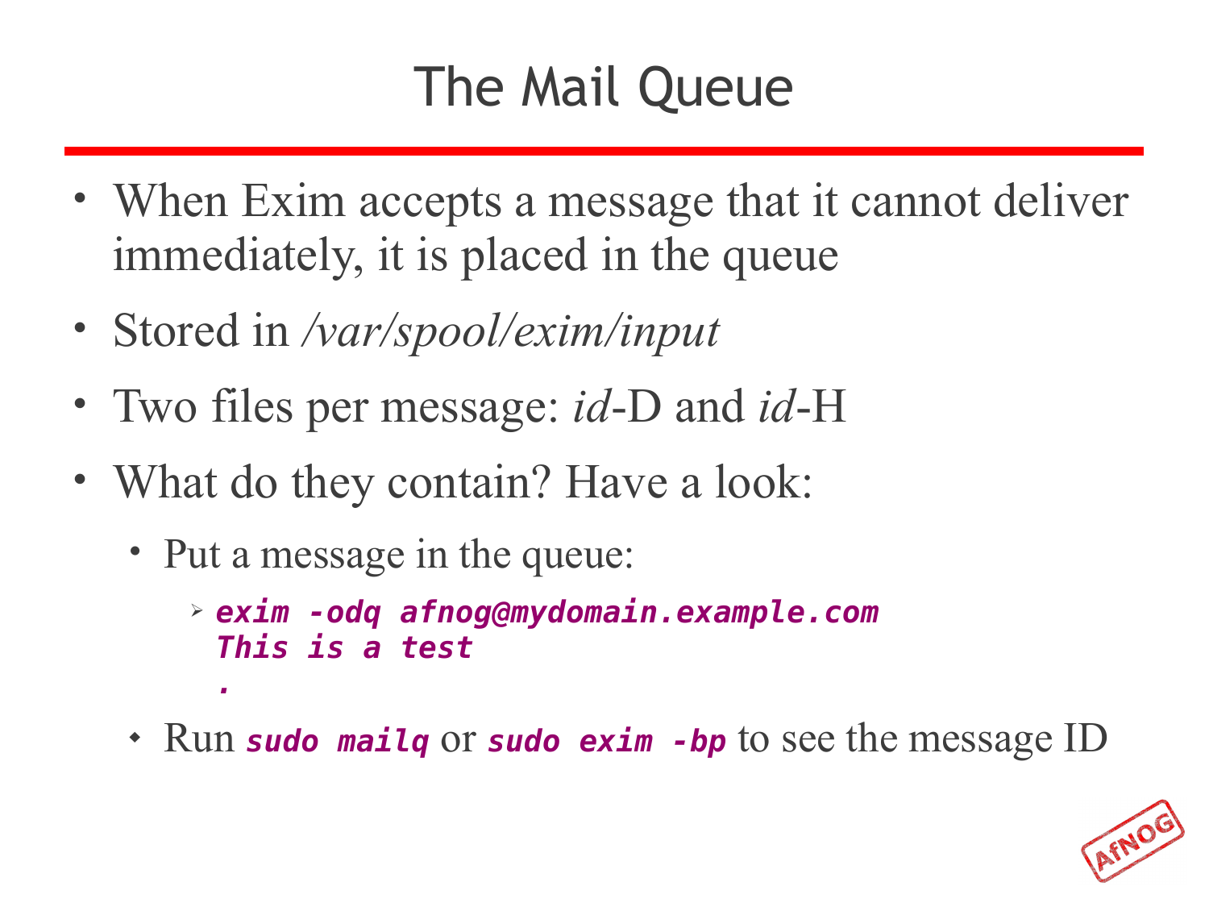# The Mail Queue

- When Exim accepts a message that it cannot deliver immediately, it is placed in the queue
- Stored in */var/spool/exim/input*
- Two files per message: *id*-D and *id*-H
- What do they contain? Have a look:
  - Put a message in the queue:

    ```
    exim -odq afnog@mydomain.example.com
    This is a test
    .
    ```

  - Run `sudo mailq` or `sudo exim -bp` to see the message ID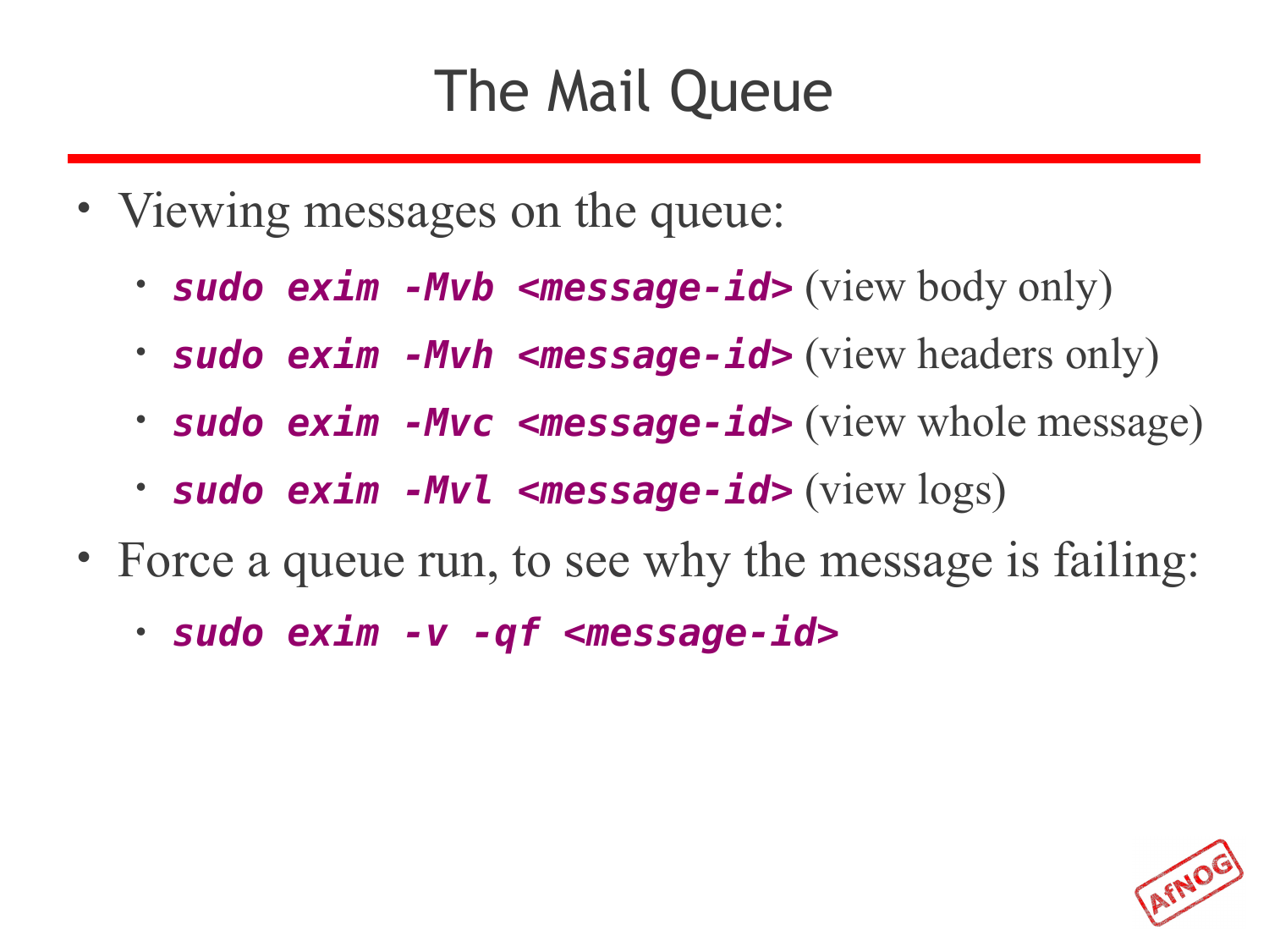# The Mail Queue

- Viewing messages on the queue:
  - ***sudo exim -Mvb <message-id>*** (view body only)
  - ***sudo exim -Mvh <message-id>*** (view headers only)
  - ***sudo exim -Mvc <message-id>*** (view whole message)
  - ***sudo exim -Mvl <message-id>*** (view logs)
- Force a queue run, to see why the message is failing:
  - ***sudo exim -v -qf <message-id>***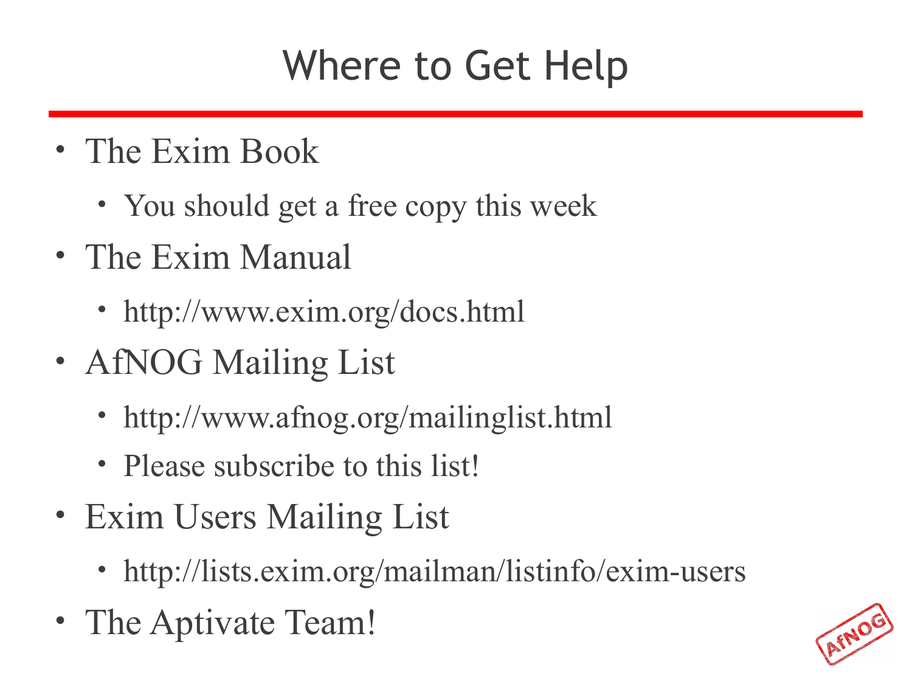# Where to Get Help

- The Exim Book
  - You should get a free copy this week
- The Exim Manual
  - http://www.exim.org/docs.html
- AfNOG Mailing List
  - http://www.afnog.org/mailinglist.html
  - Please subscribe to this list!
- Exim Users Mailing List
  - http://lists.exim.org/mailman/listinfo/exim-users
- The Aptivate Team!